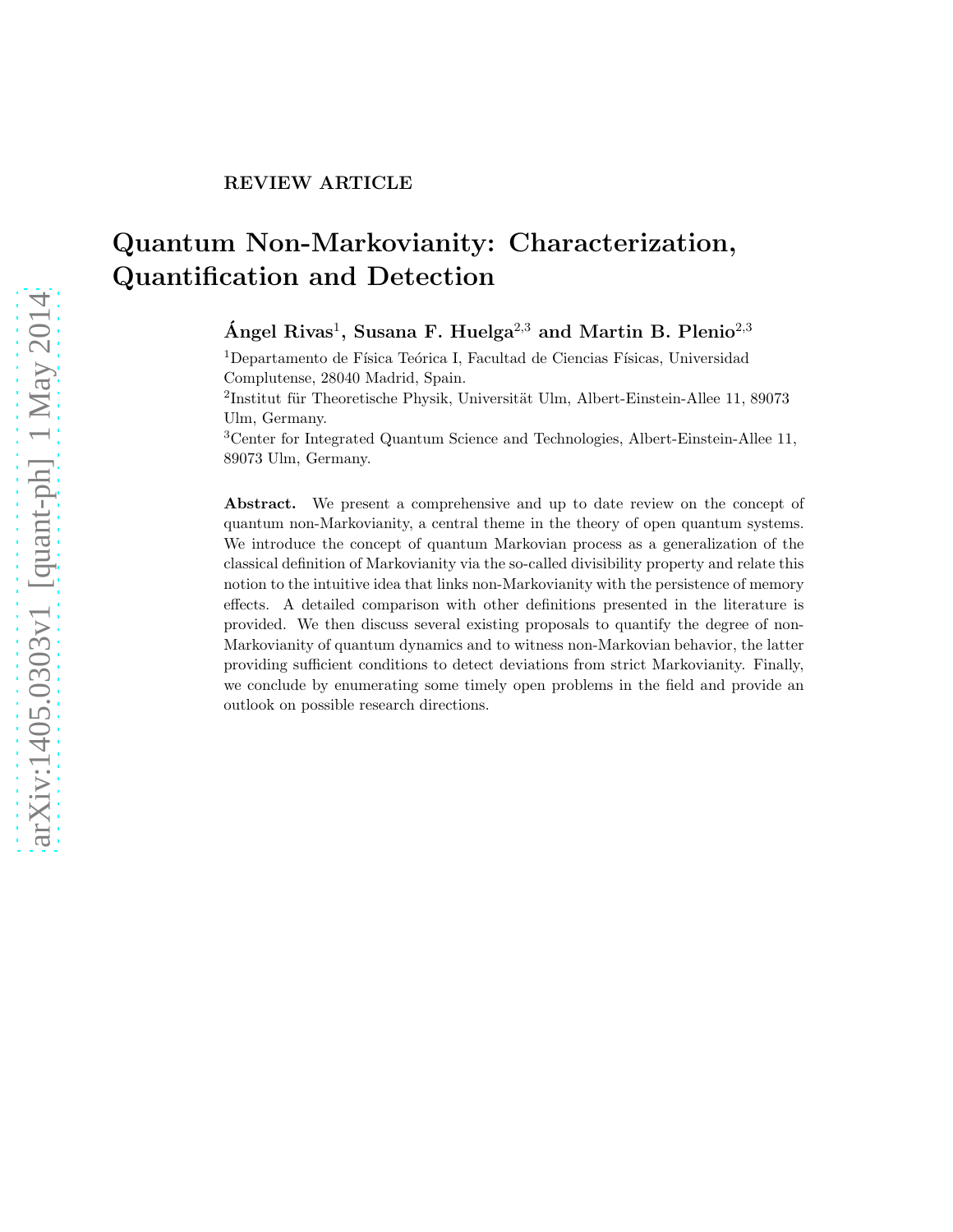REVIEW ARTICLE

# Quantum Non-Markovianity: Characterization, Quantification and Detection

**Ángel Rivas**[1], **Susana F. Huelga**[2,3] **and Martin B. Plenio**[2,3]

[1]Departamento de Física Teórica I, Facultad de Ciencias Físicas, Universidad Complutense, 28040 Madrid, Spain.

[2]Institut für Theoretische Physik, Universität Ulm, Albert-Einstein-Allee 11, 89073 Ulm, Germany.

[3]Center for Integrated Quantum Science and Technologies, Albert-Einstein-Allee 11, 89073 Ulm, Germany.

**Abstract.** We present a comprehensive and up to date review on the concept of quantum non-Markovianity, a central theme in the theory of open quantum systems. We introduce the concept of quantum Markovian process as a generalization of the classical definition of Markovianity via the so-called divisibility property and relate this notion to the intuitive idea that links non-Markovianity with the persistence of memory effects. A detailed comparison with other definitions presented in the literature is provided. We then discuss several existing proposals to quantify the degree of non-Markovianity of quantum dynamics and to witness non-Markovian behavior, the latter providing sufficient conditions to detect deviations from strict Markovianity. Finally, we conclude by enumerating some timely open problems in the field and provide an outlook on possible research directions.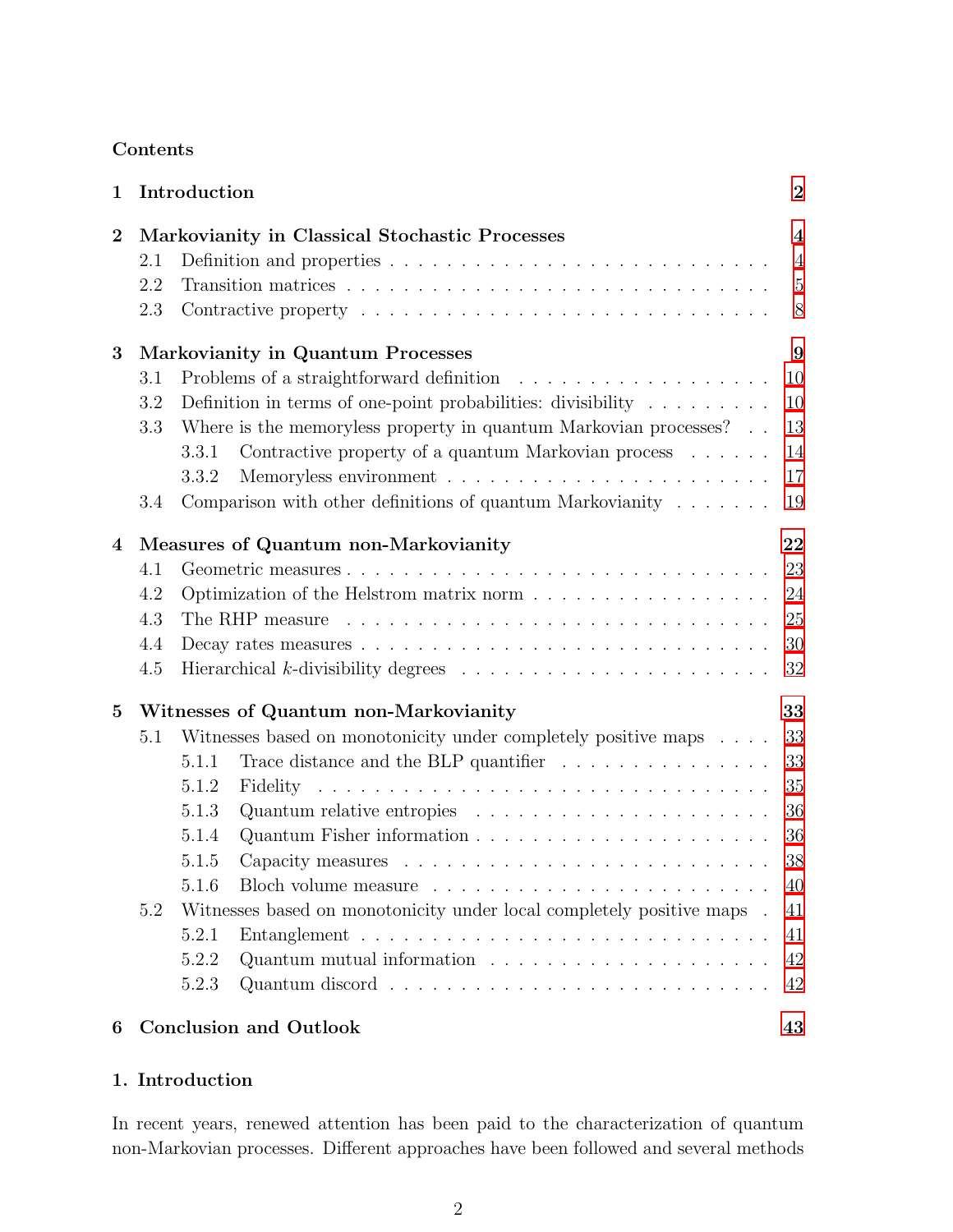**Contents**

**1 Introduction** **2**

**2 Markovianity in Classical Stochastic Processes** **4**
- 2.1 Definition and properties . . . 4
- 2.2 Transition matrices . . . 5
- 2.3 Contractive property . . . 8

**3 Markovianity in Quantum Processes** **9**
- 3.1 Problems of a straightforward definition . . . 10
- 3.2 Definition in terms of one-point probabilities: divisibility . . . 10
- 3.3 Where is the memoryless property in quantum Markovian processes? . . . 13
  - 3.3.1 Contractive property of a quantum Markovian process . . . 14
  - 3.3.2 Memoryless environment . . . 17
- 3.4 Comparison with other definitions of quantum Markovianity . . . 19

**4 Measures of Quantum non-Markovianity** **22**
- 4.1 Geometric measures . . . 23
- 4.2 Optimization of the Helstrom matrix norm . . . 24
- 4.3 The RHP measure . . . 25
- 4.4 Decay rates measures . . . 30
- 4.5 Hierarchical $k$-divisibility degrees . . . 32

**5 Witnesses of Quantum non-Markovianity** **33**
- 5.1 Witnesses based on monotonicity under completely positive maps . . . 33
  - 5.1.1 Trace distance and the BLP quantifier . . . 33
  - 5.1.2 Fidelity . . . 35
  - 5.1.3 Quantum relative entropies . . . 36
  - 5.1.4 Quantum Fisher information . . . 36
  - 5.1.5 Capacity measures . . . 38
  - 5.1.6 Bloch volume measure . . . 40
- 5.2 Witnesses based on monotonicity under local completely positive maps . . . 41
  - 5.2.1 Entanglement . . . 41
  - 5.2.2 Quantum mutual information . . . 42
  - 5.2.3 Quantum discord . . . 42

**6 Conclusion and Outlook** **43**

## 1. Introduction

In recent years, renewed attention has been paid to the characterization of quantum non-Markovian processes. Different approaches have been followed and several methods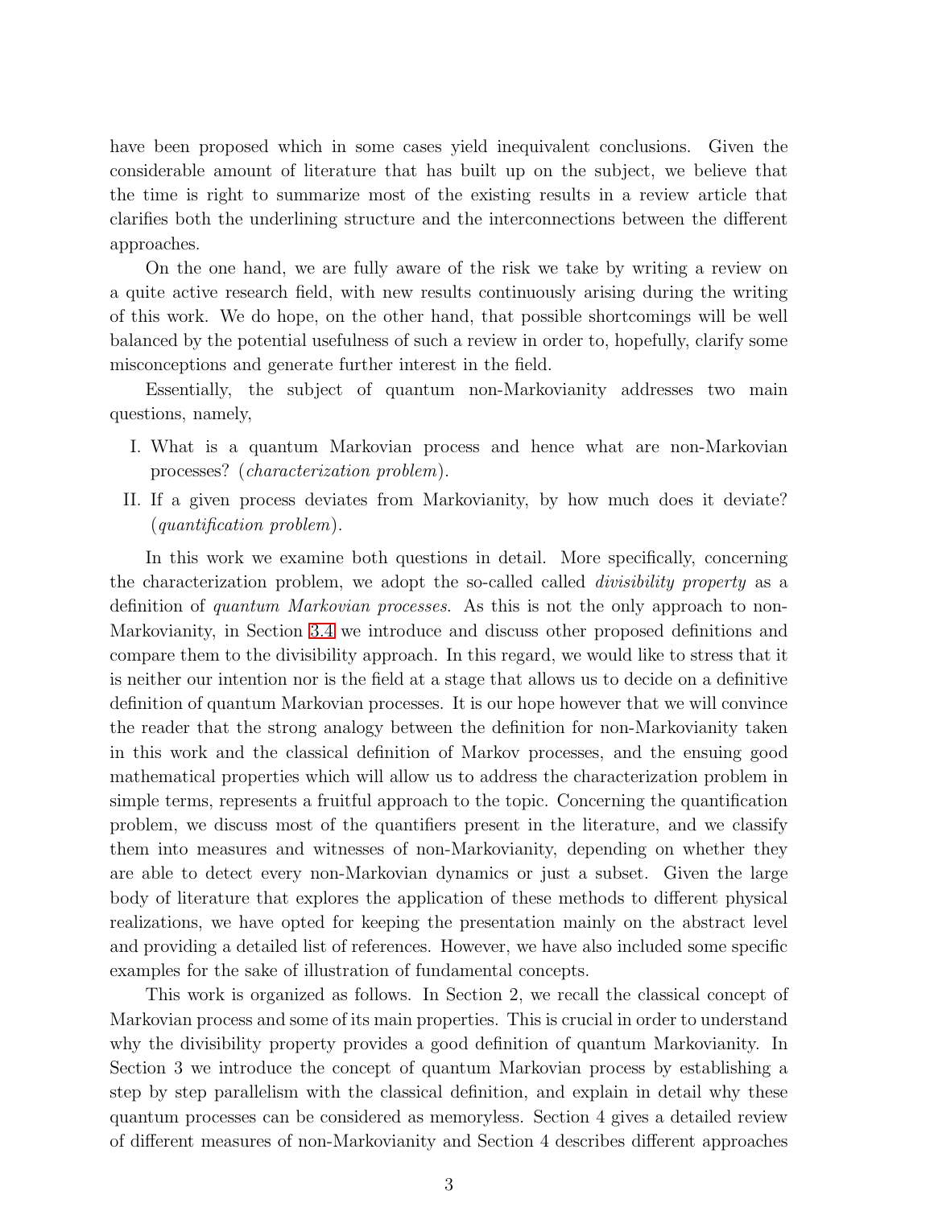have been proposed which in some cases yield inequivalent conclusions. Given the considerable amount of literature that has built up on the subject, we believe that the time is right to summarize most of the existing results in a review article that clarifies both the underlining structure and the interconnections between the different approaches.

On the one hand, we are fully aware of the risk we take by writing a review on a quite active research field, with new results continuously arising during the writing of this work. We do hope, on the other hand, that possible shortcomings will be well balanced by the potential usefulness of such a review in order to, hopefully, clarify some misconceptions and generate further interest in the field.

Essentially, the subject of quantum non-Markovianity addresses two main questions, namely,

I. What is a quantum Markovian process and hence what are non-Markovian processes? (*characterization problem*).

II. If a given process deviates from Markovianity, by how much does it deviate? (*quantification problem*).

In this work we examine both questions in detail. More specifically, concerning the characterization problem, we adopt the so-called called *divisibility property* as a definition of *quantum Markovian processes*. As this is not the only approach to non-Markovianity, in Section 3.4 we introduce and discuss other proposed definitions and compare them to the divisibility approach. In this regard, we would like to stress that it is neither our intention nor is the field at a stage that allows us to decide on a definitive definition of quantum Markovian processes. It is our hope however that we will convince the reader that the strong analogy between the definition for non-Markovianity taken in this work and the classical definition of Markov processes, and the ensuing good mathematical properties which will allow us to address the characterization problem in simple terms, represents a fruitful approach to the topic. Concerning the quantification problem, we discuss most of the quantifiers present in the literature, and we classify them into measures and witnesses of non-Markovianity, depending on whether they are able to detect every non-Markovian dynamics or just a subset. Given the large body of literature that explores the application of these methods to different physical realizations, we have opted for keeping the presentation mainly on the abstract level and providing a detailed list of references. However, we have also included some specific examples for the sake of illustration of fundamental concepts.

This work is organized as follows. In Section 2, we recall the classical concept of Markovian process and some of its main properties. This is crucial in order to understand why the divisibility property provides a good definition of quantum Markovianity. In Section 3 we introduce the concept of quantum Markovian process by establishing a step by step parallelism with the classical definition, and explain in detail why these quantum processes can be considered as memoryless. Section 4 gives a detailed review of different measures of non-Markovianity and Section 4 describes different approaches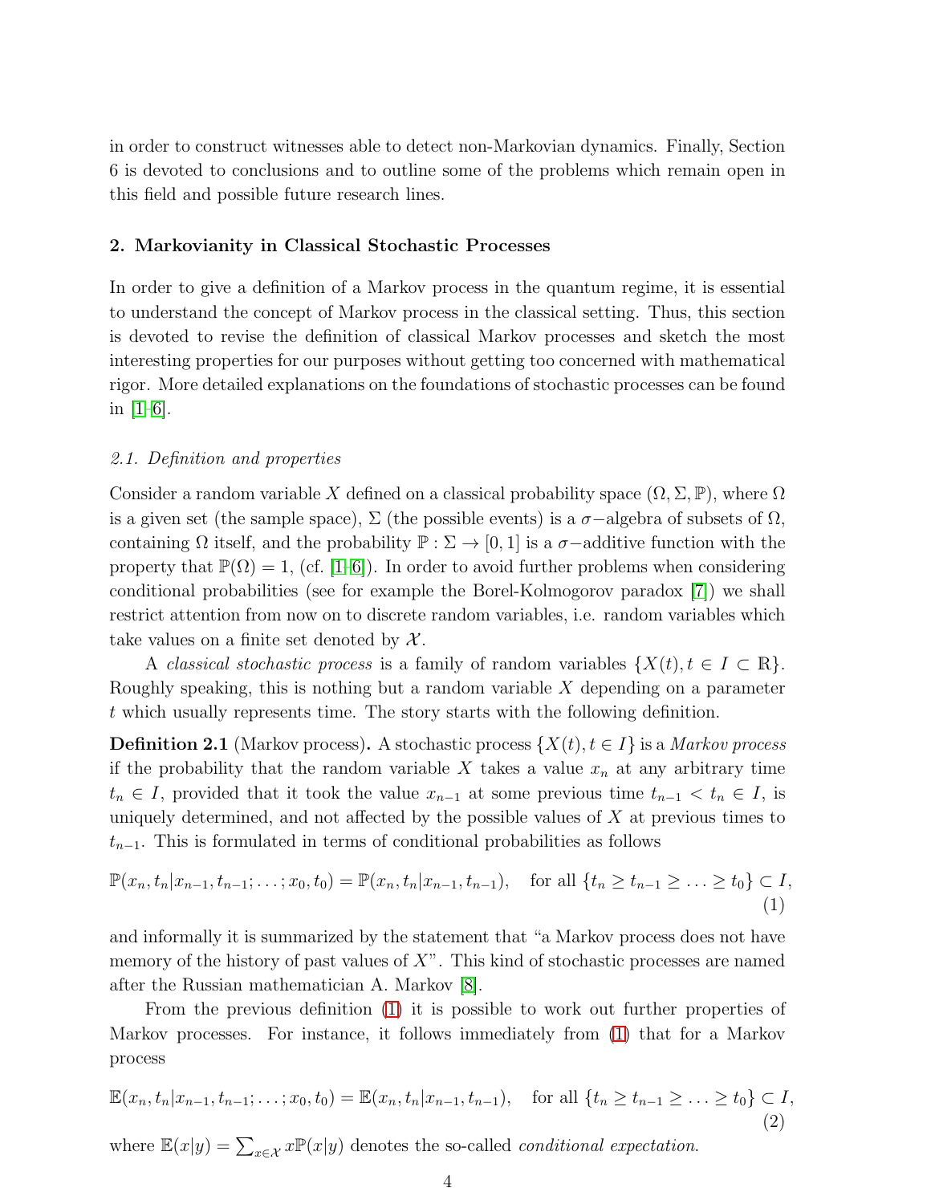in order to construct witnesses able to detect non-Markovian dynamics. Finally, Section 6 is devoted to conclusions and to outline some of the problems which remain open in this field and possible future research lines.

## 2. Markovianity in Classical Stochastic Processes

In order to give a definition of a Markov process in the quantum regime, it is essential to understand the concept of Markov process in the classical setting. Thus, this section is devoted to revise the definition of classical Markov processes and sketch the most interesting properties for our purposes without getting too concerned with mathematical rigor. More detailed explanations on the foundations of stochastic processes can be found in [1–6].

### 2.1. Definition and properties

Consider a random variable $X$ defined on a classical probability space $(\Omega, \Sigma, \mathbb{P})$, where $\Omega$ is a given set (the sample space), $\Sigma$ (the possible events) is a $\sigma-$algebra of subsets of $\Omega$, containing $\Omega$ itself, and the probability $\mathbb{P} : \Sigma \to [0, 1]$ is a $\sigma-$additive function with the property that $\mathbb{P}(\Omega) = 1$, (cf. [1–6]). In order to avoid further problems when considering conditional probabilities (see for example the Borel-Kolmogorov paradox [7]) we shall restrict attention from now on to discrete random variables, i.e. random variables which take values on a finite set denoted by $\mathcal{X}$.

A *classical stochastic process* is a family of random variables $\{X(t), t \in I \subset \mathbb{R}\}$. Roughly speaking, this is nothing but a random variable $X$ depending on a parameter $t$ which usually represents time. The story starts with the following definition.

**Definition 2.1** (Markov process)**.** A stochastic process $\{X(t), t \in I\}$ is a *Markov process* if the probability that the random variable $X$ takes a value $x_n$ at any arbitrary time $t_n \in I$, provided that it took the value $x_{n-1}$ at some previous time $t_{n-1} < t_n \in I$, is uniquely determined, and not affected by the possible values of $X$ at previous times to $t_{n-1}$. This is formulated in terms of conditional probabilities as follows

$$\mathbb{P}(x_n, t_n|x_{n-1}, t_{n-1}; \ldots ; x_0, t_0) = \mathbb{P}(x_n, t_n|x_{n-1}, t_{n-1}), \quad \text{for all } \{t_n \geq t_{n-1} \geq \ldots \geq t_0\} \subset I, \tag{1}$$

and informally it is summarized by the statement that "a Markov process does not have memory of the history of past values of $X$". This kind of stochastic processes are named after the Russian mathematician A. Markov [8].

From the previous definition (1) it is possible to work out further properties of Markov processes. For instance, it follows immediately from (1) that for a Markov process

$$\mathbb{E}(x_n, t_n|x_{n-1}, t_{n-1}; \ldots ; x_0, t_0) = \mathbb{E}(x_n, t_n|x_{n-1}, t_{n-1}), \quad \text{for all } \{t_n \geq t_{n-1} \geq \ldots \geq t_0\} \subset I, \tag{2}$$

where $\mathbb{E}(x|y) = \sum_{x\in\mathcal{X}} x\mathbb{P}(x|y)$ denotes the so-called *conditional expectation*.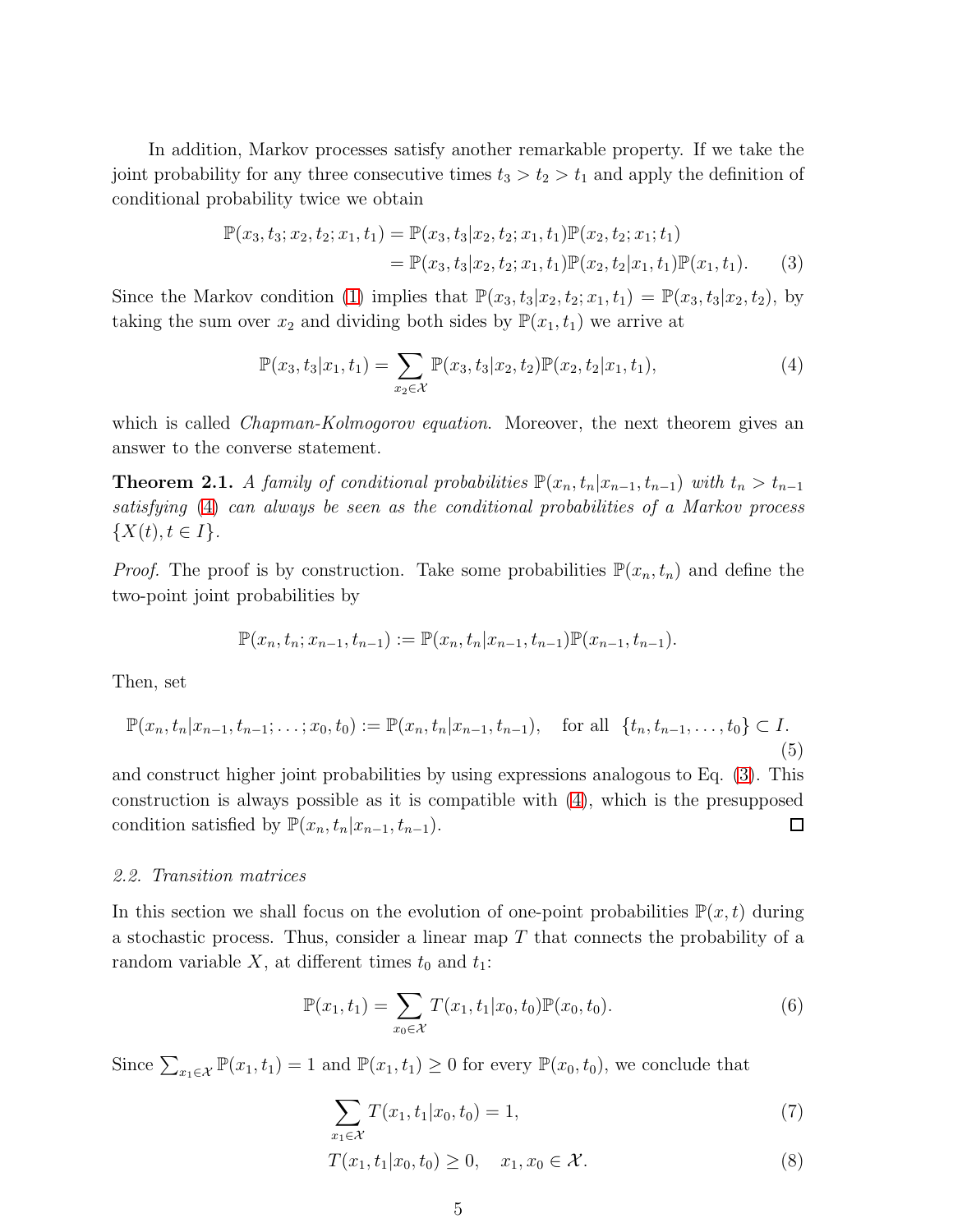In addition, Markov processes satisfy another remarkable property. If we take the joint probability for any three consecutive times $t_3 > t_2 > t_1$ and apply the definition of conditional probability twice we obtain

$$
\begin{aligned}
\mathbb{P}(x_3, t_3; x_2, t_2; x_1, t_1) &= \mathbb{P}(x_3, t_3 | x_2, t_2; x_1, t_1)\mathbb{P}(x_2, t_2; x_1; t_1) \\
&= \mathbb{P}(x_3, t_3 | x_2, t_2; x_1, t_1)\mathbb{P}(x_2, t_2 | x_1, t_1)\mathbb{P}(x_1, t_1). \qquad (3)
\end{aligned}
$$

Since the Markov condition (1) implies that $\mathbb{P}(x_3, t_3 | x_2, t_2; x_1, t_1) = \mathbb{P}(x_3, t_3 | x_2, t_2)$, by taking the sum over $x_2$ and dividing both sides by $\mathbb{P}(x_1, t_1)$ we arrive at

$$
\mathbb{P}(x_3, t_3 | x_1, t_1) = \sum_{x_2 \in \mathcal{X}} \mathbb{P}(x_3, t_3 | x_2, t_2)\mathbb{P}(x_2, t_2 | x_1, t_1), \qquad (4)
$$

which is called *Chapman-Kolmogorov equation*. Moreover, the next theorem gives an answer to the converse statement.

**Theorem 2.1.** *A family of conditional probabilities $\mathbb{P}(x_n, t_n | x_{n-1}, t_{n-1})$ with $t_n > t_{n-1}$ satisfying (4) can always be seen as the conditional probabilities of a Markov process $\{X(t), t \in I\}$.*

*Proof.* The proof is by construction. Take some probabilities $\mathbb{P}(x_n, t_n)$ and define the two-point joint probabilities by

$$
\mathbb{P}(x_n, t_n; x_{n-1}, t_{n-1}) := \mathbb{P}(x_n, t_n | x_{n-1}, t_{n-1})\mathbb{P}(x_{n-1}, t_{n-1}).
$$

Then, set

$$
\mathbb{P}(x_n, t_n | x_{n-1}, t_{n-1}; \ldots; x_0, t_0) := \mathbb{P}(x_n, t_n | x_{n-1}, t_{n-1}), \quad \text{for all } \{t_n, t_{n-1}, \ldots, t_0\} \subset I. \qquad (5)
$$

and construct higher joint probabilities by using expressions analogous to Eq. (3). This construction is always possible as it is compatible with (4), which is the presupposed condition satisfied by $\mathbb{P}(x_n, t_n | x_{n-1}, t_{n-1})$. ∎

### *2.2. Transition matrices*

In this section we shall focus on the evolution of one-point probabilities $\mathbb{P}(x, t)$ during a stochastic process. Thus, consider a linear map $T$ that connects the probability of a random variable $X$, at different times $t_0$ and $t_1$:

$$
\mathbb{P}(x_1, t_1) = \sum_{x_0 \in \mathcal{X}} T(x_1, t_1 | x_0, t_0)\mathbb{P}(x_0, t_0). \qquad (6)
$$

Since $\sum_{x_1 \in \mathcal{X}} \mathbb{P}(x_1, t_1) = 1$ and $\mathbb{P}(x_1, t_1) \geq 0$ for every $\mathbb{P}(x_0, t_0)$, we conclude that

$$
\sum_{x_1 \in \mathcal{X}} T(x_1, t_1 | x_0, t_0) = 1, \qquad (7)
$$

$$
T(x_1, t_1 | x_0, t_0) \geq 0, \quad x_1, x_0 \in \mathcal{X}. \qquad (8)
$$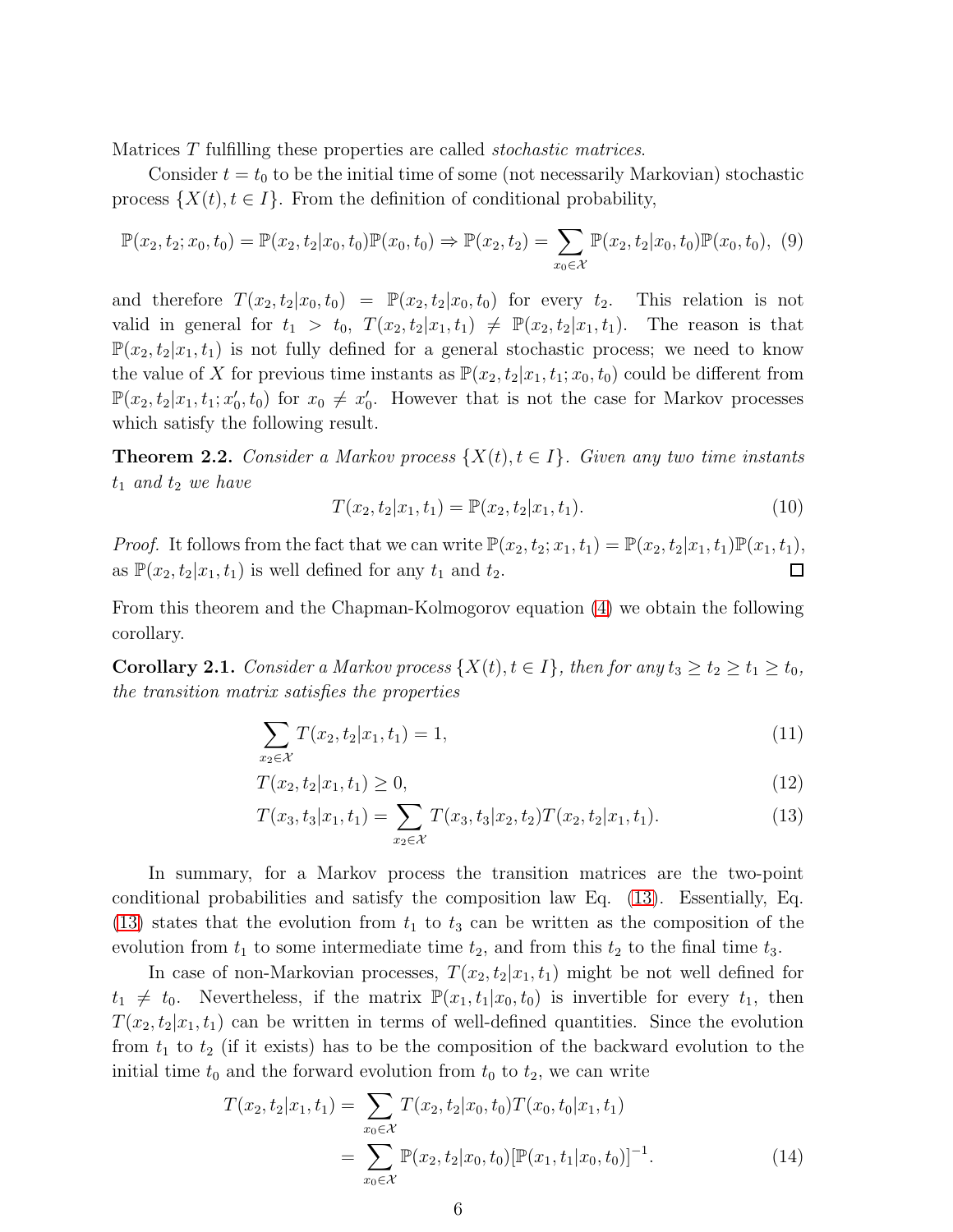Matrices $T$ fulfilling these properties are called *stochastic matrices*.

Consider $t = t_0$ to be the initial time of some (not necessarily Markovian) stochastic process $\{X(t), t \in I\}$. From the definition of conditional probability,

$$\mathbb{P}(x_2, t_2; x_0, t_0) = \mathbb{P}(x_2, t_2|x_0, t_0)\mathbb{P}(x_0, t_0) \Rightarrow \mathbb{P}(x_2, t_2) = \sum_{x_0 \in \mathcal{X}} \mathbb{P}(x_2, t_2|x_0, t_0)\mathbb{P}(x_0, t_0), \quad (9)$$

and therefore $T(x_2, t_2|x_0, t_0) = \mathbb{P}(x_2, t_2|x_0, t_0)$ for every $t_2$. This relation is not valid in general for $t_1 > t_0$, $T(x_2, t_2|x_1, t_1) \neq \mathbb{P}(x_2, t_2|x_1, t_1)$. The reason is that $\mathbb{P}(x_2, t_2|x_1, t_1)$ is not fully defined for a general stochastic process; we need to know the value of $X$ for previous time instants as $\mathbb{P}(x_2, t_2|x_1, t_1; x_0, t_0)$ could be different from $\mathbb{P}(x_2, t_2|x_1, t_1; x_0', t_0)$ for $x_0 \neq x_0'$. However that is not the case for Markov processes which satisfy the following result.

**Theorem 2.2.** *Consider a Markov process $\{X(t), t \in I\}$. Given any two time instants $t_1$ and $t_2$ we have*

$$T(x_2, t_2|x_1, t_1) = \mathbb{P}(x_2, t_2|x_1, t_1). \quad (10)$$

*Proof.* It follows from the fact that we can write $\mathbb{P}(x_2, t_2; x_1, t_1) = \mathbb{P}(x_2, t_2|x_1, t_1)\mathbb{P}(x_1, t_1)$, as $\mathbb{P}(x_2, t_2|x_1, t_1)$ is well defined for any $t_1$ and $t_2$. □

From this theorem and the Chapman-Kolmogorov equation (4) we obtain the following corollary.

**Corollary 2.1.** *Consider a Markov process $\{X(t), t \in I\}$, then for any $t_3 \geq t_2 \geq t_1 \geq t_0$, the transition matrix satisfies the properties*

$$\sum_{x_2 \in \mathcal{X}} T(x_2, t_2|x_1, t_1) = 1, \quad (11)$$

$$T(x_2, t_2|x_1, t_1) \geq 0, \quad (12)$$

$$T(x_3, t_3|x_1, t_1) = \sum_{x_2 \in \mathcal{X}} T(x_3, t_3|x_2, t_2)T(x_2, t_2|x_1, t_1). \quad (13)$$

In summary, for a Markov process the transition matrices are the two-point conditional probabilities and satisfy the composition law Eq. (13). Essentially, Eq. (13) states that the evolution from $t_1$ to $t_3$ can be written as the composition of the evolution from $t_1$ to some intermediate time $t_2$, and from this $t_2$ to the final time $t_3$.

In case of non-Markovian processes, $T(x_2, t_2|x_1, t_1)$ might be not well defined for $t_1 \neq t_0$. Nevertheless, if the matrix $\mathbb{P}(x_1, t_1|x_0, t_0)$ is invertible for every $t_1$, then $T(x_2, t_2|x_1, t_1)$ can be written in terms of well-defined quantities. Since the evolution from $t_1$ to $t_2$ (if it exists) has to be the composition of the backward evolution to the initial time $t_0$ and the forward evolution from $t_0$ to $t_2$, we can write

$$\begin{aligned} T(x_2, t_2|x_1, t_1) &= \sum_{x_0 \in \mathcal{X}} T(x_2, t_2|x_0, t_0)T(x_0, t_0|x_1, t_1) \\ &= \sum_{x_0 \in \mathcal{X}} \mathbb{P}(x_2, t_2|x_0, t_0)[\mathbb{P}(x_1, t_1|x_0, t_0)]^{-1}. \end{aligned} \quad (14)$$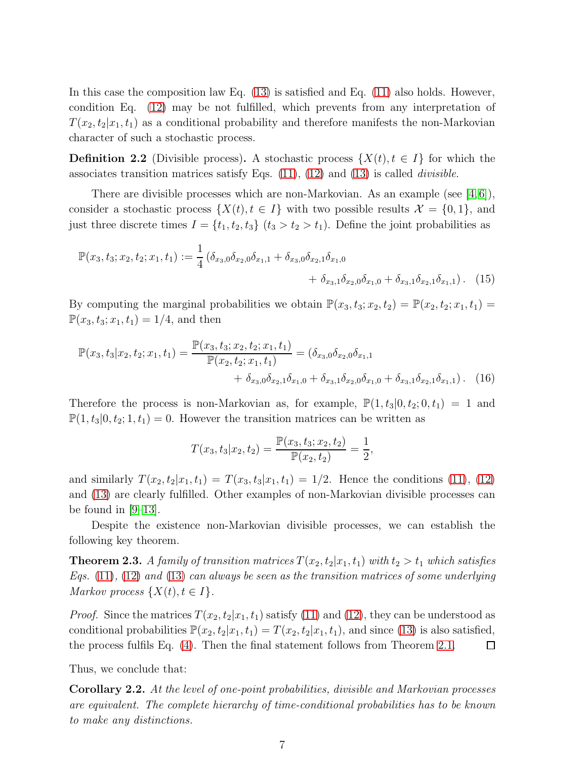In this case the composition law Eq. (13) is satisfied and Eq. (11) also holds. However, condition Eq. (12) may be not fulfilled, which prevents from any interpretation of $T(x_2, t_2|x_1, t_1)$ as a conditional probability and therefore manifests the non-Markovian character of such a stochastic process.

**Definition 2.2** (Divisible process)**.** A stochastic process $\{X(t), t \in I\}$ for which the associates transition matrices satisfy Eqs. (11), (12) and (13) is called *divisible*.

There are divisible processes which are non-Markovian. As an example (see [4,6]), consider a stochastic process $\{X(t), t \in I\}$ with two possible results $\mathcal{X} = \{0, 1\}$, and just three discrete times $I = \{t_1, t_2, t_3\}$ ($t_3 > t_2 > t_1$). Define the joint probabilities as

$$\mathbb{P}(x_3, t_3; x_2, t_2; x_1, t_1) := \frac{1}{4}\left(\delta_{x_3,0}\delta_{x_2,0}\delta_{x_1,1} + \delta_{x_3,0}\delta_{x_2,1}\delta_{x_1,0} + \delta_{x_3,1}\delta_{x_2,0}\delta_{x_1,0} + \delta_{x_3,1}\delta_{x_2,1}\delta_{x_1,1}\right). \quad (15)$$

By computing the marginal probabilities we obtain $\mathbb{P}(x_3, t_3; x_2, t_2) = \mathbb{P}(x_2, t_2; x_1, t_1) = \mathbb{P}(x_3, t_3; x_1, t_1) = 1/4$, and then

$$\mathbb{P}(x_3, t_3|x_2, t_2; x_1, t_1) = \frac{\mathbb{P}(x_3, t_3; x_2, t_2; x_1, t_1)}{\mathbb{P}(x_2, t_2; x_1, t_1)} = (\delta_{x_3,0}\delta_{x_2,0}\delta_{x_1,1} + \delta_{x_3,0}\delta_{x_2,1}\delta_{x_1,0} + \delta_{x_3,1}\delta_{x_2,0}\delta_{x_1,0} + \delta_{x_3,1}\delta_{x_2,1}\delta_{x_1,1}). \quad (16)$$

Therefore the process is non-Markovian as, for example, $\mathbb{P}(1, t_3|0, t_2; 0, t_1) = 1$ and $\mathbb{P}(1, t_3|0, t_2; 1, t_1) = 0$. However the transition matrices can be written as

$$T(x_3, t_3|x_2, t_2) = \frac{\mathbb{P}(x_3, t_3; x_2, t_2)}{\mathbb{P}(x_2, t_2)} = \frac{1}{2},$$

and similarly $T(x_2, t_2|x_1, t_1) = T(x_3, t_3|x_1, t_1) = 1/2$. Hence the conditions (11), (12) and (13) are clearly fulfilled. Other examples of non-Markovian divisible processes can be found in [9–13].

Despite the existence non-Markovian divisible processes, we can establish the following key theorem.

**Theorem 2.3.** *A family of transition matrices $T(x_2, t_2|x_1, t_1)$ with $t_2 > t_1$ which satisfies Eqs. (11), (12) and (13) can always be seen as the transition matrices of some underlying Markov process $\{X(t), t \in I\}$.*

*Proof.* Since the matrices $T(x_2, t_2|x_1, t_1)$ satisfy (11) and (12), they can be understood as conditional probabilities $\mathbb{P}(x_2, t_2|x_1, t_1) = T(x_2, t_2|x_1, t_1)$, and since (13) is also satisfied, the process fulfils Eq. (4). Then the final statement follows from Theorem 2.1. □

Thus, we conclude that:

**Corollary 2.2.** *At the level of one-point probabilities, divisible and Markovian processes are equivalent. The complete hierarchy of time-conditional probabilities has to be known to make any distinctions.*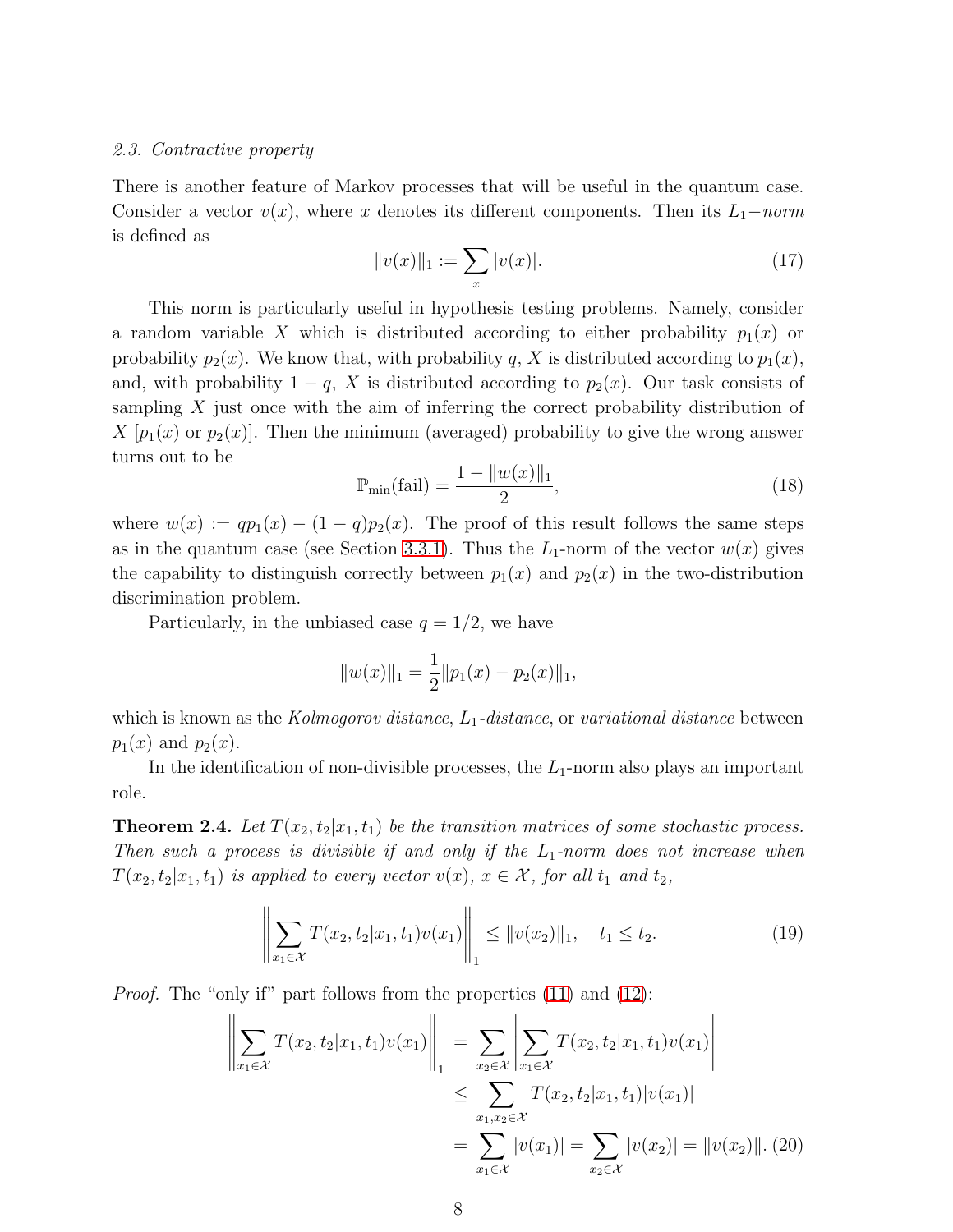### *2.3. Contractive property*

There is another feature of Markov processes that will be useful in the quantum case. Consider a vector $v(x)$, where $x$ denotes its different components. Then its $L_1-$*norm* is defined as

$$\|v(x)\|_1 := \sum_x |v(x)|. \tag{17}$$

This norm is particularly useful in hypothesis testing problems. Namely, consider a random variable $X$ which is distributed according to either probability $p_1(x)$ or probability $p_2(x)$. We know that, with probability $q$, $X$ is distributed according to $p_1(x)$, and, with probability $1-q$, $X$ is distributed according to $p_2(x)$. Our task consists of sampling $X$ just once with the aim of inferring the correct probability distribution of $X$ [$p_1(x)$ or $p_2(x)$]. Then the minimum (averaged) probability to give the wrong answer turns out to be

$$\mathbb{P}_{\min}(\text{fail}) = \frac{1 - \|w(x)\|_1}{2}, \tag{18}$$

where $w(x) := qp_1(x) - (1-q)p_2(x)$. The proof of this result follows the same steps as in the quantum case (see Section 3.3.1). Thus the $L_1$-norm of the vector $w(x)$ gives the capability to distinguish correctly between $p_1(x)$ and $p_2(x)$ in the two-distribution discrimination problem.

Particularly, in the unbiased case $q = 1/2$, we have

$$\|w(x)\|_1 = \frac{1}{2}\|p_1(x) - p_2(x)\|_1,$$

which is known as the *Kolmogorov distance*, *$L_1$-distance*, or *variational distance* between $p_1(x)$ and $p_2(x)$.

In the identification of non-divisible processes, the $L_1$-norm also plays an important role.

**Theorem 2.4.** *Let $T(x_2,t_2|x_1,t_1)$ be the transition matrices of some stochastic process. Then such a process is divisible if and only if the $L_1$-norm does not increase when $T(x_2,t_2|x_1,t_1)$ is applied to every vector $v(x)$, $x \in \mathcal{X}$, for all $t_1$ and $t_2$,*

$$\left\| \sum_{x_1 \in \mathcal{X}} T(x_2,t_2|x_1,t_1) v(x_1) \right\|_1 \leq \|v(x_2)\|_1, \quad t_1 \leq t_2. \tag{19}$$

*Proof.* The "only if" part follows from the properties (11) and (12):

$$\begin{aligned}
\left\| \sum_{x_1 \in \mathcal{X}} T(x_2,t_2|x_1,t_1) v(x_1) \right\|_1 &= \sum_{x_2 \in \mathcal{X}} \left| \sum_{x_1 \in \mathcal{X}} T(x_2,t_2|x_1,t_1) v(x_1) \right| \\
&\leq \sum_{x_1,x_2 \in \mathcal{X}} T(x_2,t_2|x_1,t_1)|v(x_1)| \\
&= \sum_{x_1 \in \mathcal{X}} |v(x_1)| = \sum_{x_2 \in \mathcal{X}} |v(x_2)| = \|v(x_2)\|.
\end{aligned} \tag{20}$$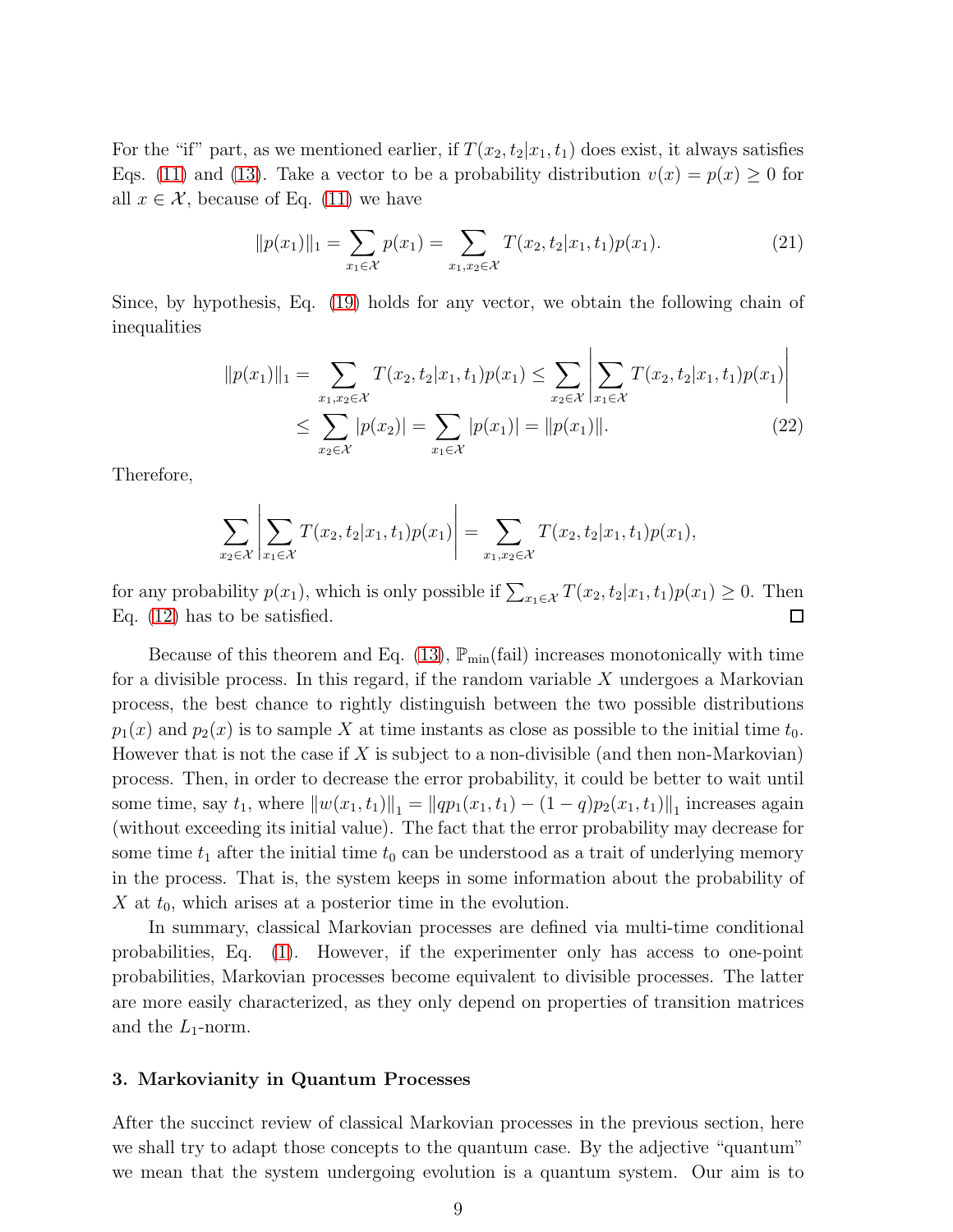For the "if" part, as we mentioned earlier, if $T(x_2,t_2|x_1,t_1)$ does exist, it always satisfies Eqs. (11) and (13). Take a vector to be a probability distribution $v(x) = p(x) \geq 0$ for all $x \in \mathcal{X}$, because of Eq. (11) we have

$$\|p(x_1)\|_1 = \sum_{x_1 \in \mathcal{X}} p(x_1) = \sum_{x_1, x_2 \in \mathcal{X}} T(x_2,t_2|x_1,t_1) p(x_1). \tag{21}$$

Since, by hypothesis, Eq. (19) holds for any vector, we obtain the following chain of inequalities

$$\begin{aligned}\|p(x_1)\|_1 = \sum_{x_1,x_2 \in \mathcal{X}} T(x_2,t_2|x_1,t_1)p(x_1) &\leq \sum_{x_2 \in \mathcal{X}} \left| \sum_{x_1 \in \mathcal{X}} T(x_2,t_2|x_1,t_1)p(x_1) \right| \\ &\leq \sum_{x_2 \in \mathcal{X}} |p(x_2)| = \sum_{x_1 \in \mathcal{X}} |p(x_1)| = \|p(x_1)\|.\end{aligned} \tag{22}$$

Therefore,

$$\sum_{x_2 \in \mathcal{X}} \left| \sum_{x_1 \in \mathcal{X}} T(x_2,t_2|x_1,t_1)p(x_1) \right| = \sum_{x_1,x_2 \in \mathcal{X}} T(x_2,t_2|x_1,t_1)p(x_1),$$

for any probability $p(x_1)$, which is only possible if $\sum_{x_1 \in \mathcal{X}} T(x_2,t_2|x_1,t_1)p(x_1) \geq 0$. Then Eq. (12) has to be satisfied. $\square$

Because of this theorem and Eq. (13), $\mathbb{P}_{\min}(\text{fail})$ increases monotonically with time for a divisible process. In this regard, if the random variable $X$ undergoes a Markovian process, the best chance to rightly distinguish between the two possible distributions $p_1(x)$ and $p_2(x)$ is to sample $X$ at time instants as close as possible to the initial time $t_0$. However that is not the case if $X$ is subject to a non-divisible (and then non-Markovian) process. Then, in order to decrease the error probability, it could be better to wait until some time, say $t_1$, where $\|w(x_1,t_1)\|_1 = \|qp_1(x_1,t_1) - (1-q)p_2(x_1,t_1)\|_1$ increases again (without exceeding its initial value). The fact that the error probability may decrease for some time $t_1$ after the initial time $t_0$ can be understood as a trait of underlying memory in the process. That is, the system keeps in some information about the probability of $X$ at $t_0$, which arises at a posterior time in the evolution.

In summary, classical Markovian processes are defined via multi-time conditional probabilities, Eq. (1). However, if the experimenter only has access to one-point probabilities, Markovian processes become equivalent to divisible processes. The latter are more easily characterized, as they only depend on properties of transition matrices and the $L_1$-norm.

### 3. Markovianity in Quantum Processes

After the succinct review of classical Markovian processes in the previous section, here we shall try to adapt those concepts to the quantum case. By the adjective "quantum" we mean that the system undergoing evolution is a quantum system. Our aim is to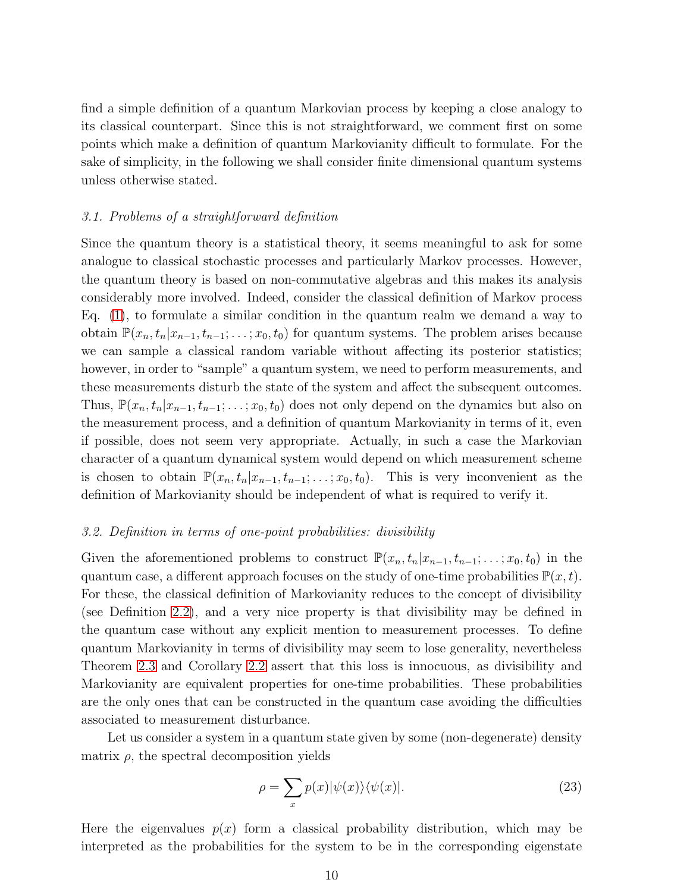find a simple definition of a quantum Markovian process by keeping a close analogy to its classical counterpart. Since this is not straightforward, we comment first on some points which make a definition of quantum Markovianity difficult to formulate. For the sake of simplicity, in the following we shall consider finite dimensional quantum systems unless otherwise stated.

### *3.1. Problems of a straightforward definition*

Since the quantum theory is a statistical theory, it seems meaningful to ask for some analogue to classical stochastic processes and particularly Markov processes. However, the quantum theory is based on non-commutative algebras and this makes its analysis considerably more involved. Indeed, consider the classical definition of Markov process Eq. (1), to formulate a similar condition in the quantum realm we demand a way to obtain $\mathbb{P}(x_n, t_n | x_{n-1}, t_{n-1}; \ldots ; x_0, t_0)$ for quantum systems. The problem arises because we can sample a classical random variable without affecting its posterior statistics; however, in order to "sample" a quantum system, we need to perform measurements, and these measurements disturb the state of the system and affect the subsequent outcomes. Thus, $\mathbb{P}(x_n, t_n | x_{n-1}, t_{n-1}; \ldots ; x_0, t_0)$ does not only depend on the dynamics but also on the measurement process, and a definition of quantum Markovianity in terms of it, even if possible, does not seem very appropriate. Actually, in such a case the Markovian character of a quantum dynamical system would depend on which measurement scheme is chosen to obtain $\mathbb{P}(x_n, t_n | x_{n-1}, t_{n-1}; \ldots ; x_0, t_0)$. This is very inconvenient as the definition of Markovianity should be independent of what is required to verify it.

### *3.2. Definition in terms of one-point probabilities: divisibility*

Given the aforementioned problems to construct $\mathbb{P}(x_n, t_n | x_{n-1}, t_{n-1}; \ldots ; x_0, t_0)$ in the quantum case, a different approach focuses on the study of one-time probabilities $\mathbb{P}(x, t)$. For these, the classical definition of Markovianity reduces to the concept of divisibility (see Definition 2.2), and a very nice property is that divisibility may be defined in the quantum case without any explicit mention to measurement processes. To define quantum Markovianity in terms of divisibility may seem to lose generality, nevertheless Theorem 2.3 and Corollary 2.2 assert that this loss is innocuous, as divisibility and Markovianity are equivalent properties for one-time probabilities. These probabilities are the only ones that can be constructed in the quantum case avoiding the difficulties associated to measurement disturbance.

Let us consider a system in a quantum state given by some (non-degenerate) density matrix $\rho$, the spectral decomposition yields

$$\rho = \sum_x p(x) |\psi(x)\rangle\langle\psi(x)|. \tag{23}$$

Here the eigenvalues $p(x)$ form a classical probability distribution, which may be interpreted as the probabilities for the system to be in the corresponding eigenstate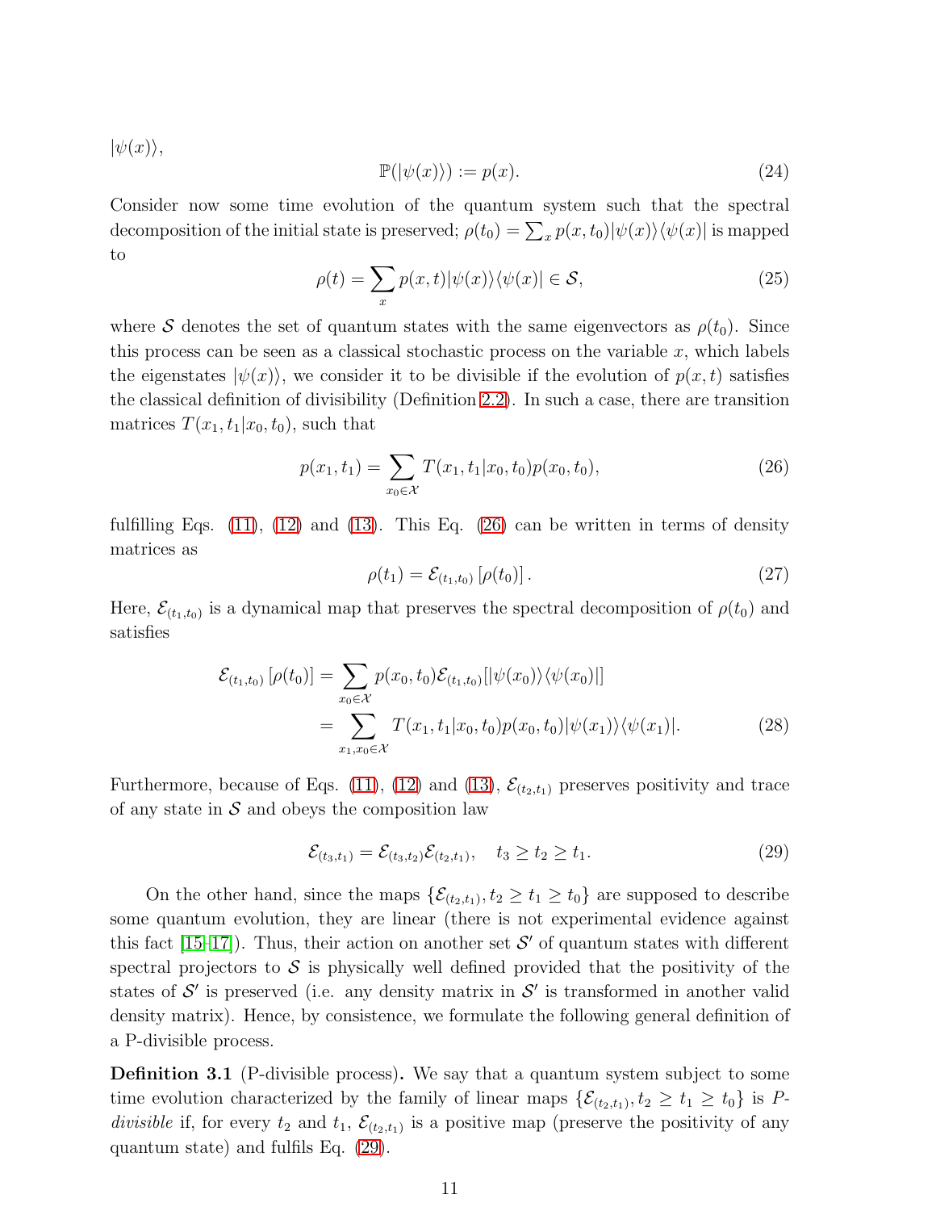$|\psi(x)\rangle$,

$$\mathbb{P}(|\psi(x)\rangle) := p(x). \tag{24}$$

Consider now some time evolution of the quantum system such that the spectral decomposition of the initial state is preserved; $\rho(t_0) = \sum_x p(x, t_0)|\psi(x)\rangle\langle\psi(x)|$ is mapped to

$$\rho(t) = \sum_x p(x, t)|\psi(x)\rangle\langle\psi(x)| \in \mathcal{S}, \tag{25}$$

where $\mathcal{S}$ denotes the set of quantum states with the same eigenvectors as $\rho(t_0)$. Since this process can be seen as a classical stochastic process on the variable $x$, which labels the eigenstates $|\psi(x)\rangle$, we consider it to be divisible if the evolution of $p(x, t)$ satisfies the classical definition of divisibility (Definition 2.2). In such a case, there are transition matrices $T(x_1, t_1|x_0, t_0)$, such that

$$p(x_1, t_1) = \sum_{x_0 \in \mathcal{X}} T(x_1, t_1|x_0, t_0)p(x_0, t_0), \tag{26}$$

fulfilling Eqs. (11), (12) and (13). This Eq. (26) can be written in terms of density matrices as

$$\rho(t_1) = \mathcal{E}_{(t_1,t_0)}\left[\rho(t_0)\right]. \tag{27}$$

Here, $\mathcal{E}_{(t_1,t_0)}$ is a dynamical map that preserves the spectral decomposition of $\rho(t_0)$ and satisfies

$$\begin{aligned}\mathcal{E}_{(t_1,t_0)}\left[\rho(t_0)\right] &= \sum_{x_0 \in \mathcal{X}} p(x_0, t_0)\mathcal{E}_{(t_1,t_0)}[|\psi(x_0)\rangle\langle\psi(x_0)|] \\ &= \sum_{x_1, x_0 \in \mathcal{X}} T(x_1, t_1|x_0, t_0)p(x_0, t_0)|\psi(x_1)\rangle\langle\psi(x_1)|.\end{aligned} \tag{28}$$

Furthermore, because of Eqs. (11), (12) and (13), $\mathcal{E}_{(t_2,t_1)}$ preserves positivity and trace of any state in $\mathcal{S}$ and obeys the composition law

$$\mathcal{E}_{(t_3,t_1)} = \mathcal{E}_{(t_3,t_2)}\mathcal{E}_{(t_2,t_1)}, \quad t_3 \geq t_2 \geq t_1. \tag{29}$$

On the other hand, since the maps $\{\mathcal{E}_{(t_2,t_1)}, t_2 \geq t_1 \geq t_0\}$ are supposed to describe some quantum evolution, they are linear (there is not experimental evidence against this fact [15–17]). Thus, their action on another set $\mathcal{S}'$ of quantum states with different spectral projectors to $\mathcal{S}$ is physically well defined provided that the positivity of the states of $\mathcal{S}'$ is preserved (i.e. any density matrix in $\mathcal{S}'$ is transformed in another valid density matrix). Hence, by consistence, we formulate the following general definition of a P-divisible process.

**Definition 3.1** (P-divisible process)**.** We say that a quantum system subject to some time evolution characterized by the family of linear maps $\{\mathcal{E}_{(t_2,t_1)}, t_2 \geq t_1 \geq t_0\}$ is *P-divisible* if, for every $t_2$ and $t_1$, $\mathcal{E}_{(t_2,t_1)}$ is a positive map (preserve the positivity of any quantum state) and fulfils Eq. (29).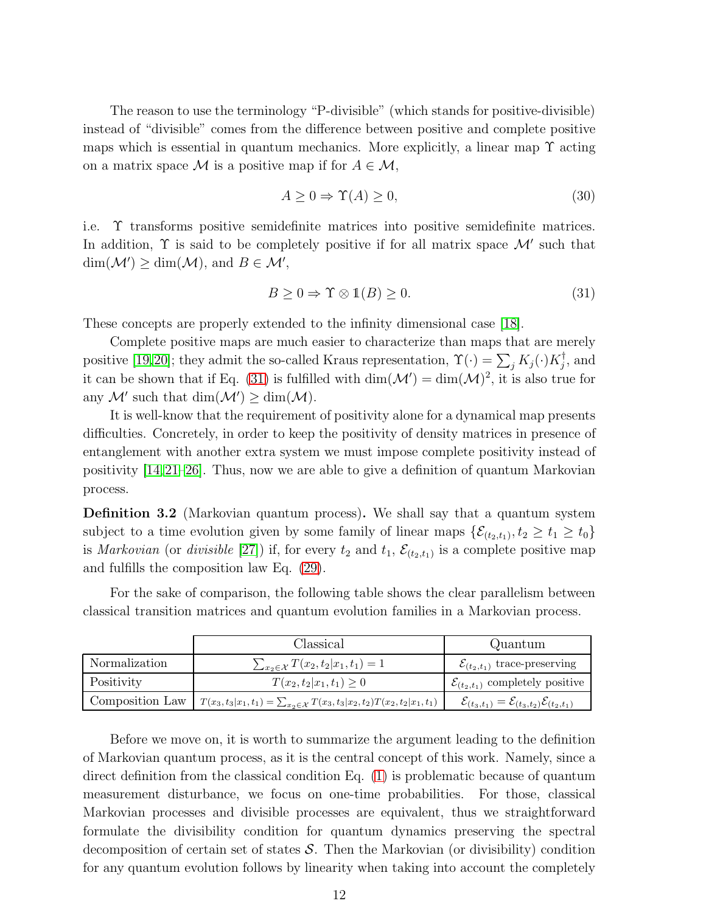The reason to use the terminology "P-divisible" (which stands for positive-divisible) instead of "divisible" comes from the difference between positive and complete positive maps which is essential in quantum mechanics. More explicitly, a linear map $\Upsilon$ acting on a matrix space $\mathcal{M}$ is a positive map if for $A \in \mathcal{M}$,

$$A \geq 0 \Rightarrow \Upsilon(A) \geq 0, \tag{30}$$

i.e. $\Upsilon$ transforms positive semidefinite matrices into positive semidefinite matrices. In addition, $\Upsilon$ is said to be completely positive if for all matrix space $\mathcal{M}'$ such that $\dim(\mathcal{M}') \geq \dim(\mathcal{M})$, and $B \in \mathcal{M}'$,

$$B \geq 0 \Rightarrow \Upsilon \otimes \mathbb{1}(B) \geq 0. \tag{31}$$

These concepts are properly extended to the infinity dimensional case [18].

Complete positive maps are much easier to characterize than maps that are merely positive [19,20]; they admit the so-called Kraus representation, $\Upsilon(\cdot) = \sum_j K_j(\cdot)K_j^\dagger$, and it can be shown that if Eq. (31) is fulfilled with $\dim(\mathcal{M}') = \dim(\mathcal{M})^2$, it is also true for any $\mathcal{M}'$ such that $\dim(\mathcal{M}') \geq \dim(\mathcal{M})$.

It is well-know that the requirement of positivity alone for a dynamical map presents difficulties. Concretely, in order to keep the positivity of density matrices in presence of entanglement with another extra system we must impose complete positivity instead of positivity [14,21–26]. Thus, now we are able to give a definition of quantum Markovian process.

**Definition 3.2** (Markovian quantum process)**.** We shall say that a quantum system subject to a time evolution given by some family of linear maps $\{\mathcal{E}_{(t_2,t_1)}, t_2 \geq t_1 \geq t_0\}$ is *Markovian* (or *divisible* [27]) if, for every $t_2$ and $t_1$, $\mathcal{E}_{(t_2,t_1)}$ is a complete positive map and fulfills the composition law Eq. (29).

For the sake of comparison, the following table shows the clear parallelism between classical transition matrices and quantum evolution families in a Markovian process.

| | Classical | Quantum |
|---|---|---|
| Normalization | $\sum_{x_2 \in \mathcal{X}} T(x_2,t_2\|x_1,t_1) = 1$ | $\mathcal{E}_{(t_2,t_1)}$ trace-preserving |
| Positivity | $T(x_2,t_2\|x_1,t_1) \geq 0$ | $\mathcal{E}_{(t_2,t_1)}$ completely positive |
| Composition Law | $T(x_3,t_3\|x_1,t_1) = \sum_{x_2 \in \mathcal{X}} T(x_3,t_3\|x_2,t_2)T(x_2,t_2\|x_1,t_1)$ | $\mathcal{E}_{(t_3,t_1)} = \mathcal{E}_{(t_3,t_2)}\mathcal{E}_{(t_2,t_1)}$ |

Before we move on, it is worth to summarize the argument leading to the definition of Markovian quantum process, as it is the central concept of this work. Namely, since a direct definition from the classical condition Eq. (1) is problematic because of quantum measurement disturbance, we focus on one-time probabilities. For those, classical Markovian processes and divisible processes are equivalent, thus we straightforward formulate the divisibility condition for quantum dynamics preserving the spectral decomposition of certain set of states $\mathcal{S}$. Then the Markovian (or divisibility) condition for any quantum evolution follows by linearity when taking into account the completely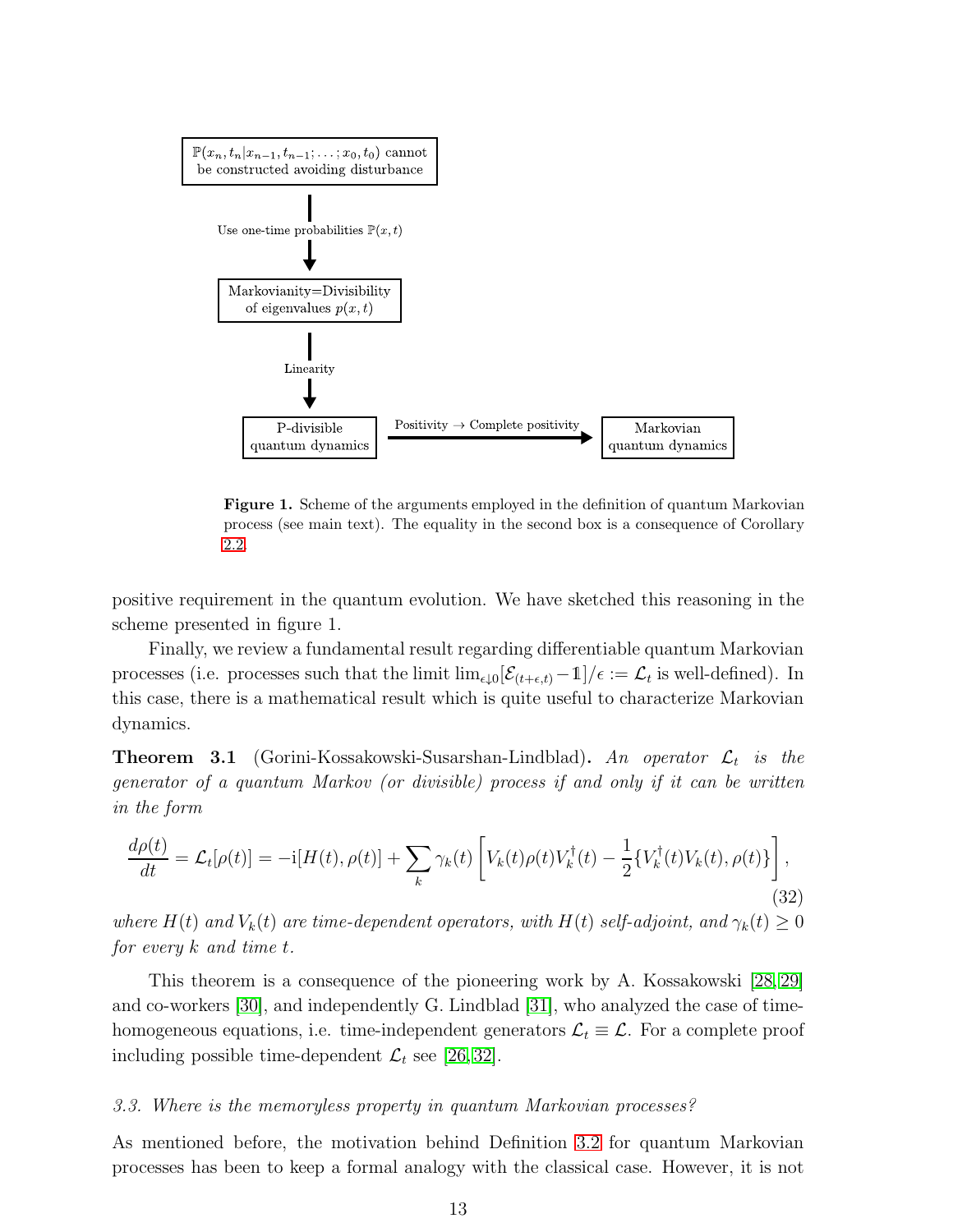$\mathbb{P}(x_n, t_n | x_{n-1}, t_{n-1}; \dots; x_0, t_0)$ cannot be constructed avoiding disturbance

Use one-time probabilities $\mathbb{P}(x, t)$

Markovianity=Divisibility of eigenvalues $p(x, t)$

Linearity

P-divisible quantum dynamics

Positivity $\rightarrow$ Complete positivity

Markovian quantum dynamics

**Figure 1.** Scheme of the arguments employed in the definition of quantum Markovian process (see main text). The equality in the second box is a consequence of Corollary 2.2.

positive requirement in the quantum evolution. We have sketched this reasoning in the scheme presented in figure 1.

Finally, we review a fundamental result regarding differentiable quantum Markovian processes (i.e. processes such that the limit $\lim_{\epsilon \downarrow 0} [\mathcal{E}_{(t+\epsilon,t)} - \mathbb{1}]/\epsilon := \mathcal{L}_t$ is well-defined). In this case, there is a mathematical result which is quite useful to characterize Markovian dynamics.

**Theorem 3.1** (Gorini-Kossakowski-Susarshan-Lindblad)**.** *An operator $\mathcal{L}_t$ is the generator of a quantum Markov (or divisible) process if and only if it can be written in the form*

$$\frac{d\rho(t)}{dt} = \mathcal{L}_t[\rho(t)] = -\mathrm{i}[H(t), \rho(t)] + \sum_k \gamma_k(t) \left[ V_k(t)\rho(t)V_k^\dagger(t) - \frac{1}{2}\{V_k^\dagger(t)V_k(t), \rho(t)\} \right], \tag{32}$$

*where $H(t)$ and $V_k(t)$ are time-dependent operators, with $H(t)$ self-adjoint, and $\gamma_k(t) \geq 0$ for every $k$ and time $t$.*

This theorem is a consequence of the pioneering work by A. Kossakowski [28, 29] and co-workers [30], and independently G. Lindblad [31], who analyzed the case of time-homogeneous equations, i.e. time-independent generators $\mathcal{L}_t \equiv \mathcal{L}$. For a complete proof including possible time-dependent $\mathcal{L}_t$ see [26, 32].

### *3.3. Where is the memoryless property in quantum Markovian processes?*

As mentioned before, the motivation behind Definition 3.2 for quantum Markovian processes has been to keep a formal analogy with the classical case. However, it is not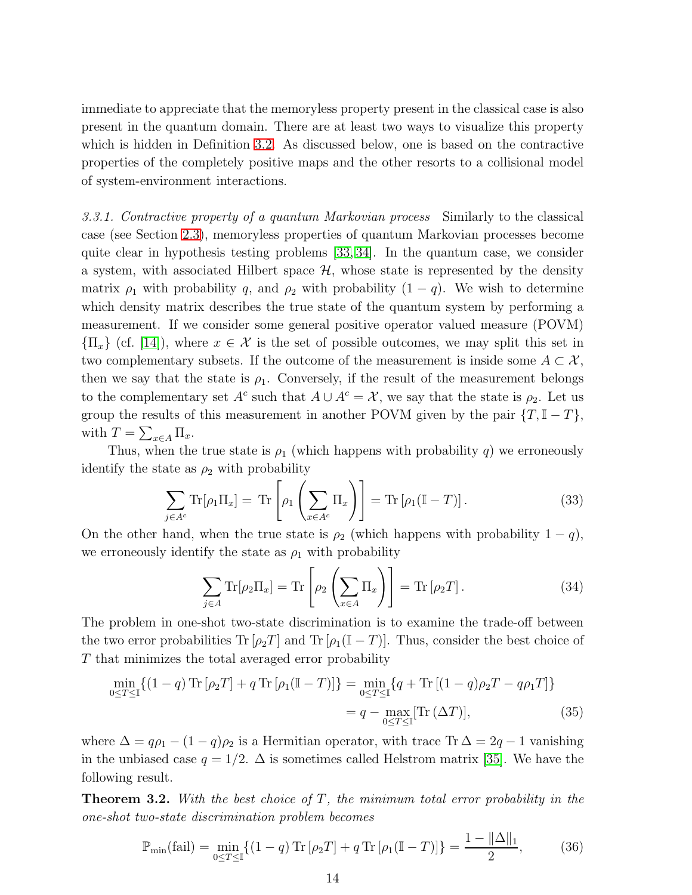immediate to appreciate that the memoryless property present in the classical case is also present in the quantum domain. There are at least two ways to visualize this property which is hidden in Definition 3.2. As discussed below, one is based on the contractive properties of the completely positive maps and the other resorts to a collisional model of system-environment interactions.

*3.3.1. Contractive property of a quantum Markovian process* Similarly to the classical case (see Section 2.3), memoryless properties of quantum Markovian processes become quite clear in hypothesis testing problems [33, 34]. In the quantum case, we consider a system, with associated Hilbert space $\mathcal{H}$, whose state is represented by the density matrix $\rho_1$ with probability $q$, and $\rho_2$ with probability $(1-q)$. We wish to determine which density matrix describes the true state of the quantum system by performing a measurement. If we consider some general positive operator valued measure (POVM) $\{\Pi_x\}$ (cf. [14]), where $x \in \mathcal{X}$ is the set of possible outcomes, we may split this set in two complementary subsets. If the outcome of the measurement is inside some $A \subset \mathcal{X}$, then we say that the state is $\rho_1$. Conversely, if the result of the measurement belongs to the complementary set $A^c$ such that $A \cup A^c = \mathcal{X}$, we say that the state is $\rho_2$. Let us group the results of this measurement in another POVM given by the pair $\{T, \mathbb{I} - T\}$, with $T = \sum_{x\in A} \Pi_x$.

Thus, when the true state is $\rho_1$ (which happens with probability $q$) we erroneously identify the state as $\rho_2$ with probability

$$\sum_{j\in A^c} \mathrm{Tr}[\rho_1 \Pi_x] = \mathrm{Tr}\left[\rho_1 \left(\sum_{x\in A^c} \Pi_x\right)\right] = \mathrm{Tr}\left[\rho_1(\mathbb{I} - T)\right]. \tag{33}$$

On the other hand, when the true state is $\rho_2$ (which happens with probability $1-q$), we erroneously identify the state as $\rho_1$ with probability

$$\sum_{j\in A} \mathrm{Tr}[\rho_2 \Pi_x] = \mathrm{Tr}\left[\rho_2 \left(\sum_{x\in A} \Pi_x\right)\right] = \mathrm{Tr}\left[\rho_2 T\right]. \tag{34}$$

The problem in one-shot two-state discrimination is to examine the trade-off between the two error probabilities $\mathrm{Tr}\left[\rho_2 T\right]$ and $\mathrm{Tr}\left[\rho_1(\mathbb{I} - T)\right]$. Thus, consider the best choice of $T$ that minimizes the total averaged error probability

$$\begin{aligned}
\min_{0\leq T\leq \mathbb{I}} \{(1-q)\,\mathrm{Tr}\left[\rho_2 T\right] + q\,\mathrm{Tr}\left[\rho_1(\mathbb{I} - T)\right]\} &= \min_{0\leq T\leq \mathbb{I}} \{q + \mathrm{Tr}\left[(1-q)\rho_2 T - q\rho_1 T\right]\} \\
&= q - \max_{0\leq T\leq \mathbb{I}} [\mathrm{Tr}\left(\Delta T\right)],
\end{aligned} \tag{35}$$

where $\Delta = q\rho_1 - (1-q)\rho_2$ is a Hermitian operator, with trace $\mathrm{Tr}\,\Delta = 2q - 1$ vanishing in the unbiased case $q = 1/2$. $\Delta$ is sometimes called Helstrom matrix [35]. We have the following result.

**Theorem 3.2.** *With the best choice of $T$, the minimum total error probability in the one-shot two-state discrimination problem becomes*

$$\mathbb{P}_{\min}(\mathrm{fail}) = \min_{0\leq T\leq \mathbb{I}} \{(1-q)\,\mathrm{Tr}\left[\rho_2 T\right] + q\,\mathrm{Tr}\left[\rho_1(\mathbb{I} - T)\right]\} = \frac{1 - \|\Delta\|_1}{2}, \tag{36}$$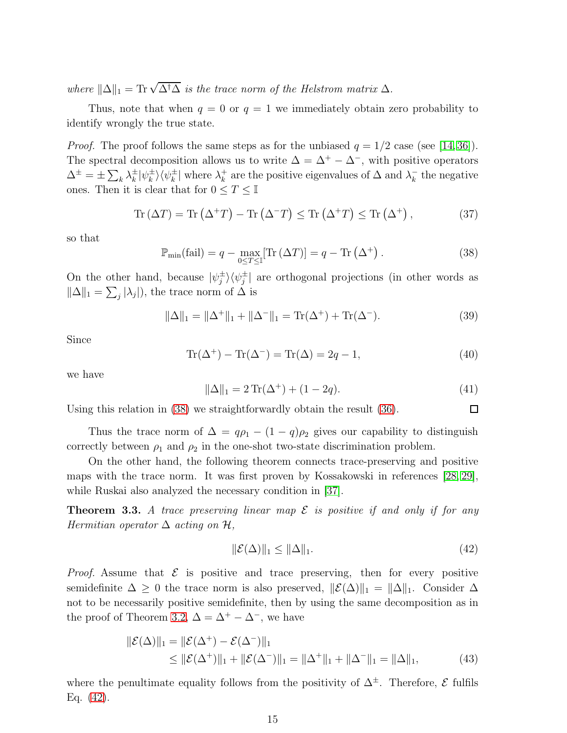*where* $\|\Delta\|_1 = \operatorname{Tr}\sqrt{\Delta^\dagger \Delta}$ *is the trace norm of the Helstrom matrix* $\Delta$.

Thus, note that when $q = 0$ or $q = 1$ we immediately obtain zero probability to identify wrongly the true state.

*Proof.* The proof follows the same steps as for the unbiased $q = 1/2$ case (see [14, 36]). The spectral decomposition allows us to write $\Delta = \Delta^+ - \Delta^-$, with positive operators $\Delta^\pm = \pm \sum_k \lambda_k^\pm |\psi_k^\pm\rangle\langle\psi_k^\pm|$ where $\lambda_k^+$ are the positive eigenvalues of $\Delta$ and $\lambda_k^-$ the negative ones. Then it is clear that for $0 \le T \le \mathbb{I}$

$$\operatorname{Tr}(\Delta T) = \operatorname{Tr}(\Delta^+ T) - \operatorname{Tr}(\Delta^- T) \le \operatorname{Tr}(\Delta^+ T) \le \operatorname{Tr}(\Delta^+), \tag{37}$$

so that

$$\mathbb{P}_{\min}(\text{fail}) = q - \max_{0 \le T \le \mathbb{I}} [\operatorname{Tr}(\Delta T)] = q - \operatorname{Tr}(\Delta^+). \tag{38}$$

On the other hand, because $|\psi_j^\pm\rangle\langle\psi_j^\pm|$ are orthogonal projections (in other words as $\|\Delta\|_1 = \sum_j |\lambda_j|$), the trace norm of $\Delta$ is

$$\|\Delta\|_1 = \|\Delta^+\|_1 + \|\Delta^-\|_1 = \operatorname{Tr}(\Delta^+) + \operatorname{Tr}(\Delta^-). \tag{39}$$

Since

$$\operatorname{Tr}(\Delta^+) - \operatorname{Tr}(\Delta^-) = \operatorname{Tr}(\Delta) = 2q - 1, \tag{40}$$

we have

$$\|\Delta\|_1 = 2\operatorname{Tr}(\Delta^+) + (1 - 2q). \tag{41}$$

Using this relation in (38) we straightforwardly obtain the result (36). □

Thus the trace norm of $\Delta = q\rho_1 - (1-q)\rho_2$ gives our capability to distinguish correctly between $\rho_1$ and $\rho_2$ in the one-shot two-state discrimination problem.

On the other hand, the following theorem connects trace-preserving and positive maps with the trace norm. It was first proven by Kossakowski in references [28, 29], while Ruskai also analyzed the necessary condition in [37].

**Theorem 3.3.** *A trace preserving linear map* $\mathcal{E}$ *is positive if and only if for any Hermitian operator* $\Delta$ *acting on* $\mathcal{H}$,

$$\|\mathcal{E}(\Delta)\|_1 \le \|\Delta\|_1. \tag{42}$$

*Proof.* Assume that $\mathcal{E}$ is positive and trace preserving, then for every positive semidefinite $\Delta \ge 0$ the trace norm is also preserved, $\|\mathcal{E}(\Delta)\|_1 = \|\Delta\|_1$. Consider $\Delta$ not to be necessarily positive semidefinite, then by using the same decomposition as in the proof of Theorem 3.2, $\Delta = \Delta^+ - \Delta^-$, we have

$$\begin{aligned}
\|\mathcal{E}(\Delta)\|_1 &= \|\mathcal{E}(\Delta^+) - \mathcal{E}(\Delta^-)\|_1 \\
&\le \|\mathcal{E}(\Delta^+)\|_1 + \|\mathcal{E}(\Delta^-)\|_1 = \|\Delta^+\|_1 + \|\Delta^-\|_1 = \|\Delta\|_1,
\end{aligned} \tag{43}$$

where the penultimate equality follows from the positivity of $\Delta^\pm$. Therefore, $\mathcal{E}$ fulfils Eq. (42).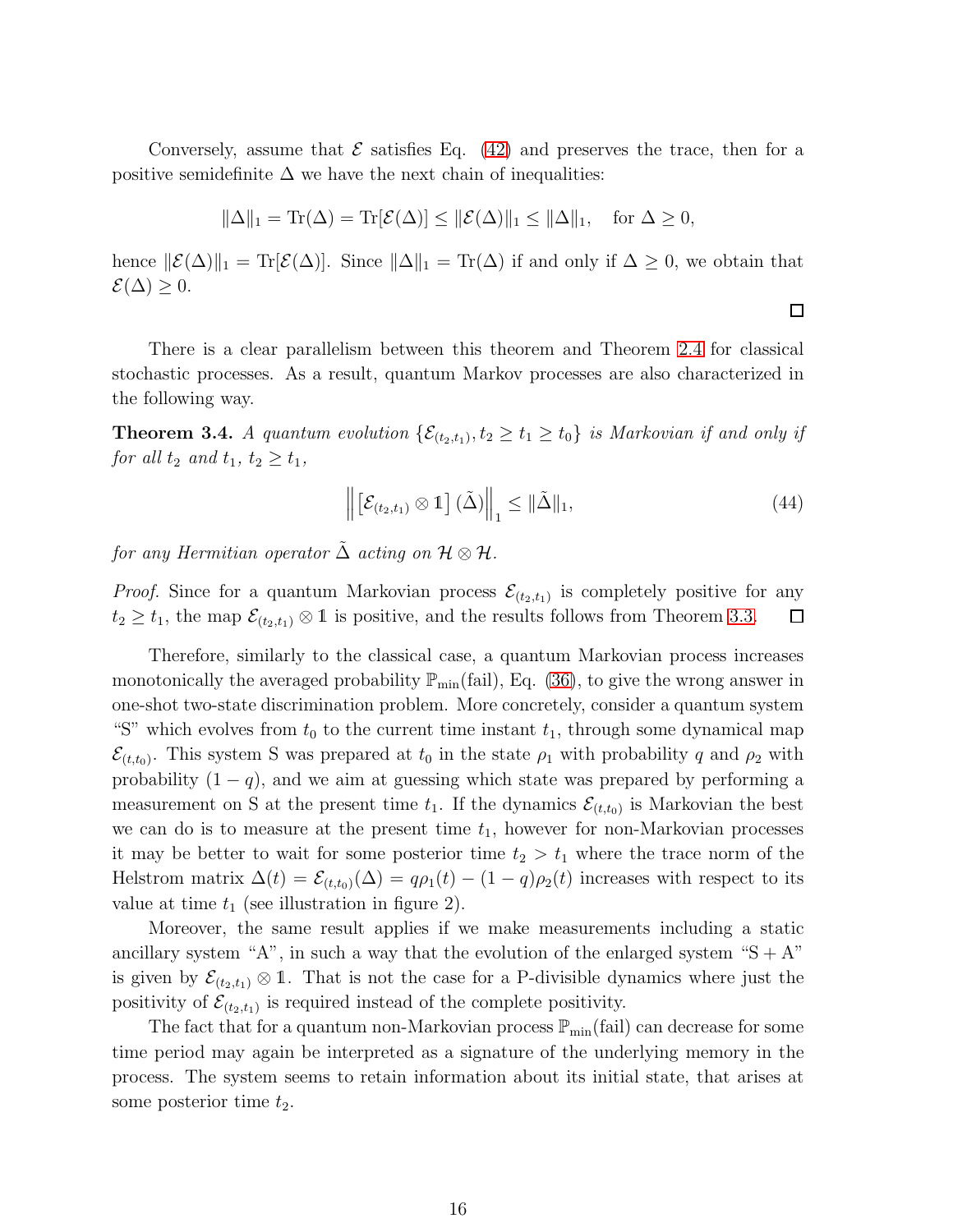Conversely, assume that $\mathcal{E}$ satisfies Eq. (42) and preserves the trace, then for a positive semidefinite $\Delta$ we have the next chain of inequalities:

$$\|\Delta\|_1 = \mathrm{Tr}(\Delta) = \mathrm{Tr}[\mathcal{E}(\Delta)] \leq \|\mathcal{E}(\Delta)\|_1 \leq \|\Delta\|_1, \quad \text{for } \Delta \geq 0,$$

hence $\|\mathcal{E}(\Delta)\|_1 = \mathrm{Tr}[\mathcal{E}(\Delta)]$. Since $\|\Delta\|_1 = \mathrm{Tr}(\Delta)$ if and only if $\Delta \geq 0$, we obtain that $\mathcal{E}(\Delta) \geq 0$.

□

There is a clear parallelism between this theorem and Theorem 2.4 for classical stochastic processes. As a result, quantum Markov processes are also characterized in the following way.

**Theorem 3.4.** *A quantum evolution $\{\mathcal{E}_{(t_2,t_1)}, t_2 \geq t_1 \geq t_0\}$ is Markovian if and only if for all $t_2$ and $t_1$, $t_2 \geq t_1$,*

$$\left\| \left[\mathcal{E}_{(t_2,t_1)} \otimes \mathbb{1}\right] (\tilde{\Delta}) \right\|_1 \leq \|\tilde{\Delta}\|_1, \tag{44}$$

*for any Hermitian operator $\tilde{\Delta}$ acting on $\mathcal{H} \otimes \mathcal{H}$.*

*Proof.* Since for a quantum Markovian process $\mathcal{E}_{(t_2,t_1)}$ is completely positive for any $t_2 \geq t_1$, the map $\mathcal{E}_{(t_2,t_1)} \otimes \mathbb{1}$ is positive, and the results follows from Theorem 3.3. □

Therefore, similarly to the classical case, a quantum Markovian process increases monotonically the averaged probability $\mathbb{P}_{\min}(\text{fail})$, Eq. (36), to give the wrong answer in one-shot two-state discrimination problem. More concretely, consider a quantum system "S" which evolves from $t_0$ to the current time instant $t_1$, through some dynamical map $\mathcal{E}_{(t,t_0)}$. This system S was prepared at $t_0$ in the state $\rho_1$ with probability $q$ and $\rho_2$ with probability $(1-q)$, and we aim at guessing which state was prepared by performing a measurement on S at the present time $t_1$. If the dynamics $\mathcal{E}_{(t,t_0)}$ is Markovian the best we can do is to measure at the present time $t_1$, however for non-Markovian processes it may be better to wait for some posterior time $t_2 > t_1$ where the trace norm of the Helstrom matrix $\Delta(t) = \mathcal{E}_{(t,t_0)}(\Delta) = q\rho_1(t) - (1-q)\rho_2(t)$ increases with respect to its value at time $t_1$ (see illustration in figure 2).

Moreover, the same result applies if we make measurements including a static ancillary system "A", in such a way that the evolution of the enlarged system "S + A" is given by $\mathcal{E}_{(t_2,t_1)} \otimes \mathbb{1}$. That is not the case for a P-divisible dynamics where just the positivity of $\mathcal{E}_{(t_2,t_1)}$ is required instead of the complete positivity.

The fact that for a quantum non-Markovian process $\mathbb{P}_{\min}(\text{fail})$ can decrease for some time period may again be interpreted as a signature of the underlying memory in the process. The system seems to retain information about its initial state, that arises at some posterior time $t_2$.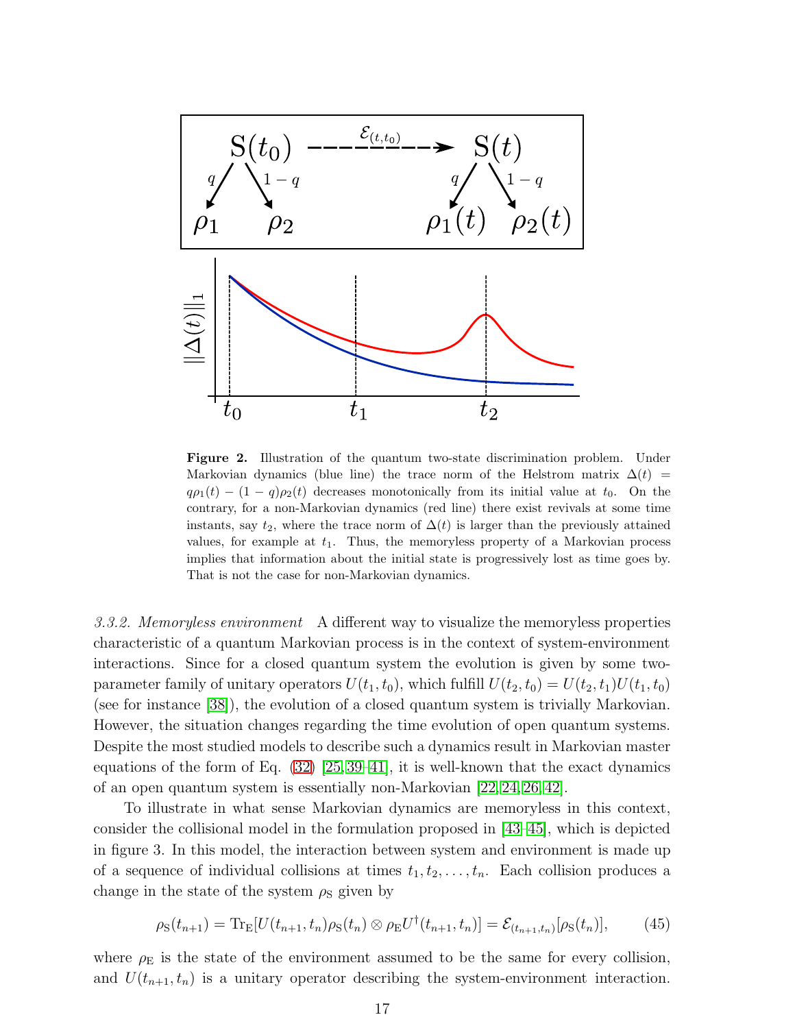**Figure 2.** Illustration of the quantum two-state discrimination problem. Under Markovian dynamics (blue line) the trace norm of the Helstrom matrix $\Delta(t) = q\rho_1(t) - (1-q)\rho_2(t)$ decreases monotonically from its initial value at $t_0$. On the contrary, for a non-Markovian dynamics (red line) there exist revivals at some time instants, say $t_2$, where the trace norm of $\Delta(t)$ is larger than the previously attained values, for example at $t_1$. Thus, the memoryless property of a Markovian process implies that information about the initial state is progressively lost as time goes by. That is not the case for non-Markovian dynamics.

*3.3.2. Memoryless environment* A different way to visualize the memoryless properties characteristic of a quantum Markovian process is in the context of system-environment interactions. Since for a closed quantum system the evolution is given by some two-parameter family of unitary operators $U(t_1, t_0)$, which fulfill $U(t_2, t_0) = U(t_2, t_1)U(t_1, t_0)$ (see for instance [38]), the evolution of a closed quantum system is trivially Markovian. However, the situation changes regarding the time evolution of open quantum systems. Despite the most studied models to describe such a dynamics result in Markovian master equations of the form of Eq. (32) [25, 39–41], it is well-known that the exact dynamics of an open quantum system is essentially non-Markovian [22, 24, 26, 42].

To illustrate in what sense Markovian dynamics are memoryless in this context, consider the collisional model in the formulation proposed in [43–45], which is depicted in figure 3. In this model, the interaction between system and environment is made up of a sequence of individual collisions at times $t_1, t_2, \ldots, t_n$. Each collision produces a change in the state of the system $\rho_{\mathrm{S}}$ given by

$$\rho_{\mathrm{S}}(t_{n+1}) = \mathrm{Tr}_{\mathrm{E}}[U(t_{n+1}, t_n)\rho_{\mathrm{S}}(t_n) \otimes \rho_{\mathrm{E}} U^{\dagger}(t_{n+1}, t_n)] = \mathcal{E}_{(t_{n+1}, t_n)}[\rho_{\mathrm{S}}(t_n)], \tag{45}$$

where $\rho_{\mathrm{E}}$ is the state of the environment assumed to be the same for every collision, and $U(t_{n+1}, t_n)$ is a unitary operator describing the system-environment interaction.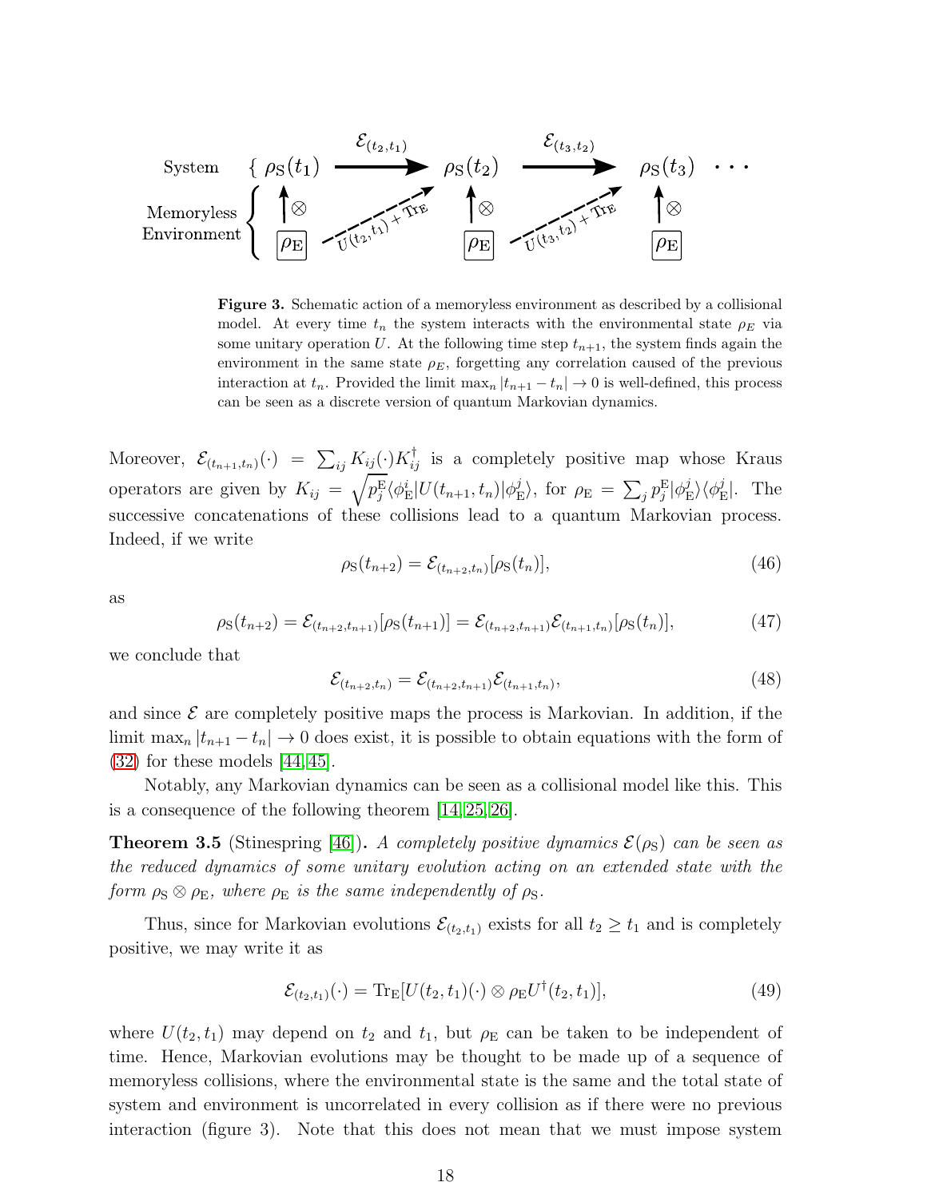**Figure 3.** Schematic action of a memoryless environment as described by a collisional model. At every time $t_n$ the system interacts with the environmental state $\rho_E$ via some unitary operation $U$. At the following time step $t_{n+1}$, the system finds again the environment in the same state $\rho_E$, forgetting any correlation caused of the previous interaction at $t_n$. Provided the limit $\max_n |t_{n+1} - t_n| \to 0$ is well-defined, this process can be seen as a discrete version of quantum Markovian dynamics.

Moreover, $\mathcal{E}_{(t_{n+1},t_n)}(\cdot) = \sum_{ij} K_{ij}(\cdot)K_{ij}^\dagger$ is a completely positive map whose Kraus operators are given by $K_{ij} = \sqrt{p_j^{\rm E}}\langle\phi_{\rm E}^i|U(t_{n+1},t_n)|\phi_{\rm E}^j\rangle$, for $\rho_{\rm E} = \sum_j p_j^{\rm E}|\phi_{\rm E}^j\rangle\langle\phi_{\rm E}^j|$. The successive concatenations of these collisions lead to a quantum Markovian process. Indeed, if we write

$$\rho_{\rm S}(t_{n+2}) = \mathcal{E}_{(t_{n+2},t_n)}[\rho_{\rm S}(t_n)], \tag{46}$$

as

$$\rho_{\rm S}(t_{n+2}) = \mathcal{E}_{(t_{n+2},t_{n+1})}[\rho_{\rm S}(t_{n+1})] = \mathcal{E}_{(t_{n+2},t_{n+1})}\mathcal{E}_{(t_{n+1},t_n)}[\rho_{\rm S}(t_n)], \tag{47}$$

we conclude that

$$\mathcal{E}_{(t_{n+2},t_n)} = \mathcal{E}_{(t_{n+2},t_{n+1})}\mathcal{E}_{(t_{n+1},t_n)}, \tag{48}$$

and since $\mathcal{E}$ are completely positive maps the process is Markovian. In addition, if the limit $\max_n |t_{n+1} - t_n| \to 0$ does exist, it is possible to obtain equations with the form of (32) for these models [44,45].

Notably, any Markovian dynamics can be seen as a collisional model like this. This is a consequence of the following theorem [14,25,26].

**Theorem 3.5** (Stinespring [46])**.** *A completely positive dynamics $\mathcal{E}(\rho_{\rm S})$ can be seen as the reduced dynamics of some unitary evolution acting on an extended state with the form $\rho_{\rm S} \otimes \rho_{\rm E}$, where $\rho_{\rm E}$ is the same independently of $\rho_{\rm S}$.*

Thus, since for Markovian evolutions $\mathcal{E}_{(t_2,t_1)}$ exists for all $t_2 \geq t_1$ and is completely positive, we may write it as

$$\mathcal{E}_{(t_2,t_1)}(\cdot) = \mathrm{Tr}_{\rm E}[U(t_2,t_1)(\cdot)\otimes\rho_{\rm E}U^\dagger(t_2,t_1)], \tag{49}$$

where $U(t_2,t_1)$ may depend on $t_2$ and $t_1$, but $\rho_{\rm E}$ can be taken to be independent of time. Hence, Markovian evolutions may be thought to be made up of a sequence of memoryless collisions, where the environmental state is the same and the total state of system and environment is uncorrelated in every collision as if there were no previous interaction (figure 3). Note that this does not mean that we must impose system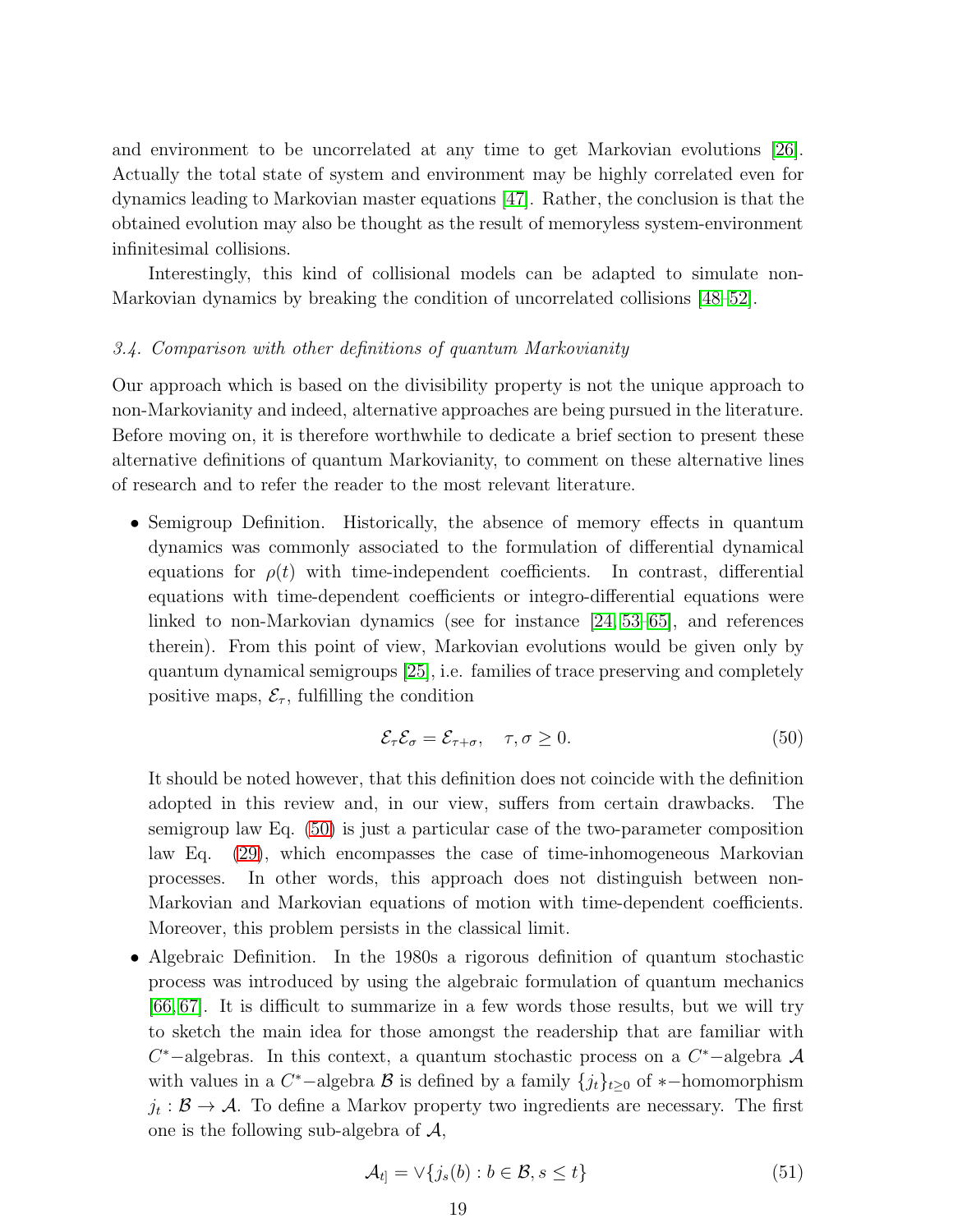and environment to be uncorrelated at any time to get Markovian evolutions [26]. Actually the total state of system and environment may be highly correlated even for dynamics leading to Markovian master equations [47]. Rather, the conclusion is that the obtained evolution may also be thought as the result of memoryless system-environment infinitesimal collisions.

Interestingly, this kind of collisional models can be adapted to simulate non-Markovian dynamics by breaking the condition of uncorrelated collisions [48–52].

### *3.4. Comparison with other definitions of quantum Markovianity*

Our approach which is based on the divisibility property is not the unique approach to non-Markovianity and indeed, alternative approaches are being pursued in the literature. Before moving on, it is therefore worthwhile to dedicate a brief section to present these alternative definitions of quantum Markovianity, to comment on these alternative lines of research and to refer the reader to the most relevant literature.

- Semigroup Definition. Historically, the absence of memory effects in quantum dynamics was commonly associated to the formulation of differential dynamical equations for $\rho(t)$ with time-independent coefficients. In contrast, differential equations with time-dependent coefficients or integro-differential equations were linked to non-Markovian dynamics (see for instance [24, 53–65], and references therein). From this point of view, Markovian evolutions would be given only by quantum dynamical semigroups [25], i.e. families of trace preserving and completely positive maps, $\mathcal{E}_\tau$, fulfilling the condition

$$\mathcal{E}_\tau \mathcal{E}_\sigma = \mathcal{E}_{\tau+\sigma}, \quad \tau, \sigma \geq 0. \tag{50}$$

  It should be noted however, that this definition does not coincide with the definition adopted in this review and, in our view, suffers from certain drawbacks. The semigroup law Eq. (50) is just a particular case of the two-parameter composition law Eq. (29), which encompasses the case of time-inhomogeneous Markovian processes. In other words, this approach does not distinguish between non-Markovian and Markovian equations of motion with time-dependent coefficients. Moreover, this problem persists in the classical limit.

- Algebraic Definition. In the 1980s a rigorous definition of quantum stochastic process was introduced by using the algebraic formulation of quantum mechanics [66, 67]. It is difficult to summarize in a few words those results, but we will try to sketch the main idea for those amongst the readership that are familiar with $C^*-$algebras. In this context, a quantum stochastic process on a $C^*-$algebra $\mathcal{A}$ with values in a $C^*-$algebra $\mathcal{B}$ is defined by a family $\{j_t\}_{t\geq 0}$ of $*-$homomorphism $j_t : \mathcal{B} \rightarrow \mathcal{A}$. To define a Markov property two ingredients are necessary. The first one is the following sub-algebra of $\mathcal{A}$,

$$\mathcal{A}_{t]} = \vee\{j_s(b) : b \in \mathcal{B}, s \leq t\} \tag{51}$$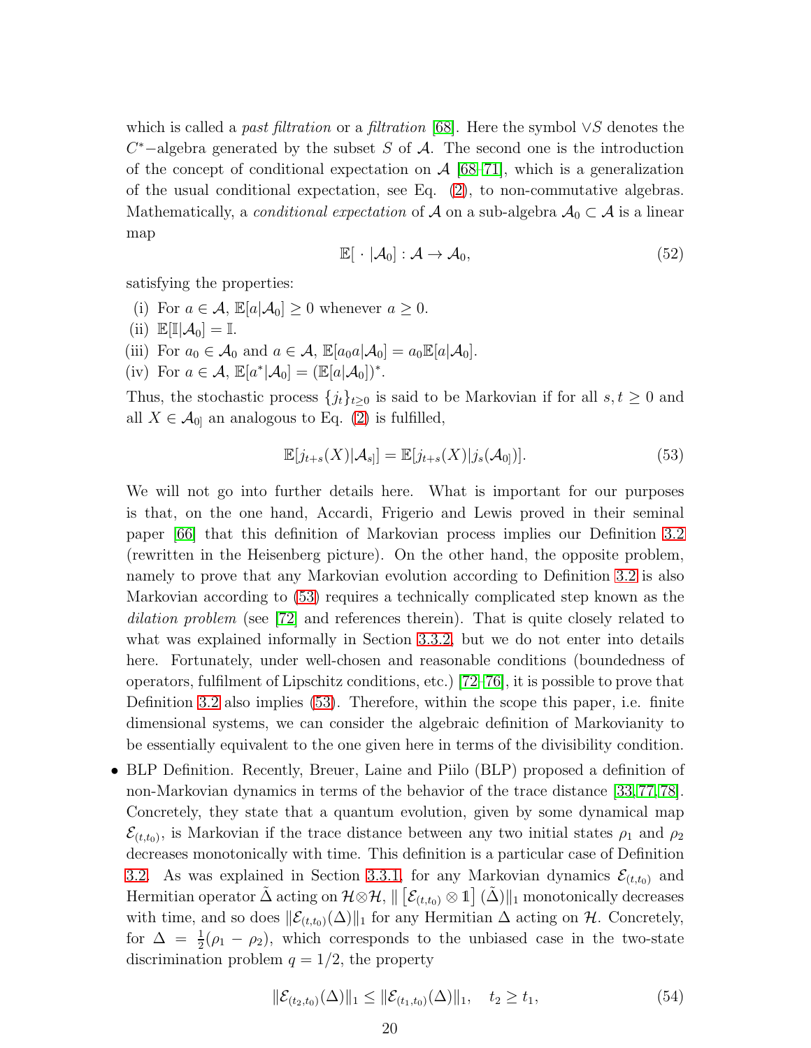which is called a *past filtration* or a *filtration* [68]. Here the symbol $\vee S$ denotes the $C^*-$algebra generated by the subset $S$ of $\mathcal{A}$. The second one is the introduction of the concept of conditional expectation on $\mathcal{A}$ [68–71], which is a generalization of the usual conditional expectation, see Eq. (2), to non-commutative algebras. Mathematically, a *conditional expectation* of $\mathcal{A}$ on a sub-algebra $\mathcal{A}_0 \subset \mathcal{A}$ is a linear map

$$\mathbb{E}[\,\cdot\,|\mathcal{A}_0] : \mathcal{A} \to \mathcal{A}_0, \tag{52}$$

satisfying the properties:

(i) For $a \in \mathcal{A}$, $\mathbb{E}[a|\mathcal{A}_0] \geq 0$ whenever $a \geq 0$.

(ii) $\mathbb{E}[\mathbb{I}|\mathcal{A}_0] = \mathbb{I}$.

(iii) For $a_0 \in \mathcal{A}_0$ and $a \in \mathcal{A}$, $\mathbb{E}[a_0 a|\mathcal{A}_0] = a_0\mathbb{E}[a|\mathcal{A}_0]$.

(iv) For $a \in \mathcal{A}$, $\mathbb{E}[a^*|\mathcal{A}_0] = (\mathbb{E}[a|\mathcal{A}_0])^*$.

Thus, the stochastic process $\{j_t\}_{t\geq 0}$ is said to be Markovian if for all $s, t \geq 0$ and all $X \in \mathcal{A}_{0]}$ an analogous to Eq. (2) is fulfilled,

$$\mathbb{E}[j_{t+s}(X)|\mathcal{A}_{s]}] = \mathbb{E}[j_{t+s}(X)|j_s(\mathcal{A}_{0]})]. \tag{53}$$

We will not go into further details here. What is important for our purposes is that, on the one hand, Accardi, Frigerio and Lewis proved in their seminal paper [66] that this definition of Markovian process implies our Definition 3.2 (rewritten in the Heisenberg picture). On the other hand, the opposite problem, namely to prove that any Markovian evolution according to Definition 3.2 is also Markovian according to (53) requires a technically complicated step known as the *dilation problem* (see [72] and references therein). That is quite closely related to what was explained informally in Section 3.3.2, but we do not enter into details here. Fortunately, under well-chosen and reasonable conditions (boundedness of operators, fulfilment of Lipschitz conditions, etc.) [72–76], it is possible to prove that Definition 3.2 also implies (53). Therefore, within the scope this paper, i.e. finite dimensional systems, we can consider the algebraic definition of Markovianity to be essentially equivalent to the one given here in terms of the divisibility condition.

- BLP Definition. Recently, Breuer, Laine and Piilo (BLP) proposed a definition of non-Markovian dynamics in terms of the behavior of the trace distance [33,77,78]. Concretely, they state that a quantum evolution, given by some dynamical map $\mathcal{E}_{(t,t_0)}$, is Markovian if the trace distance between any two initial states $\rho_1$ and $\rho_2$ decreases monotonically with time. This definition is a particular case of Definition 3.2. As was explained in Section 3.3.1, for any Markovian dynamics $\mathcal{E}_{(t,t_0)}$ and Hermitian operator $\tilde{\Delta}$ acting on $\mathcal{H}\otimes\mathcal{H}$, $\|\left[\mathcal{E}_{(t,t_0)} \otimes \mathbb{1}\right](\tilde{\Delta})\|_1$ monotonically decreases with time, and so does $\|\mathcal{E}_{(t,t_0)}(\Delta)\|_1$ for any Hermitian $\Delta$ acting on $\mathcal{H}$. Concretely, for $\Delta = \frac{1}{2}(\rho_1 - \rho_2)$, which corresponds to the unbiased case in the two-state discrimination problem $q = 1/2$, the property

$$\|\mathcal{E}_{(t_2,t_0)}(\Delta)\|_1 \leq \|\mathcal{E}_{(t_1,t_0)}(\Delta)\|_1, \quad t_2 \geq t_1, \tag{54}$$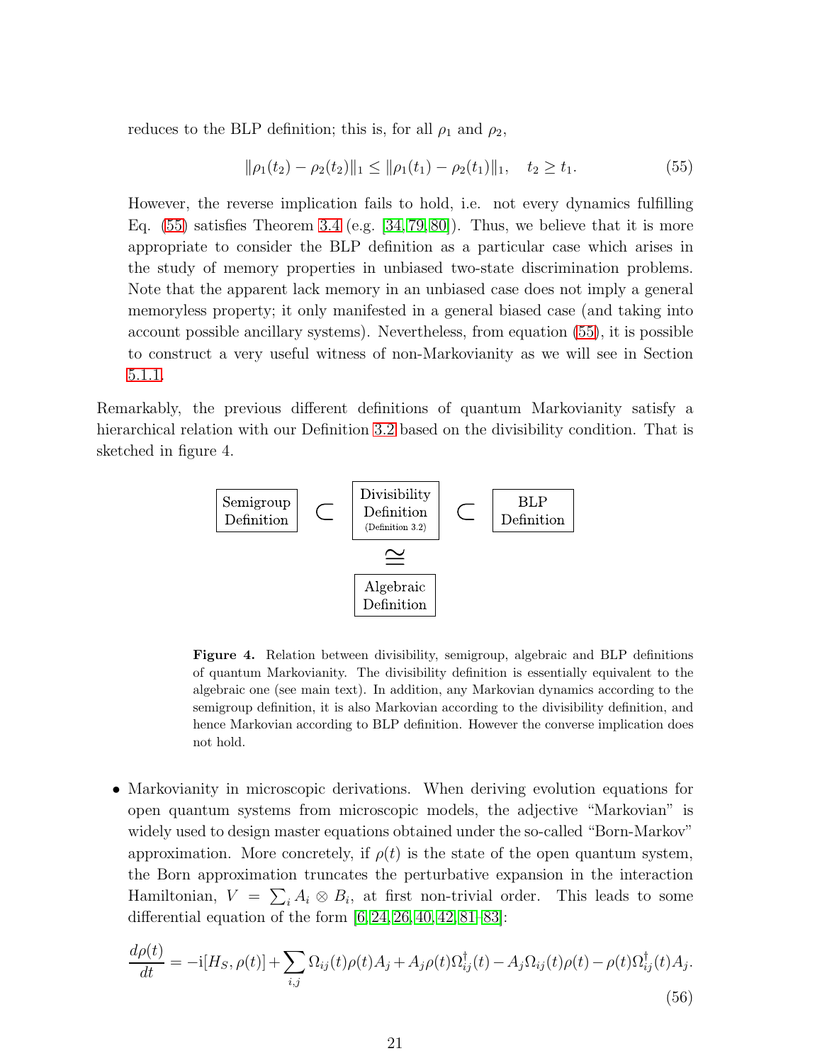reduces to the BLP definition; this is, for all $\rho_1$ and $\rho_2$,

$$\|\rho_1(t_2) - \rho_2(t_2)\|_1 \leq \|\rho_1(t_1) - \rho_2(t_1)\|_1, \quad t_2 \geq t_1. \tag{55}$$

However, the reverse implication fails to hold, i.e. not every dynamics fulfilling Eq. (55) satisfies Theorem 3.4 (e.g. [34, 79, 80]). Thus, we believe that it is more appropriate to consider the BLP definition as a particular case which arises in the study of memory properties in unbiased two-state discrimination problems. Note that the apparent lack memory in an unbiased case does not imply a general memoryless property; it only manifested in a general biased case (and taking into account possible ancillary systems). Nevertheless, from equation (55), it is possible to construct a very useful witness of non-Markovianity as we will see in Section 5.1.1.

Remarkably, the previous different definitions of quantum Markovianity satisfy a hierarchical relation with our Definition 3.2 based on the divisibility condition. That is sketched in figure 4.

| Semigroup Definition | $\subset$ | Divisibility Definition (Definition 3.2) | $\subset$ | BLP Definition |
| --- | --- | --- | --- | --- |
| | | $\cong$ | | |
| | | Algebraic Definition | | |

**Figure 4.** Relation between divisibility, semigroup, algebraic and BLP definitions of quantum Markovianity. The divisibility definition is essentially equivalent to the algebraic one (see main text). In addition, any Markovian dynamics according to the semigroup definition, it is also Markovian according to the divisibility definition, and hence Markovian according to BLP definition. However the converse implication does not hold.

- Markovianity in microscopic derivations. When deriving evolution equations for open quantum systems from microscopic models, the adjective "Markovian" is widely used to design master equations obtained under the so-called "Born-Markov" approximation. More concretely, if $\rho(t)$ is the state of the open quantum system, the Born approximation truncates the perturbative expansion in the interaction Hamiltonian, $V = \sum_i A_i \otimes B_i$, at first non-trivial order. This leads to some differential equation of the form [6, 24, 26, 40, 42, 81–83]:

$$\frac{d\rho(t)}{dt} = -\mathrm{i}[H_S, \rho(t)] + \sum_{i,j} \Omega_{ij}(t)\rho(t)A_j + A_j\rho(t)\Omega_{ij}^\dagger(t) - A_j\Omega_{ij}(t)\rho(t) - \rho(t)\Omega_{ij}^\dagger(t)A_j. \tag{56}$$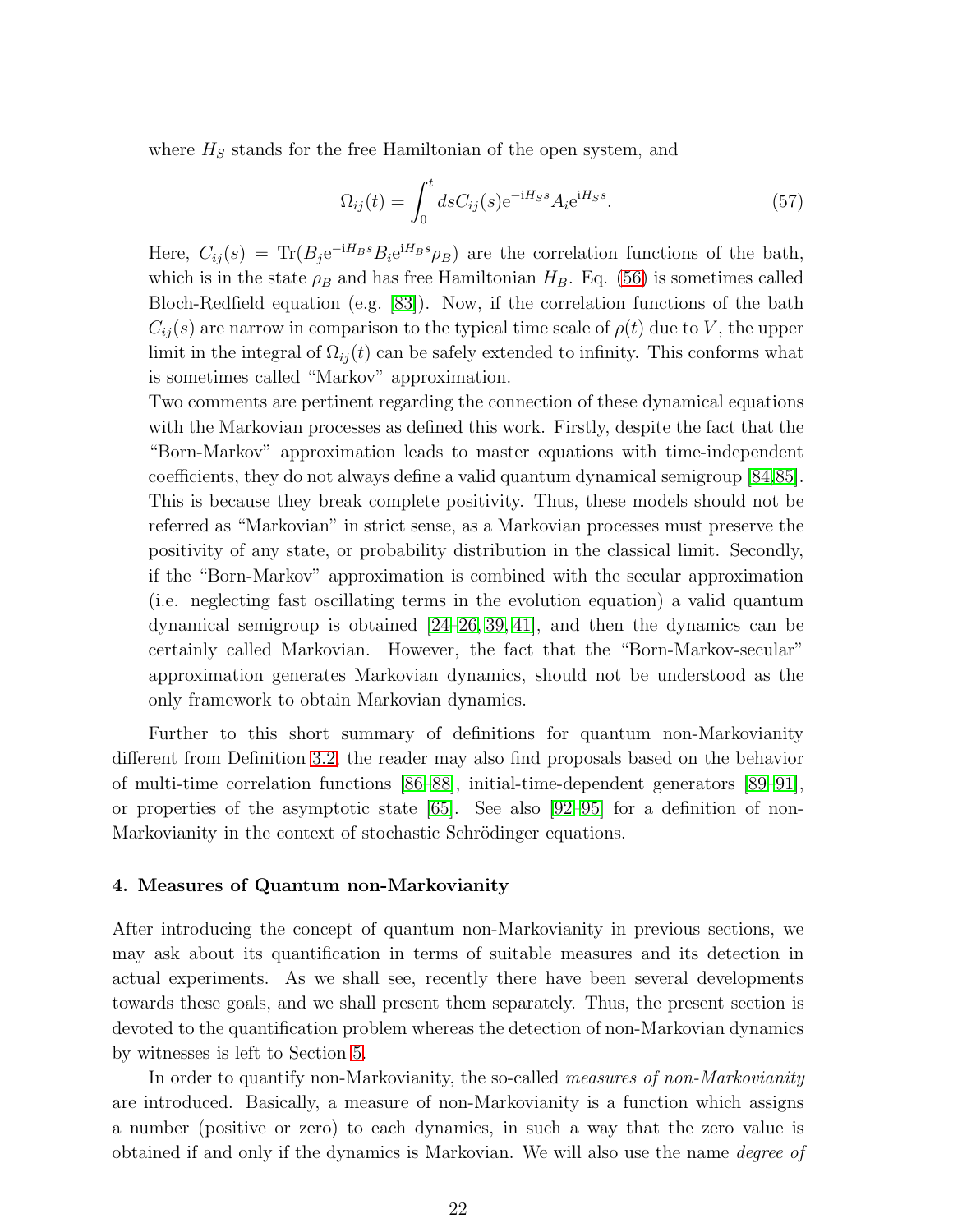where $H_S$ stands for the free Hamiltonian of the open system, and

$$\Omega_{ij}(t) = \int_0^t ds C_{ij}(s) \mathrm{e}^{-\mathrm{i}H_S s} A_i \mathrm{e}^{\mathrm{i}H_S s}. \tag{57}$$

Here, $C_{ij}(s) = \mathrm{Tr}(B_j \mathrm{e}^{-\mathrm{i}H_B s} B_i \mathrm{e}^{\mathrm{i}H_B s} \rho_B)$ are the correlation functions of the bath, which is in the state $\rho_B$ and has free Hamiltonian $H_B$. Eq. (56) is sometimes called Bloch-Redfield equation (e.g. [83]). Now, if the correlation functions of the bath $C_{ij}(s)$ are narrow in comparison to the typical time scale of $\rho(t)$ due to $V$, the upper limit in the integral of $\Omega_{ij}(t)$ can be safely extended to infinity. This conforms what is sometimes called "Markov" approximation.

Two comments are pertinent regarding the connection of these dynamical equations with the Markovian processes as defined this work. Firstly, despite the fact that the "Born-Markov" approximation leads to master equations with time-independent coefficients, they do not always define a valid quantum dynamical semigroup [84,85]. This is because they break complete positivity. Thus, these models should not be referred as "Markovian" in strict sense, as a Markovian processes must preserve the positivity of any state, or probability distribution in the classical limit. Secondly, if the "Born-Markov" approximation is combined with the secular approximation (i.e. neglecting fast oscillating terms in the evolution equation) a valid quantum dynamical semigroup is obtained [24–26, 39, 41], and then the dynamics can be certainly called Markovian. However, the fact that the "Born-Markov-secular" approximation generates Markovian dynamics, should not be understood as the only framework to obtain Markovian dynamics.

Further to this short summary of definitions for quantum non-Markovianity different from Definition 3.2, the reader may also find proposals based on the behavior of multi-time correlation functions [86–88], initial-time-dependent generators [89–91], or properties of the asymptotic state [65]. See also [92–95] for a definition of non-Markovianity in the context of stochastic Schrödinger equations.

## 4. Measures of Quantum non-Markovianity

After introducing the concept of quantum non-Markovianity in previous sections, we may ask about its quantification in terms of suitable measures and its detection in actual experiments. As we shall see, recently there have been several developments towards these goals, and we shall present them separately. Thus, the present section is devoted to the quantification problem whereas the detection of non-Markovian dynamics by witnesses is left to Section 5.

In order to quantify non-Markovianity, the so-called *measures of non-Markovianity* are introduced. Basically, a measure of non-Markovianity is a function which assigns a number (positive or zero) to each dynamics, in such a way that the zero value is obtained if and only if the dynamics is Markovian. We will also use the name *degree of*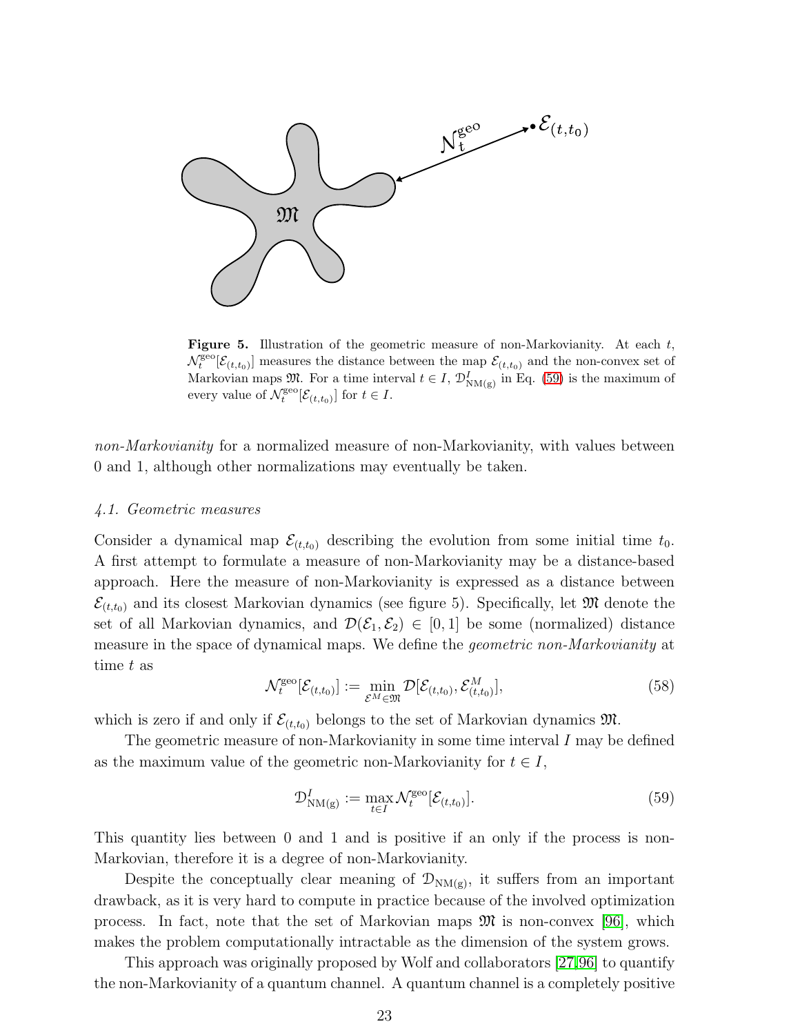**Figure 5.** Illustration of the geometric measure of non-Markovianity. At each $t$, $\mathcal{N}_t^{\rm geo}[\mathcal{E}_{(t,t_0)}]$ measures the distance between the map $\mathcal{E}_{(t,t_0)}$ and the non-convex set of Markovian maps $\mathfrak{M}$. For a time interval $t \in I$, $\mathcal{D}_{\rm NM(g)}^{I}$ in Eq. (59) is the maximum of every value of $\mathcal{N}_t^{\rm geo}[\mathcal{E}_{(t,t_0)}]$ for $t \in I$.

*non-Markovianity* for a normalized measure of non-Markovianity, with values between 0 and 1, although other normalizations may eventually be taken.

### 4.1. Geometric measures

Consider a dynamical map $\mathcal{E}_{(t,t_0)}$ describing the evolution from some initial time $t_0$. A first attempt to formulate a measure of non-Markovianity may be a distance-based approach. Here the measure of non-Markovianity is expressed as a distance between $\mathcal{E}_{(t,t_0)}$ and its closest Markovian dynamics (see figure 5). Specifically, let $\mathfrak{M}$ denote the set of all Markovian dynamics, and $\mathcal{D}(\mathcal{E}_1, \mathcal{E}_2) \in [0,1]$ be some (normalized) distance measure in the space of dynamical maps. We define the *geometric non-Markovianity* at time $t$ as

$$\mathcal{N}_t^{\rm geo}[\mathcal{E}_{(t,t_0)}] := \min_{\mathcal{E}^M \in \mathfrak{M}} \mathcal{D}[\mathcal{E}_{(t,t_0)}, \mathcal{E}_{(t,t_0)}^M], \tag{58}$$

which is zero if and only if $\mathcal{E}_{(t,t_0)}$ belongs to the set of Markovian dynamics $\mathfrak{M}$.

The geometric measure of non-Markovianity in some time interval $I$ may be defined as the maximum value of the geometric non-Markovianity for $t \in I$,

$$\mathcal{D}_{\rm NM(g)}^{I} := \max_{t \in I} \mathcal{N}_t^{\rm geo}[\mathcal{E}_{(t,t_0)}]. \tag{59}$$

This quantity lies between 0 and 1 and is positive if an only if the process is non-Markovian, therefore it is a degree of non-Markovianity.

Despite the conceptually clear meaning of $\mathcal{D}_{\rm NM(g)}$, it suffers from an important drawback, as it is very hard to compute in practice because of the involved optimization process. In fact, note that the set of Markovian maps $\mathfrak{M}$ is non-convex [96], which makes the problem computationally intractable as the dimension of the system grows.

This approach was originally proposed by Wolf and collaborators [27,96] to quantify the non-Markovianity of a quantum channel. A quantum channel is a completely positive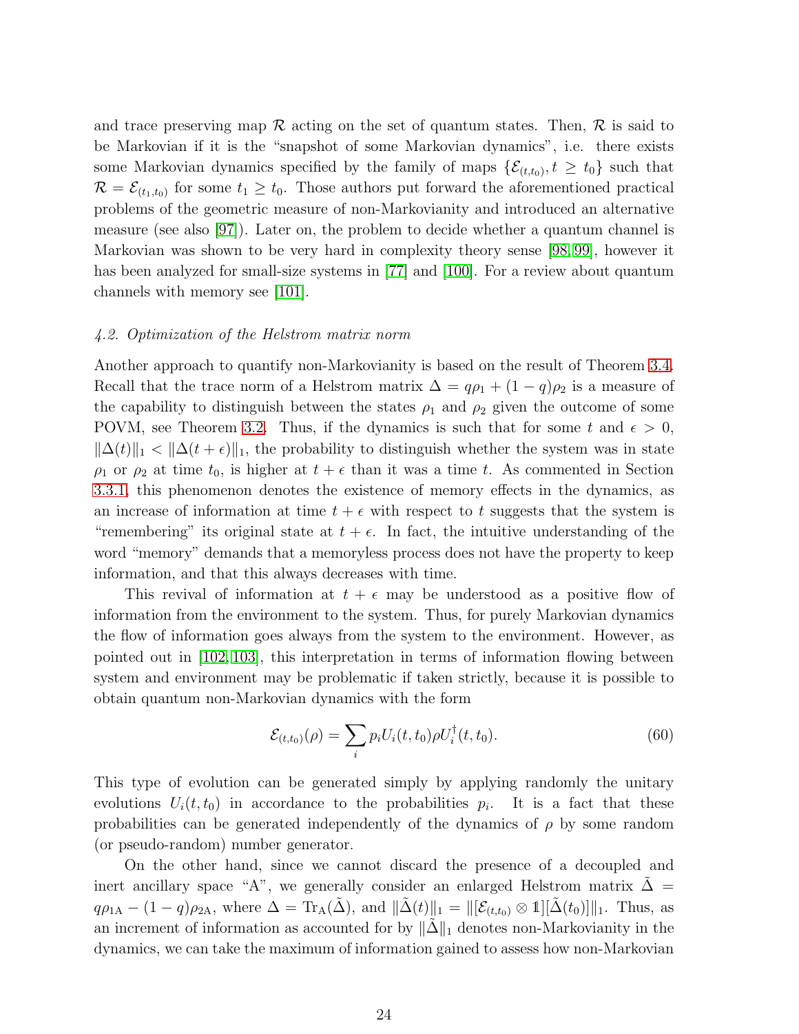and trace preserving map $\mathcal{R}$ acting on the set of quantum states. Then, $\mathcal{R}$ is said to be Markovian if it is the "snapshot of some Markovian dynamics", i.e. there exists some Markovian dynamics specified by the family of maps $\{\mathcal{E}_{(t,t_0)}, t \geq t_0\}$ such that $\mathcal{R} = \mathcal{E}_{(t_1,t_0)}$ for some $t_1 \geq t_0$. Those authors put forward the aforementioned practical problems of the geometric measure of non-Markovianity and introduced an alternative measure (see also [97]). Later on, the problem to decide whether a quantum channel is Markovian was shown to be very hard in complexity theory sense [98, 99], however it has been analyzed for small-size systems in [77] and [100]. For a review about quantum channels with memory see [101].

### *4.2. Optimization of the Helstrom matrix norm*

Another approach to quantify non-Markovianity is based on the result of Theorem 3.4. Recall that the trace norm of a Helstrom matrix $\Delta = q\rho_1 + (1-q)\rho_2$ is a measure of the capability to distinguish between the states $\rho_1$ and $\rho_2$ given the outcome of some POVM, see Theorem 3.2. Thus, if the dynamics is such that for some $t$ and $\epsilon > 0$, $\|\Delta(t)\|_1 < \|\Delta(t+\epsilon)\|_1$, the probability to distinguish whether the system was in state $\rho_1$ or $\rho_2$ at time $t_0$, is higher at $t+\epsilon$ than it was a time $t$. As commented in Section 3.3.1, this phenomenon denotes the existence of memory effects in the dynamics, as an increase of information at time $t+\epsilon$ with respect to $t$ suggests that the system is "remembering" its original state at $t+\epsilon$. In fact, the intuitive understanding of the word "memory" demands that a memoryless process does not have the property to keep information, and that this always decreases with time.

This revival of information at $t+\epsilon$ may be understood as a positive flow of information from the environment to the system. Thus, for purely Markovian dynamics the flow of information goes always from the system to the environment. However, as pointed out in [102, 103], this interpretation in terms of information flowing between system and environment may be problematic if taken strictly, because it is possible to obtain quantum non-Markovian dynamics with the form

$$\mathcal{E}_{(t,t_0)}(\rho) = \sum_i p_i U_i(t,t_0)\rho U_i^\dagger(t,t_0). \tag{60}$$

This type of evolution can be generated simply by applying randomly the unitary evolutions $U_i(t,t_0)$ in accordance to the probabilities $p_i$. It is a fact that these probabilities can be generated independently of the dynamics of $\rho$ by some random (or pseudo-random) number generator.

On the other hand, since we cannot discard the presence of a decoupled and inert ancillary space "A", we generally consider an enlarged Helstrom matrix $\tilde{\Delta} = q\rho_{1\mathrm{A}} - (1-q)\rho_{2\mathrm{A}}$, where $\Delta = \mathrm{Tr}_{\mathrm{A}}(\tilde{\Delta})$, and $\|\tilde{\Delta}(t)\|_1 = \|[\mathcal{E}_{(t,t_0)} \otimes \mathbb{1}][\tilde{\Delta}(t_0)]\|_1$. Thus, as an increment of information as accounted for by $\|\tilde{\Delta}\|_1$ denotes non-Markovianity in the dynamics, we can take the maximum of information gained to assess how non-Markovian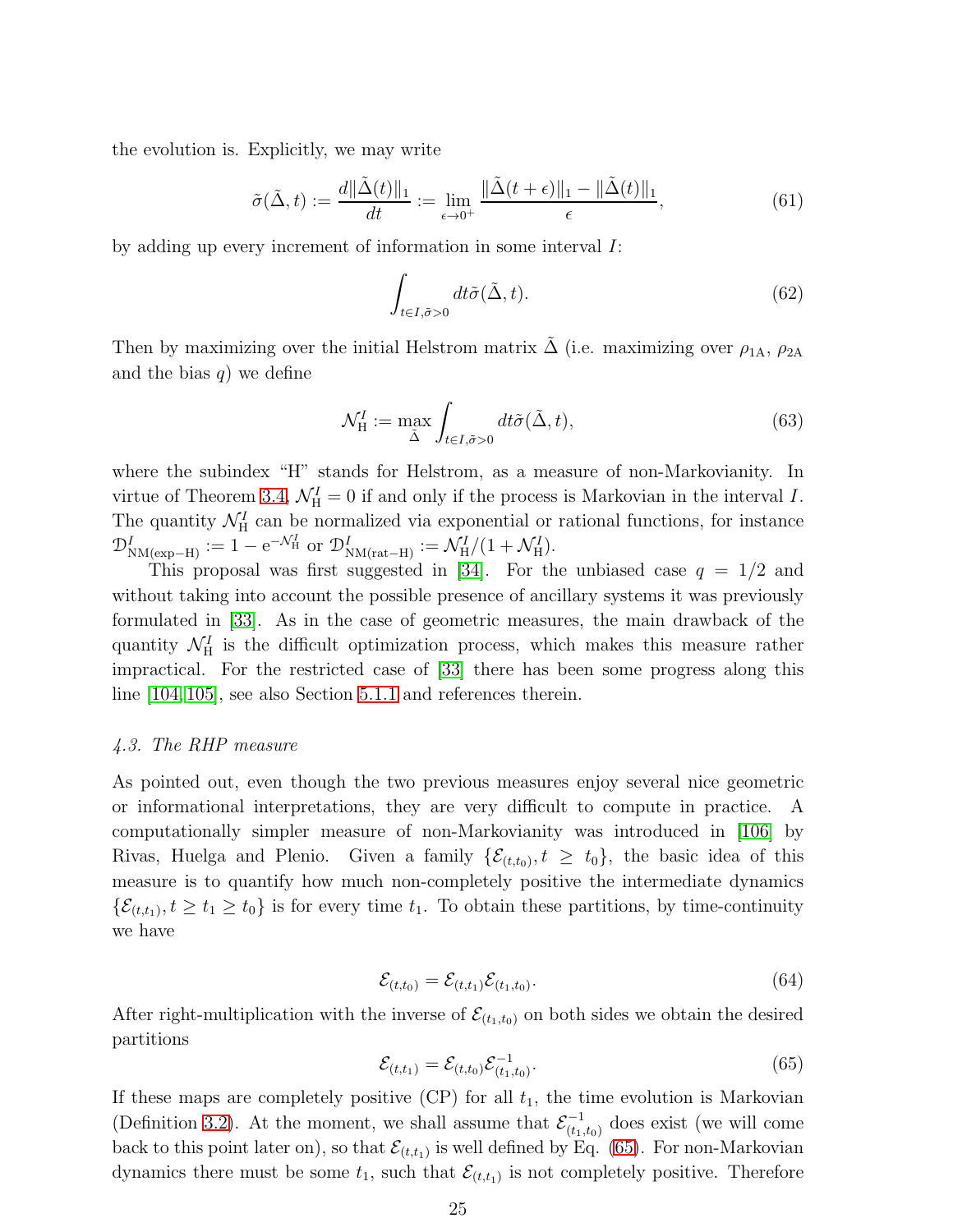the evolution is. Explicitly, we may write

$$\tilde{\sigma}(\tilde{\Delta}, t) := \frac{d\|\tilde{\Delta}(t)\|_1}{dt} := \lim_{\epsilon \to 0^+} \frac{\|\tilde{\Delta}(t+\epsilon)\|_1 - \|\tilde{\Delta}(t)\|_1}{\epsilon}, \tag{61}$$

by adding up every increment of information in some interval $I$:

$$\int_{t \in I, \tilde{\sigma} > 0} dt \tilde{\sigma}(\tilde{\Delta}, t). \tag{62}$$

Then by maximizing over the initial Helstrom matrix $\tilde{\Delta}$ (i.e. maximizing over $\rho_{1\text{A}}$, $\rho_{2\text{A}}$ and the bias $q$) we define

$$\mathcal{N}_{\text{H}}^{I} := \max_{\tilde{\Delta}} \int_{t \in I, \tilde{\sigma} > 0} dt \tilde{\sigma}(\tilde{\Delta}, t), \tag{63}$$

where the subindex "H" stands for Helstrom, as a measure of non-Markovianity. In virtue of Theorem 3.4, $\mathcal{N}_{\text{H}}^{I} = 0$ if and only if the process is Markovian in the interval $I$. The quantity $\mathcal{N}_{\text{H}}^{I}$ can be normalized via exponential or rational functions, for instance $\mathcal{D}_{\text{NM(exp-H)}}^{I} := 1 - \text{e}^{-\mathcal{N}_{\text{H}}^{I}}$ or $\mathcal{D}_{\text{NM(rat-H)}}^{I} := \mathcal{N}_{\text{H}}^{I}/(1 + \mathcal{N}_{\text{H}}^{I})$.

This proposal was first suggested in [34]. For the unbiased case $q = 1/2$ and without taking into account the possible presence of ancillary systems it was previously formulated in [33]. As in the case of geometric measures, the main drawback of the quantity $\mathcal{N}_{\text{H}}^{I}$ is the difficult optimization process, which makes this measure rather impractical. For the restricted case of [33] there has been some progress along this line [104, 105], see also Section 5.1.1 and references therein.

### *4.3. The RHP measure*

As pointed out, even though the two previous measures enjoy several nice geometric or informational interpretations, they are very difficult to compute in practice. A computationally simpler measure of non-Markovianity was introduced in [106] by Rivas, Huelga and Plenio. Given a family $\{\mathcal{E}_{(t,t_0)}, t \geq t_0\}$, the basic idea of this measure is to quantify how much non-completely positive the intermediate dynamics $\{\mathcal{E}_{(t,t_1)}, t \geq t_1 \geq t_0\}$ is for every time $t_1$. To obtain these partitions, by time-continuity we have

$$\mathcal{E}_{(t,t_0)} = \mathcal{E}_{(t,t_1)} \mathcal{E}_{(t_1,t_0)}. \tag{64}$$

After right-multiplication with the inverse of $\mathcal{E}_{(t_1,t_0)}$ on both sides we obtain the desired partitions

$$\mathcal{E}_{(t,t_1)} = \mathcal{E}_{(t,t_0)} \mathcal{E}_{(t_1,t_0)}^{-1}. \tag{65}$$

If these maps are completely positive (CP) for all $t_1$, the time evolution is Markovian (Definition 3.2). At the moment, we shall assume that $\mathcal{E}_{(t_1,t_0)}^{-1}$ does exist (we will come back to this point later on), so that $\mathcal{E}_{(t,t_1)}$ is well defined by Eq. (65). For non-Markovian dynamics there must be some $t_1$, such that $\mathcal{E}_{(t,t_1)}$ is not completely positive. Therefore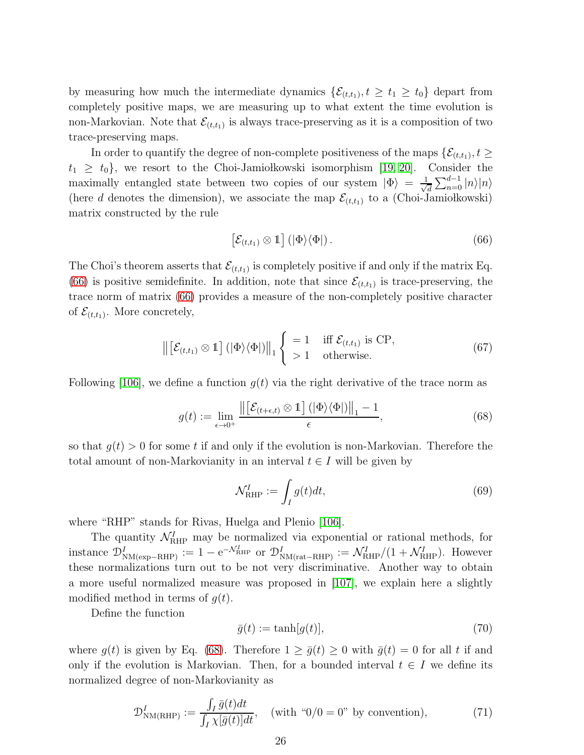by measuring how much the intermediate dynamics $\{\mathcal{E}_{(t,t_1)}, t \geq t_1 \geq t_0\}$ depart from completely positive maps, we are measuring up to what extent the time evolution is non-Markovian. Note that $\mathcal{E}_{(t,t_1)}$ is always trace-preserving as it is a composition of two trace-preserving maps.

In order to quantify the degree of non-complete positiveness of the maps $\{\mathcal{E}_{(t,t_1)}, t \geq t_1 \geq t_0\}$, we resort to the Choi-Jamiołkowski isomorphism [19, 20]. Consider the maximally entangled state between two copies of our system $|\Phi\rangle = \frac{1}{\sqrt{d}}\sum_{n=0}^{d-1}|n\rangle|n\rangle$ (here $d$ denotes the dimension), we associate the map $\mathcal{E}_{(t,t_1)}$ to a (Choi-Jamiołkowski) matrix constructed by the rule

$$\left[\mathcal{E}_{(t,t_1)} \otimes \mathbb{1}\right](|\Phi\rangle\langle\Phi|). \tag{66}$$

The Choi's theorem asserts that $\mathcal{E}_{(t,t_1)}$ is completely positive if and only if the matrix Eq. (66) is positive semidefinite. In addition, note that since $\mathcal{E}_{(t,t_1)}$ is trace-preserving, the trace norm of matrix (66) provides a measure of the non-completely positive character of $\mathcal{E}_{(t,t_1)}$. More concretely,

$$\left\|\left[\mathcal{E}_{(t,t_1)} \otimes \mathbb{1}\right](|\Phi\rangle\langle\Phi|)\right\|_1 \begin{cases} = 1 & \text{iff } \mathcal{E}_{(t,t_1)} \text{ is CP,} \\ > 1 & \text{otherwise.} \end{cases} \tag{67}$$

Following [106], we define a function $g(t)$ via the right derivative of the trace norm as

$$g(t) := \lim_{\epsilon \to 0^+} \frac{\left\|\left[\mathcal{E}_{(t+\epsilon,t)} \otimes \mathbb{1}\right](|\Phi\rangle\langle\Phi|)\right\|_1 - 1}{\epsilon}, \tag{68}$$

so that $g(t) > 0$ for some $t$ if and only if the evolution is non-Markovian. Therefore the total amount of non-Markovianity in an interval $t \in I$ will be given by

$$\mathcal{N}_{\mathrm{RHP}}^{I} := \int_I g(t)dt, \tag{69}$$

where "RHP" stands for Rivas, Huelga and Plenio [106].

The quantity $\mathcal{N}_{\mathrm{RHP}}^{I}$ may be normalized via exponential or rational methods, for instance $\mathcal{D}_{\mathrm{NM(exp-RHP)}}^{I} := 1 - \mathrm{e}^{-\mathcal{N}_{\mathrm{RHP}}^{I}}$ or $\mathcal{D}_{\mathrm{NM(rat-RHP)}}^{I} := \mathcal{N}_{\mathrm{RHP}}^{I}/(1+\mathcal{N}_{\mathrm{RHP}}^{I})$. However these normalizations turn out to be not very discriminative. Another way to obtain a more useful normalized measure was proposed in [107], we explain here a slightly modified method in terms of $g(t)$.

Define the function

$$\bar{g}(t) := \tanh[g(t)], \tag{70}$$

where $g(t)$ is given by Eq. (68). Therefore $1 \geq \bar{g}(t) \geq 0$ with $\bar{g}(t) = 0$ for all $t$ if and only if the evolution is Markovian. Then, for a bounded interval $t \in I$ we define its normalized degree of non-Markovianity as

$$\mathcal{D}_{\mathrm{NM(RHP)}}^{I} := \frac{\int_I \bar{g}(t)dt}{\int_I \chi[\bar{g}(t)]dt}, \quad \text{(with "0/0 = 0" by convention)}, \tag{71}$$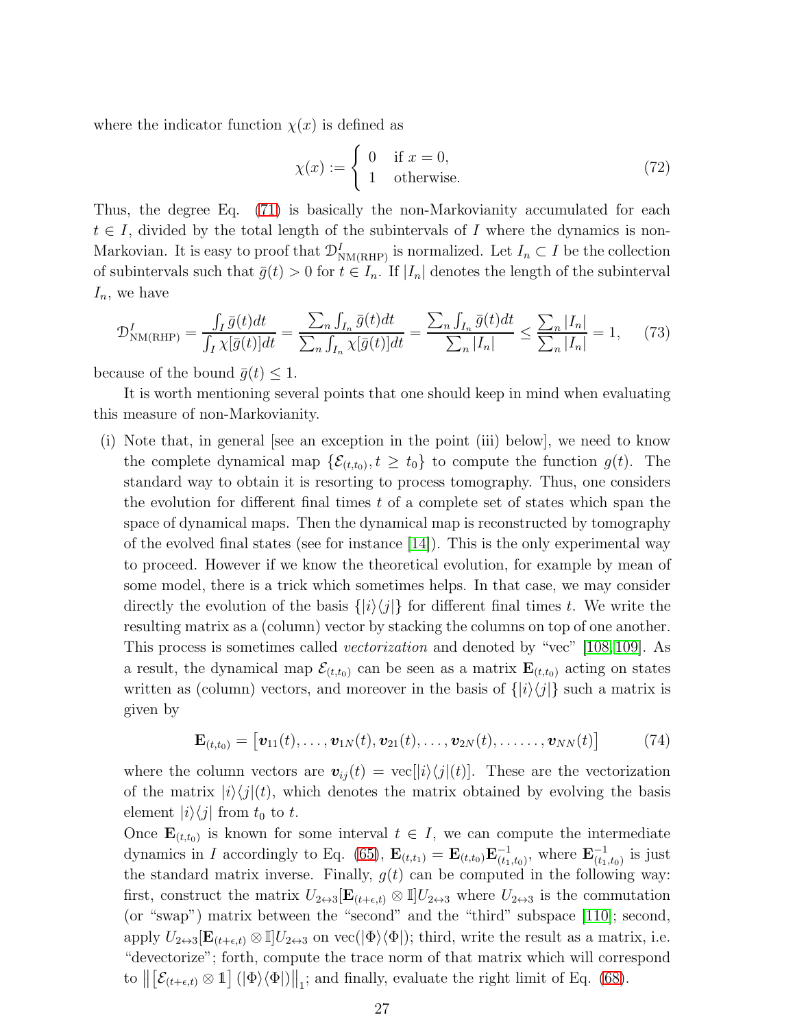where the indicator function $\chi(x)$ is defined as

$$\chi(x) := \begin{cases} 0 & \text{if } x = 0, \\ 1 & \text{otherwise.} \end{cases} \tag{72}$$

Thus, the degree Eq. (71) is basically the non-Markovianity accumulated for each $t \in I$, divided by the total length of the subintervals of $I$ where the dynamics is non-Markovian. It is easy to proof that $\mathcal{D}^I_{\mathrm{NM(RHP)}}$ is normalized. Let $I_n \subset I$ be the collection of subintervals such that $\bar{g}(t) > 0$ for $t \in I_n$. If $|I_n|$ denotes the length of the subinterval $I_n$, we have

$$\mathcal{D}^I_{\mathrm{NM(RHP)}} = \frac{\int_I \bar{g}(t)dt}{\int_I \chi[\bar{g}(t)]dt} = \frac{\sum_n \int_{I_n} \bar{g}(t)dt}{\sum_n \int_{I_n} \chi[\bar{g}(t)]dt} = \frac{\sum_n \int_{I_n} \bar{g}(t)dt}{\sum_n |I_n|} \leq \frac{\sum_n |I_n|}{\sum_n |I_n|} = 1, \tag{73}$$

because of the bound $\bar{g}(t) \leq 1$.

It is worth mentioning several points that one should keep in mind when evaluating this measure of non-Markovianity.

(i) Note that, in general [see an exception in the point (iii) below], we need to know the complete dynamical map $\{\mathcal{E}_{(t,t_0)}, t \geq t_0\}$ to compute the function $g(t)$. The standard way to obtain it is resorting to process tomography. Thus, one considers the evolution for different final times $t$ of a complete set of states which span the space of dynamical maps. Then the dynamical map is reconstructed by tomography of the evolved final states (see for instance [14]). This is the only experimental way to proceed. However if we know the theoretical evolution, for example by mean of some model, there is a trick which sometimes helps. In that case, we may consider directly the evolution of the basis $\{|i\rangle\langle j|\}$ for different final times $t$. We write the resulting matrix as a (column) vector by stacking the columns on top of one another. This process is sometimes called *vectorization* and denoted by "vec" [108,109]. As a result, the dynamical map $\mathcal{E}_{(t,t_0)}$ can be seen as a matrix $\mathbf{E}_{(t,t_0)}$ acting on states written as (column) vectors, and moreover in the basis of $\{|i\rangle\langle j|\}$ such a matrix is given by

$$\mathbf{E}_{(t,t_0)} = \left[\boldsymbol{v}_{11}(t), \ldots, \boldsymbol{v}_{1N}(t), \boldsymbol{v}_{21}(t), \ldots, \boldsymbol{v}_{2N}(t), \ldots\ldots, \boldsymbol{v}_{NN}(t)\right] \tag{74}$$

where the column vectors are $\boldsymbol{v}_{ij}(t) = \mathrm{vec}[|i\rangle\langle j|(t)]$. These are the vectorization of the matrix $|i\rangle\langle j|(t)$, which denotes the matrix obtained by evolving the basis element $|i\rangle\langle j|$ from $t_0$ to $t$.

Once $\mathbf{E}_{(t,t_0)}$ is known for some interval $t \in I$, we can compute the intermediate dynamics in $I$ accordingly to Eq. (65), $\mathbf{E}_{(t,t_1)} = \mathbf{E}_{(t,t_0)}\mathbf{E}^{-1}_{(t_1,t_0)}$, where $\mathbf{E}^{-1}_{(t_1,t_0)}$ is just the standard matrix inverse. Finally, $g(t)$ can be computed in the following way: first, construct the matrix $U_{2\leftrightarrow 3}[\mathbf{E}_{(t+\epsilon,t)} \otimes \mathbb{I}]U_{2\leftrightarrow 3}$ where $U_{2\leftrightarrow 3}$ is the commutation (or "swap") matrix between the "second" and the "third" subspace [110]; second, apply $U_{2\leftrightarrow 3}[\mathbf{E}_{(t+\epsilon,t)} \otimes \mathbb{I}]U_{2\leftrightarrow 3}$ on $\mathrm{vec}(|\Phi\rangle\langle\Phi|)$; third, write the result as a matrix, i.e. "devectorize"; forth, compute the trace norm of that matrix which will correspond to $\left\|\left[\mathcal{E}_{(t+\epsilon,t)} \otimes \mathbb{1}\right](|\Phi\rangle\langle\Phi|)\right\|_1$; and finally, evaluate the right limit of Eq. (68).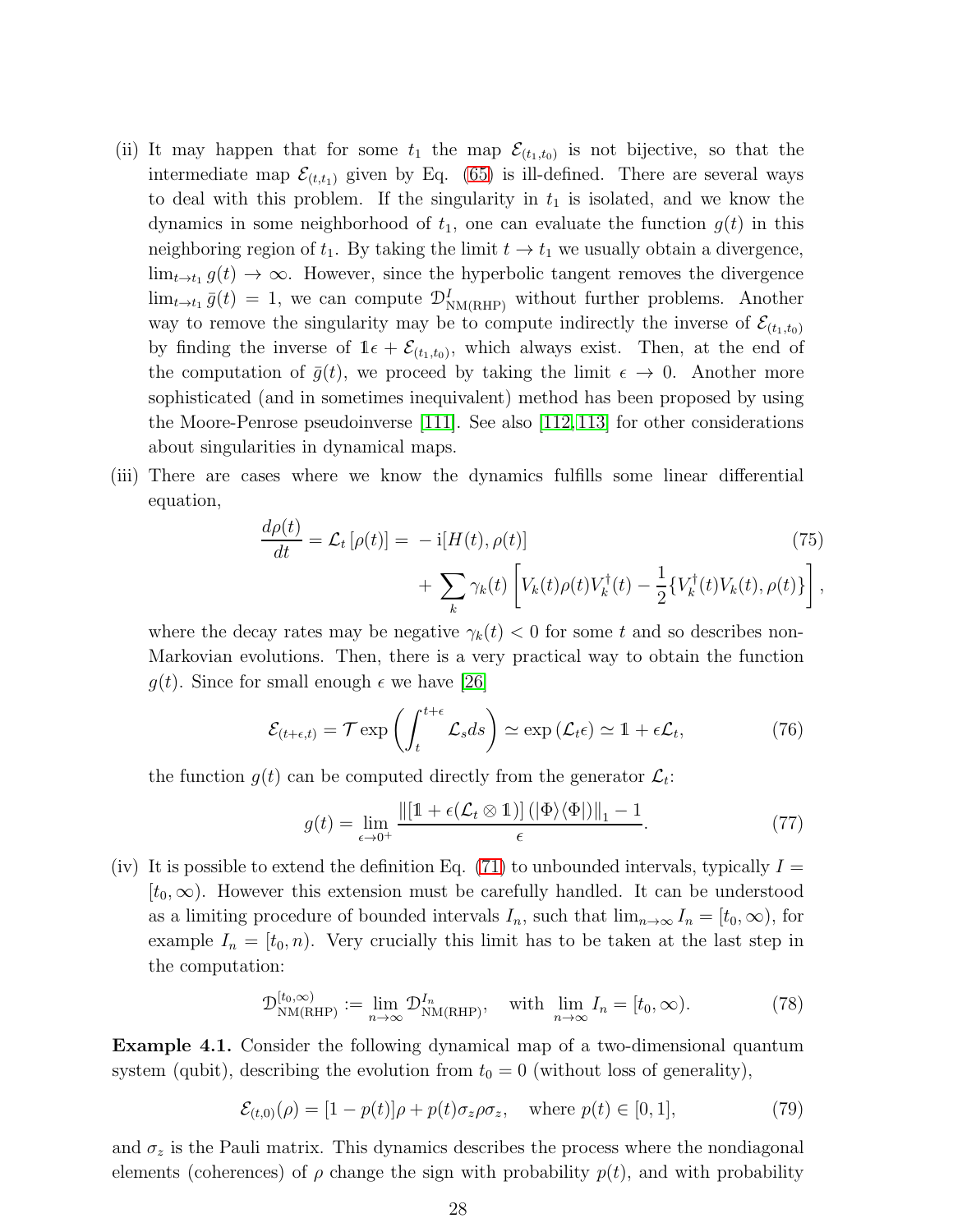(ii) It may happen that for some $t_1$ the map $\mathcal{E}_{(t_1,t_0)}$ is not bijective, so that the intermediate map $\mathcal{E}_{(t,t_1)}$ given by Eq. (65) is ill-defined. There are several ways to deal with this problem. If the singularity in $t_1$ is isolated, and we know the dynamics in some neighborhood of $t_1$, one can evaluate the function $g(t)$ in this neighboring region of $t_1$. By taking the limit $t \to t_1$ we usually obtain a divergence, $\lim_{t\to t_1} g(t) \to \infty$. However, since the hyperbolic tangent removes the divergence $\lim_{t\to t_1} \bar{g}(t) = 1$, we can compute $\mathcal{D}^{I}_{\mathrm{NM(RHP)}}$ without further problems. Another way to remove the singularity may be to compute indirectly the inverse of $\mathcal{E}_{(t_1,t_0)}$ by finding the inverse of $\mathbb{1}\epsilon + \mathcal{E}_{(t_1,t_0)}$, which always exist. Then, at the end of the computation of $\bar{g}(t)$, we proceed by taking the limit $\epsilon \to 0$. Another more sophisticated (and in sometimes inequivalent) method has been proposed by using the Moore-Penrose pseudoinverse [111]. See also [112,113] for other considerations about singularities in dynamical maps.

(iii) There are cases where we know the dynamics fulfills some linear differential equation,

$$
\begin{aligned}
\frac{d\rho(t)}{dt} = \mathcal{L}_t\left[\rho(t)\right] = & -\mathrm{i}[H(t),\rho(t)] \\
& + \sum_k \gamma_k(t)\left[V_k(t)\rho(t)V_k^\dagger(t) - \frac{1}{2}\{V_k^\dagger(t)V_k(t),\rho(t)\}\right],
\end{aligned} \tag{75}
$$

where the decay rates may be negative $\gamma_k(t) < 0$ for some $t$ and so describes non-Markovian evolutions. Then, there is a very practical way to obtain the function $g(t)$. Since for small enough $\epsilon$ we have [26]

$$
\mathcal{E}_{(t+\epsilon,t)} = \mathcal{T}\exp\left(\int_t^{t+\epsilon} \mathcal{L}_s ds\right) \simeq \exp\left(\mathcal{L}_t \epsilon\right) \simeq \mathbb{1} + \epsilon\mathcal{L}_t, \tag{76}
$$

the function $g(t)$ can be computed directly from the generator $\mathcal{L}_t$:

$$
g(t) = \lim_{\epsilon\to 0^+} \frac{\left\|\left[\mathbb{1} + \epsilon(\mathcal{L}_t \otimes \mathbb{1})\right](|\Phi\rangle\langle\Phi|)\right\|_1 - 1}{\epsilon}. \tag{77}
$$

(iv) It is possible to extend the definition Eq. (71) to unbounded intervals, typically $I = [t_0, \infty)$. However this extension must be carefully handled. It can be understood as a limiting procedure of bounded intervals $I_n$, such that $\lim_{n\to\infty} I_n = [t_0,\infty)$, for example $I_n = [t_0, n)$. Very crucially this limit has to be taken at the last step in the computation:

$$
\mathcal{D}^{[t_0,\infty)}_{\mathrm{NM(RHP)}} := \lim_{n\to\infty} \mathcal{D}^{I_n}_{\mathrm{NM(RHP)}}, \quad \text{with } \lim_{n\to\infty} I_n = [t_0,\infty). \tag{78}
$$

**Example 4.1.** Consider the following dynamical map of a two-dimensional quantum system (qubit), describing the evolution from $t_0 = 0$ (without loss of generality),

$$
\mathcal{E}_{(t,0)}(\rho) = [1 - p(t)]\rho + p(t)\sigma_z\rho\sigma_z, \quad \text{where } p(t) \in [0,1], \tag{79}
$$

and $\sigma_z$ is the Pauli matrix. This dynamics describes the process where the nondiagonal elements (coherences) of $\rho$ change the sign with probability $p(t)$, and with probability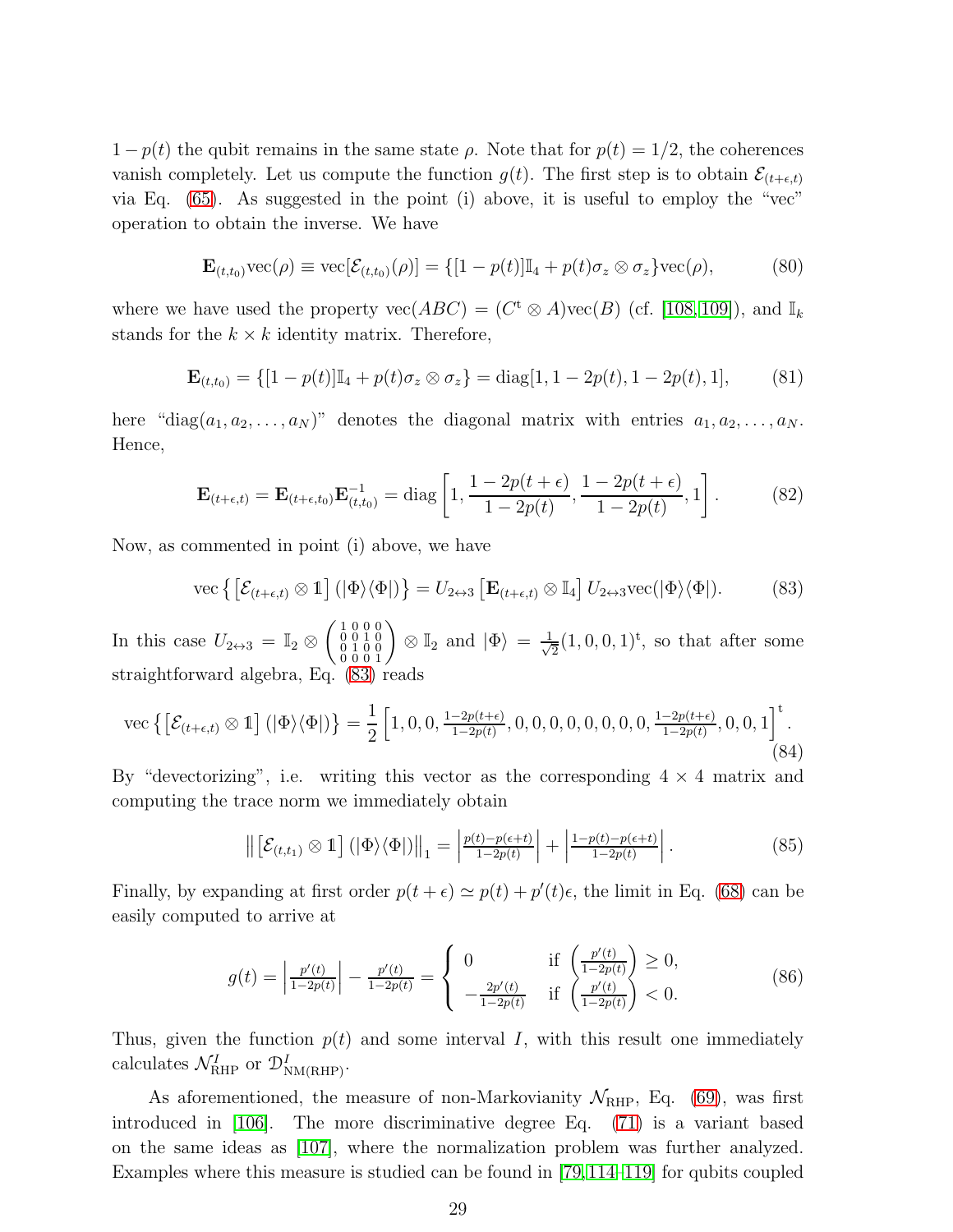$1-p(t)$ the qubit remains in the same state $\rho$. Note that for $p(t)=1/2$, the coherences vanish completely. Let us compute the function $g(t)$. The first step is to obtain $\mathcal{E}_{(t+\epsilon,t)}$ via Eq. (65). As suggested in the point (i) above, it is useful to employ the "vec" operation to obtain the inverse. We have

$$
\mathbf{E}_{(t,t_0)}\mathrm{vec}(\rho) \equiv \mathrm{vec}[\mathcal{E}_{(t,t_0)}(\rho)] = \{[1-p(t)]\mathbb{I}_4 + p(t)\sigma_z \otimes \sigma_z\}\mathrm{vec}(\rho), \tag{80}
$$

where we have used the property $\mathrm{vec}(ABC) = (C^{\mathrm{t}} \otimes A)\mathrm{vec}(B)$ (cf. [108, 109]), and $\mathbb{I}_k$ stands for the $k \times k$ identity matrix. Therefore,

$$
\mathbf{E}_{(t,t_0)} = \{[1-p(t)]\mathbb{I}_4 + p(t)\sigma_z \otimes \sigma_z\} = \mathrm{diag}[1, 1-2p(t), 1-2p(t), 1], \tag{81}
$$

here "diag$(a_1, a_2, \ldots, a_N)$" denotes the diagonal matrix with entries $a_1, a_2, \ldots, a_N$. Hence,

$$
\mathbf{E}_{(t+\epsilon,t)} = \mathbf{E}_{(t+\epsilon,t_0)}\mathbf{E}^{-1}_{(t,t_0)} = \mathrm{diag}\left[1, \frac{1-2p(t+\epsilon)}{1-2p(t)}, \frac{1-2p(t+\epsilon)}{1-2p(t)}, 1\right]. \tag{82}
$$

Now, as commented in point (i) above, we have

$$
\mathrm{vec}\left\{\left[\mathcal{E}_{(t+\epsilon,t)} \otimes \mathbb{1}\right](|\Phi\rangle\langle\Phi|)\right\} = U_{2\leftrightarrow 3}\left[\mathbf{E}_{(t+\epsilon,t)} \otimes \mathbb{I}_4\right] U_{2\leftrightarrow 3}\mathrm{vec}(|\Phi\rangle\langle\Phi|). \tag{83}
$$

In this case $U_{2\leftrightarrow 3} = \mathbb{I}_2 \otimes \begin{pmatrix} 1 & 0 & 0 & 0 \\ 0 & 0 & 1 & 0 \\ 0 & 1 & 0 & 0 \\ 0 & 0 & 0 & 1 \end{pmatrix} \otimes \mathbb{I}_2$ and $|\Phi\rangle = \frac{1}{\sqrt{2}}(1,0,0,1)^{\mathrm{t}}$, so that after some straightforward algebra, Eq. (83) reads

$$
\mathrm{vec}\left\{\left[\mathcal{E}_{(t+\epsilon,t)} \otimes \mathbb{1}\right](|\Phi\rangle\langle\Phi|)\right\} = \frac{1}{2}\left[1,0,0,\tfrac{1-2p(t+\epsilon)}{1-2p(t)},0,0,0,0,0,0,0,0,\tfrac{1-2p(t+\epsilon)}{1-2p(t)},0,0,1\right]^{\mathrm{t}}. \tag{84}
$$

By "devectorizing", i.e. writing this vector as the corresponding $4 \times 4$ matrix and computing the trace norm we immediately obtain

$$
\left\|\left[\mathcal{E}_{(t,t_1)} \otimes \mathbb{1}\right](|\Phi\rangle\langle\Phi|)\right\|_1 = \left|\tfrac{p(t)-p(\epsilon+t)}{1-2p(t)}\right| + \left|\tfrac{1-p(t)-p(\epsilon+t)}{1-2p(t)}\right|. \tag{85}
$$

Finally, by expanding at first order $p(t+\epsilon) \simeq p(t) + p'(t)\epsilon$, the limit in Eq. (68) can be easily computed to arrive at

$$
g(t) = \left|\tfrac{p'(t)}{1-2p(t)}\right| - \tfrac{p'(t)}{1-2p(t)} = \begin{cases} 0 & \text{if } \left(\frac{p'(t)}{1-2p(t)}\right) \geq 0, \\ -\frac{2p'(t)}{1-2p(t)} & \text{if } \left(\frac{p'(t)}{1-2p(t)}\right) < 0. \end{cases} \tag{86}
$$

Thus, given the function $p(t)$ and some interval $I$, with this result one immediately calculates $\mathcal{N}^I_{\mathrm{RHP}}$ or $\mathfrak{D}^I_{\mathrm{NM(RHP)}}$.

As aforementioned, the measure of non-Markovianity $\mathcal{N}_{\mathrm{RHP}}$, Eq. (69), was first introduced in [106]. The more discriminative degree Eq. (71) is a variant based on the same ideas as [107], where the normalization problem was further analyzed. Examples where this measure is studied can be found in [79, 114–119] for qubits coupled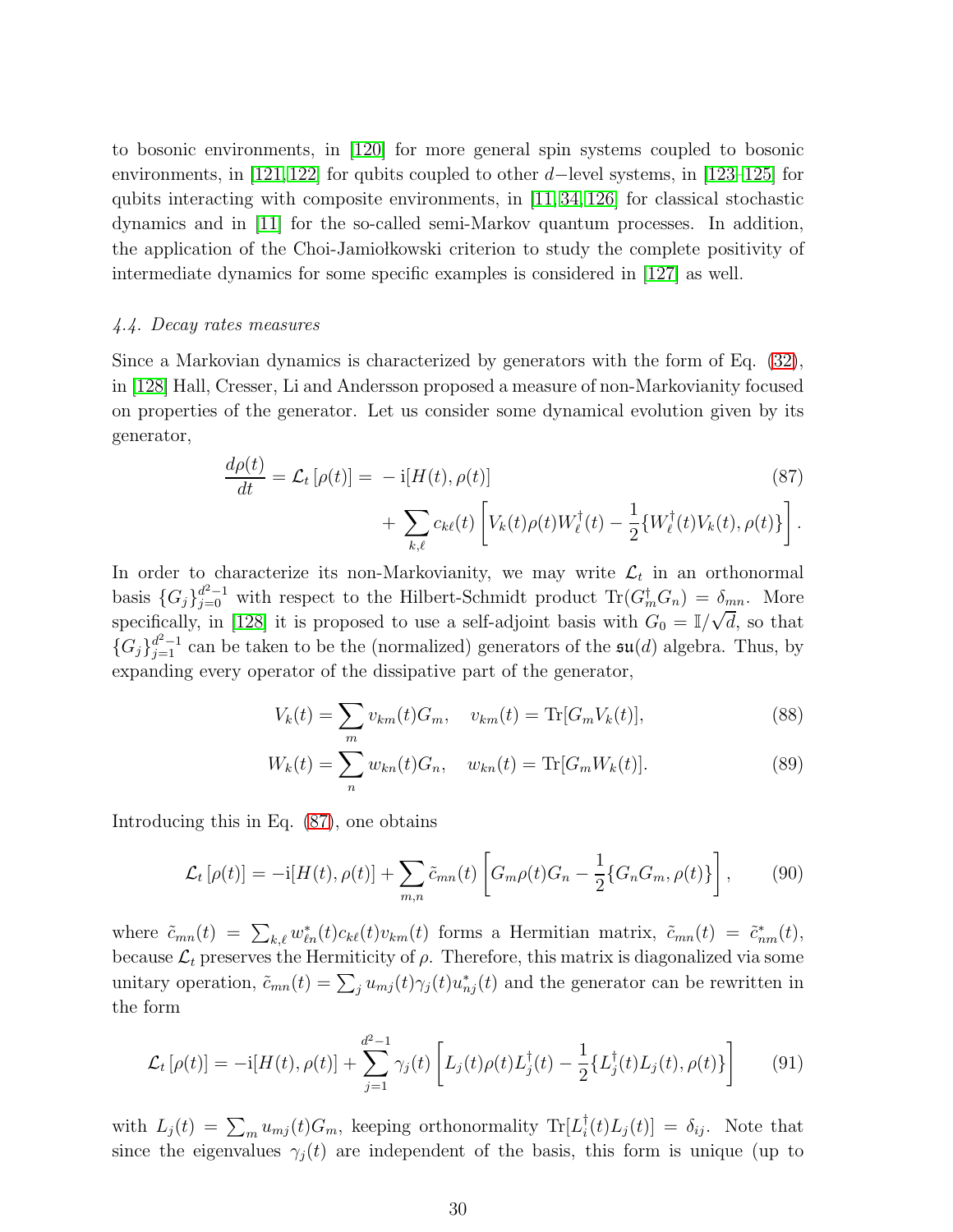to bosonic environments, in [120] for more general spin systems coupled to bosonic environments, in [121,122] for qubits coupled to other $d-$level systems, in [123–125] for qubits interacting with composite environments, in [11,34,126] for classical stochastic dynamics and in [11] for the so-called semi-Markov quantum processes. In addition, the application of the Choi-Jamiołkowski criterion to study the complete positivity of intermediate dynamics for some specific examples is considered in [127] as well.

### *4.4. Decay rates measures*

Since a Markovian dynamics is characterized by generators with the form of Eq. (32), in [128] Hall, Cresser, Li and Andersson proposed a measure of non-Markovianity focused on properties of the generator. Let us consider some dynamical evolution given by its generator,

$$\frac{d\rho(t)}{dt} = \mathcal{L}_t\left[\rho(t)\right] = -\mathrm{i}[H(t),\rho(t)] + \sum_{k,\ell} c_{k\ell}(t)\left[V_k(t)\rho(t)W_\ell^\dagger(t) - \frac{1}{2}\{W_\ell^\dagger(t)V_k(t),\rho(t)\}\right]. \tag{87}$$

In order to characterize its non-Markovianity, we may write $\mathcal{L}_t$ in an orthonormal basis $\{G_j\}_{j=0}^{d^2-1}$ with respect to the Hilbert-Schmidt product $\mathrm{Tr}(G_m^\dagger G_n) = \delta_{mn}$. More specifically, in [128] it is proposed to use a self-adjoint basis with $G_0 = \mathbb{I}/\sqrt{d}$, so that $\{G_j\}_{j=1}^{d^2-1}$ can be taken to be the (normalized) generators of the $\mathfrak{su}(d)$ algebra. Thus, by expanding every operator of the dissipative part of the generator,

$$V_k(t) = \sum_m v_{km}(t)G_m, \quad v_{km}(t) = \mathrm{Tr}[G_m V_k(t)], \tag{88}$$

$$W_k(t) = \sum_n w_{kn}(t)G_n, \quad w_{kn}(t) = \mathrm{Tr}[G_m W_k(t)]. \tag{89}$$

Introducing this in Eq. (87), one obtains

$$\mathcal{L}_t\left[\rho(t)\right] = -\mathrm{i}[H(t),\rho(t)] + \sum_{m,n}\tilde{c}_{mn}(t)\left[G_m\rho(t)G_n - \frac{1}{2}\{G_nG_m,\rho(t)\}\right], \tag{90}$$

where $\tilde{c}_{mn}(t) = \sum_{k,\ell} w_{\ell n}^*(t)c_{k\ell}(t)v_{km}(t)$ forms a Hermitian matrix, $\tilde{c}_{mn}(t) = \tilde{c}_{nm}^*(t)$, because $\mathcal{L}_t$ preserves the Hermiticity of $\rho$. Therefore, this matrix is diagonalized via some unitary operation, $\tilde{c}_{mn}(t) = \sum_j u_{mj}(t)\gamma_j(t)u_{nj}^*(t)$ and the generator can be rewritten in the form

$$\mathcal{L}_t\left[\rho(t)\right] = -\mathrm{i}[H(t),\rho(t)] + \sum_{j=1}^{d^2-1}\gamma_j(t)\left[L_j(t)\rho(t)L_j^\dagger(t) - \frac{1}{2}\{L_j^\dagger(t)L_j(t),\rho(t)\}\right] \tag{91}$$

with $L_j(t) = \sum_m u_{mj}(t)G_m$, keeping orthonormality $\mathrm{Tr}[L_i^\dagger(t)L_j(t)] = \delta_{ij}$. Note that since the eigenvalues $\gamma_j(t)$ are independent of the basis, this form is unique (up to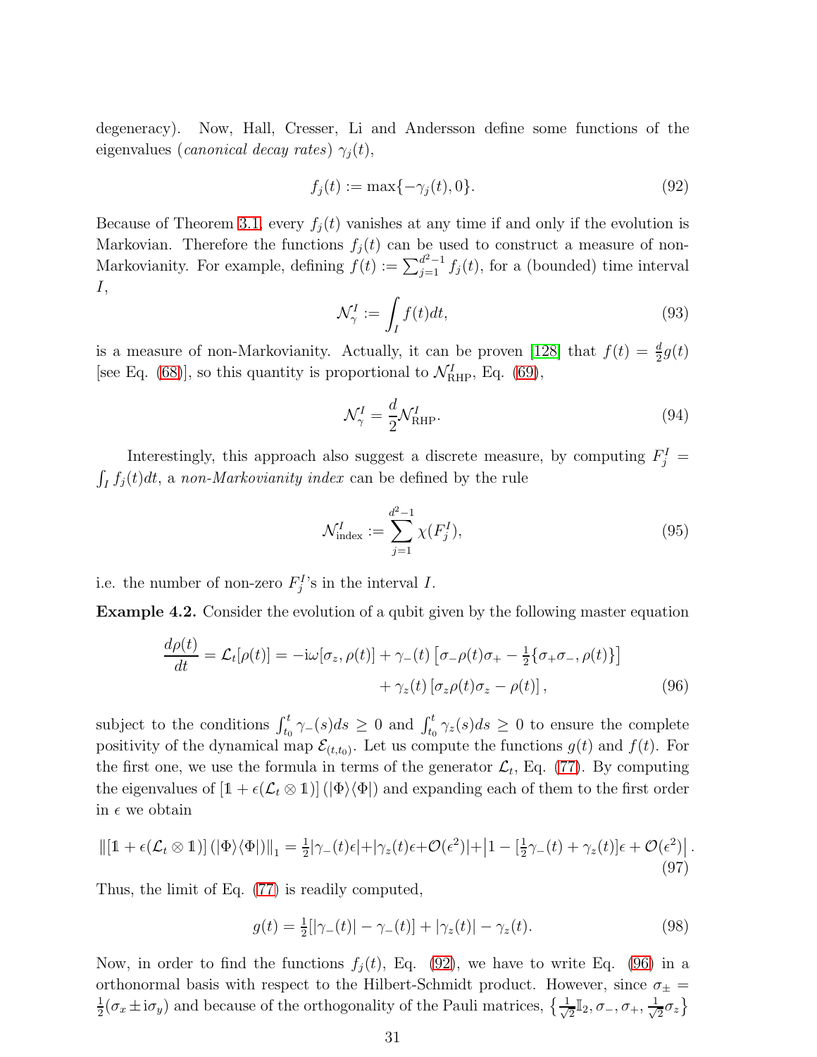degeneracy). Now, Hall, Cresser, Li and Andersson define some functions of the eigenvalues (*canonical decay rates*) $\gamma_j(t)$,

$$
f_j(t) := \max\{-\gamma_j(t), 0\}. \tag{92}
$$

Because of Theorem 3.1, every $f_j(t)$ vanishes at any time if and only if the evolution is Markovian. Therefore the functions $f_j(t)$ can be used to construct a measure of non-Markovianity. For example, defining $f(t) := \sum_{j=1}^{d^2-1} f_j(t)$, for a (bounded) time interval $I$,

$$
\mathcal{N}_\gamma^I := \int_I f(t)dt, \tag{93}
$$

is a measure of non-Markovianity. Actually, it can be proven [128] that $f(t) = \frac{d}{2}g(t)$ [see Eq. (68)], so this quantity is proportional to $\mathcal{N}_{\mathrm{RHP}}^I$, Eq. (69),

$$
\mathcal{N}_\gamma^I = \frac{d}{2}\mathcal{N}_{\mathrm{RHP}}^I. \tag{94}
$$

Interestingly, this approach also suggest a discrete measure, by computing $F_j^I = \int_I f_j(t)dt$, a *non-Markovianity index* can be defined by the rule

$$
\mathcal{N}_{\mathrm{index}}^I := \sum_{j=1}^{d^2-1} \chi(F_j^I), \tag{95}
$$

i.e. the number of non-zero $F_j^I$'s in the interval $I$.

**Example 4.2.** Consider the evolution of a qubit given by the following master equation

$$
\begin{aligned}
\frac{d\rho(t)}{dt} = \mathcal{L}_t[\rho(t)] = -\mathrm{i}\omega[\sigma_z, \rho(t)] + \gamma_-(t)\left[\sigma_-\rho(t)\sigma_+ - \tfrac{1}{2}\{\sigma_+\sigma_-, \rho(t)\}\right] \\
+ \gamma_z(t)\left[\sigma_z\rho(t)\sigma_z - \rho(t)\right],
\end{aligned} \tag{96}
$$

subject to the conditions $\int_{t_0}^t \gamma_-(s)ds \geq 0$ and $\int_{t_0}^t \gamma_z(s)ds \geq 0$ to ensure the complete positivity of the dynamical map $\mathcal{E}_{(t,t_0)}$. Let us compute the functions $g(t)$ and $f(t)$. For the first one, we use the formula in terms of the generator $\mathcal{L}_t$, Eq. (77). By computing the eigenvalues of $[\mathbb{1} + \epsilon(\mathcal{L}_t \otimes \mathbb{1})](|\Phi\rangle\langle\Phi|)$ and expanding each of them to the first order in $\epsilon$ we obtain

$$
\|[\mathbb{1} + \epsilon(\mathcal{L}_t \otimes \mathbb{1})](|\Phi\rangle\langle\Phi|)\|_1 = \tfrac{1}{2}|\gamma_-(t)\epsilon| + |\gamma_z(t)\epsilon + \mathcal{O}(\epsilon^2)| + \left|1 - [\tfrac{1}{2}\gamma_-(t) + \gamma_z(t)]\epsilon + \mathcal{O}(\epsilon^2)\right|. \tag{97}
$$

Thus, the limit of Eq. (77) is readily computed,

$$
g(t) = \tfrac{1}{2}[|\gamma_-(t)| - \gamma_-(t)] + |\gamma_z(t)| - \gamma_z(t). \tag{98}
$$

Now, in order to find the functions $f_j(t)$, Eq. (92), we have to write Eq. (96) in a orthonormal basis with respect to the Hilbert-Schmidt product. However, since $\sigma_\pm = \frac{1}{2}(\sigma_x \pm \mathrm{i}\sigma_y)$ and because of the orthogonality of the Pauli matrices, $\left\{\frac{1}{\sqrt{2}}\mathbb{I}_2, \sigma_-, \sigma_+, \frac{1}{\sqrt{2}}\sigma_z\right\}$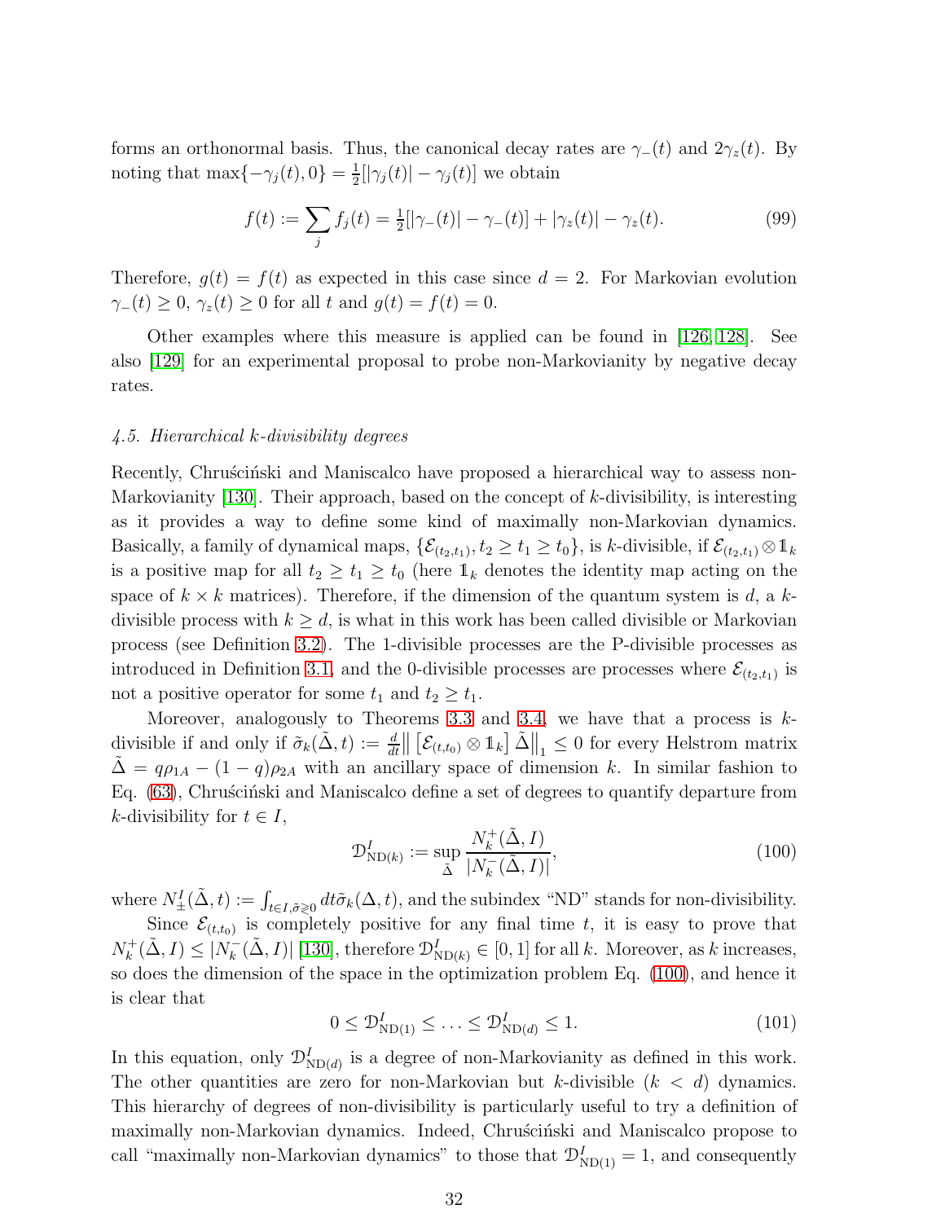forms an orthonormal basis. Thus, the canonical decay rates are $\gamma_-(t)$ and $2\gamma_z(t)$. By noting that $\max\{-\gamma_j(t), 0\} = \frac{1}{2}[|\gamma_j(t)| - \gamma_j(t)]$ we obtain

$$f(t) := \sum_j f_j(t) = \tfrac{1}{2}[|\gamma_-(t)| - \gamma_-(t)] + |\gamma_z(t)| - \gamma_z(t). \tag{99}$$

Therefore, $g(t) = f(t)$ as expected in this case since $d = 2$. For Markovian evolution $\gamma_-(t) \geq 0$, $\gamma_z(t) \geq 0$ for all $t$ and $g(t) = f(t) = 0$.

Other examples where this measure is applied can be found in [126, 128]. See also [129] for an experimental proposal to probe non-Markovianity by negative decay rates.

### *4.5. Hierarchical k-divisibility degrees*

Recently, Chruściński and Maniscalco have proposed a hierarchical way to assess non-Markovianity [130]. Their approach, based on the concept of $k$-divisibility, is interesting as it provides a way to define some kind of maximally non-Markovian dynamics. Basically, a family of dynamical maps, $\{\mathcal{E}_{(t_2,t_1)}, t_2 \geq t_1 \geq t_0\}$, is $k$-divisible, if $\mathcal{E}_{(t_2,t_1)} \otimes \mathbb{1}_k$ is a positive map for all $t_2 \geq t_1 \geq t_0$ (here $\mathbb{1}_k$ denotes the identity map acting on the space of $k \times k$ matrices). Therefore, if the dimension of the quantum system is $d$, a $k$-divisible process with $k \geq d$, is what in this work has been called divisible or Markovian process (see Definition 3.2). The 1-divisible processes are the P-divisible processes as introduced in Definition 3.1, and the 0-divisible processes are processes where $\mathcal{E}_{(t_2,t_1)}$ is not a positive operator for some $t_1$ and $t_2 \geq t_1$.

Moreover, analogously to Theorems 3.3 and 3.4, we have that a process is $k$-divisible if and only if $\tilde{\sigma}_k(\tilde{\Delta}, t) := \frac{d}{dt}\left\| \left[\mathcal{E}_{(t,t_0)} \otimes \mathbb{1}_k\right] \tilde{\Delta}\right\|_1 \leq 0$ for every Helstrom matrix $\tilde{\Delta} = q\rho_{1A} - (1-q)\rho_{2A}$ with an ancillary space of dimension $k$. In similar fashion to Eq. (63), Chruściński and Maniscalco define a set of degrees to quantify departure from $k$-divisibility for $t \in I$,

$$\mathcal{D}^I_{\mathrm{ND}(k)} := \sup_{\tilde{\Delta}} \frac{N_k^+(\tilde{\Delta}, I)}{|N_k^-(\tilde{\Delta}, I)|}, \tag{100}$$

where $N^I_\pm(\tilde{\Delta}, t) := \int_{t\in I, \tilde{\sigma}\gtrless 0} dt \tilde{\sigma}_k(\Delta, t)$, and the subindex "ND" stands for non-divisibility.

Since $\mathcal{E}_{(t,t_0)}$ is completely positive for any final time $t$, it is easy to prove that $N_k^+(\tilde{\Delta}, I) \leq |N_k^-(\tilde{\Delta}, I)|$ [130], therefore $\mathcal{D}^I_{\mathrm{ND}(k)} \in [0, 1]$ for all $k$. Moreover, as $k$ increases, so does the dimension of the space in the optimization problem Eq. (100), and hence it is clear that

$$0 \leq \mathcal{D}^I_{\mathrm{ND}(1)} \leq \ldots \leq \mathcal{D}^I_{\mathrm{ND}(d)} \leq 1. \tag{101}$$

In this equation, only $\mathcal{D}^I_{\mathrm{ND}(d)}$ is a degree of non-Markovianity as defined in this work. The other quantities are zero for non-Markovian but $k$-divisible ($k < d$) dynamics. This hierarchy of degrees of non-divisibility is particularly useful to try a definition of maximally non-Markovian dynamics. Indeed, Chruściński and Maniscalco propose to call "maximally non-Markovian dynamics" to those that $\mathcal{D}^I_{\mathrm{ND}(1)} = 1$, and consequently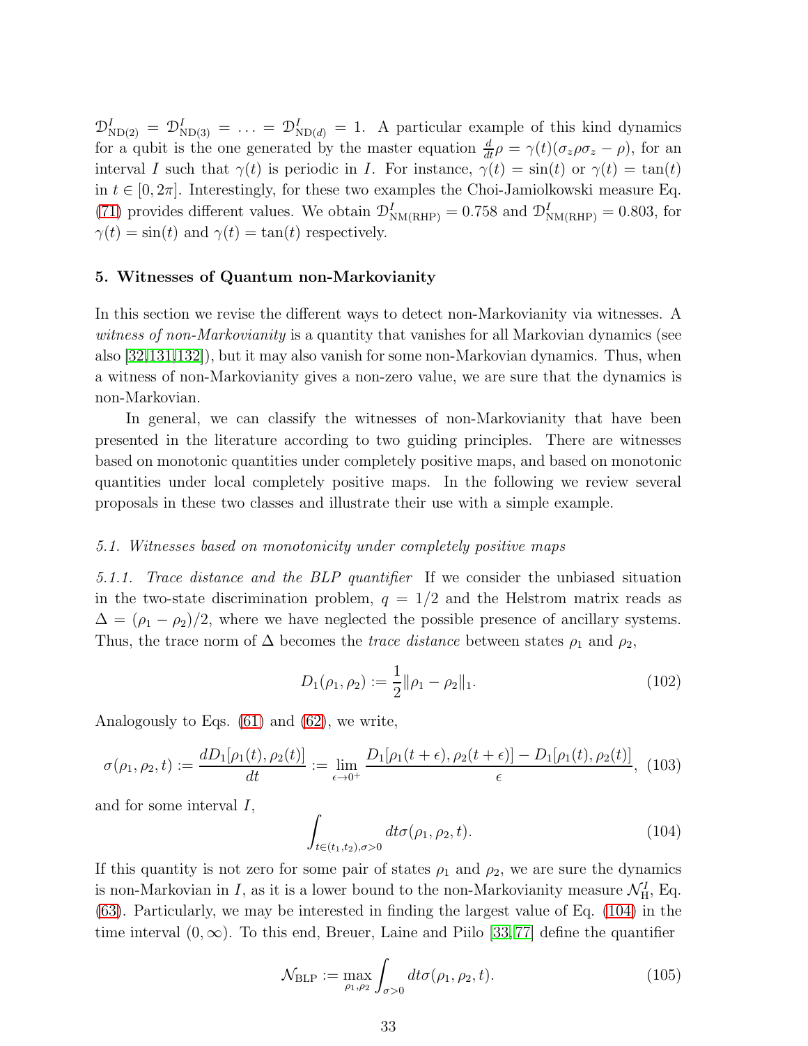$\mathcal{D}^I_{\rm ND(2)} = \mathcal{D}^I_{\rm ND(3)} = \ldots = \mathcal{D}^I_{{\rm ND}(d)} = 1$. A particular example of this kind dynamics for a qubit is the one generated by the master equation $\frac{d}{dt}\rho = \gamma(t)(\sigma_z\rho\sigma_z - \rho)$, for an interval $I$ such that $\gamma(t)$ is periodic in $I$. For instance, $\gamma(t) = \sin(t)$ or $\gamma(t) = \tan(t)$ in $t \in [0, 2\pi]$. Interestingly, for these two examples the Choi-Jamiolkowski measure Eq. (71) provides different values. We obtain $\mathcal{D}^I_{\rm NM(RHP)} = 0.758$ and $\mathcal{D}^I_{\rm NM(RHP)} = 0.803$, for $\gamma(t) = \sin(t)$ and $\gamma(t) = \tan(t)$ respectively.

## 5. Witnesses of Quantum non-Markovianity

In this section we revise the different ways to detect non-Markovianity via witnesses. A *witness of non-Markovianity* is a quantity that vanishes for all Markovian dynamics (see also [32,131,132]), but it may also vanish for some non-Markovian dynamics. Thus, when a witness of non-Markovianity gives a non-zero value, we are sure that the dynamics is non-Markovian.

In general, we can classify the witnesses of non-Markovianity that have been presented in the literature according to two guiding principles. There are witnesses based on monotonic quantities under completely positive maps, and based on monotonic quantities under local completely positive maps. In the following we review several proposals in these two classes and illustrate their use with a simple example.

### *5.1. Witnesses based on monotonicity under completely positive maps*

*5.1.1. Trace distance and the BLP quantifier* If we consider the unbiased situation in the two-state discrimination problem, $q = 1/2$ and the Helstrom matrix reads as $\Delta = (\rho_1 - \rho_2)/2$, where we have neglected the possible presence of ancillary systems. Thus, the trace norm of $\Delta$ becomes the *trace distance* between states $\rho_1$ and $\rho_2$,

$$D_1(\rho_1, \rho_2) := \frac{1}{2}\|\rho_1 - \rho_2\|_1. \tag{102}$$

Analogously to Eqs. (61) and (62), we write,

$$\sigma(\rho_1, \rho_2, t) := \frac{dD_1[\rho_1(t), \rho_2(t)]}{dt} := \lim_{\epsilon\to 0^+} \frac{D_1[\rho_1(t+\epsilon), \rho_2(t+\epsilon)] - D_1[\rho_1(t), \rho_2(t)]}{\epsilon}, \tag{103}$$

and for some interval $I$,

$$\int_{t\in(t_1,t_2),\sigma>0} dt\sigma(\rho_1, \rho_2, t). \tag{104}$$

If this quantity is not zero for some pair of states $\rho_1$ and $\rho_2$, we are sure the dynamics is non-Markovian in $I$, as it is a lower bound to the non-Markovianity measure $\mathcal{N}^I_{\rm H}$, Eq. (63). Particularly, we may be interested in finding the largest value of Eq. (104) in the time interval $(0, \infty)$. To this end, Breuer, Laine and Piilo [33, 77] define the quantifier

$$\mathcal{N}_{\rm BLP} := \max_{\rho_1,\rho_2} \int_{\sigma>0} dt\sigma(\rho_1, \rho_2, t). \tag{105}$$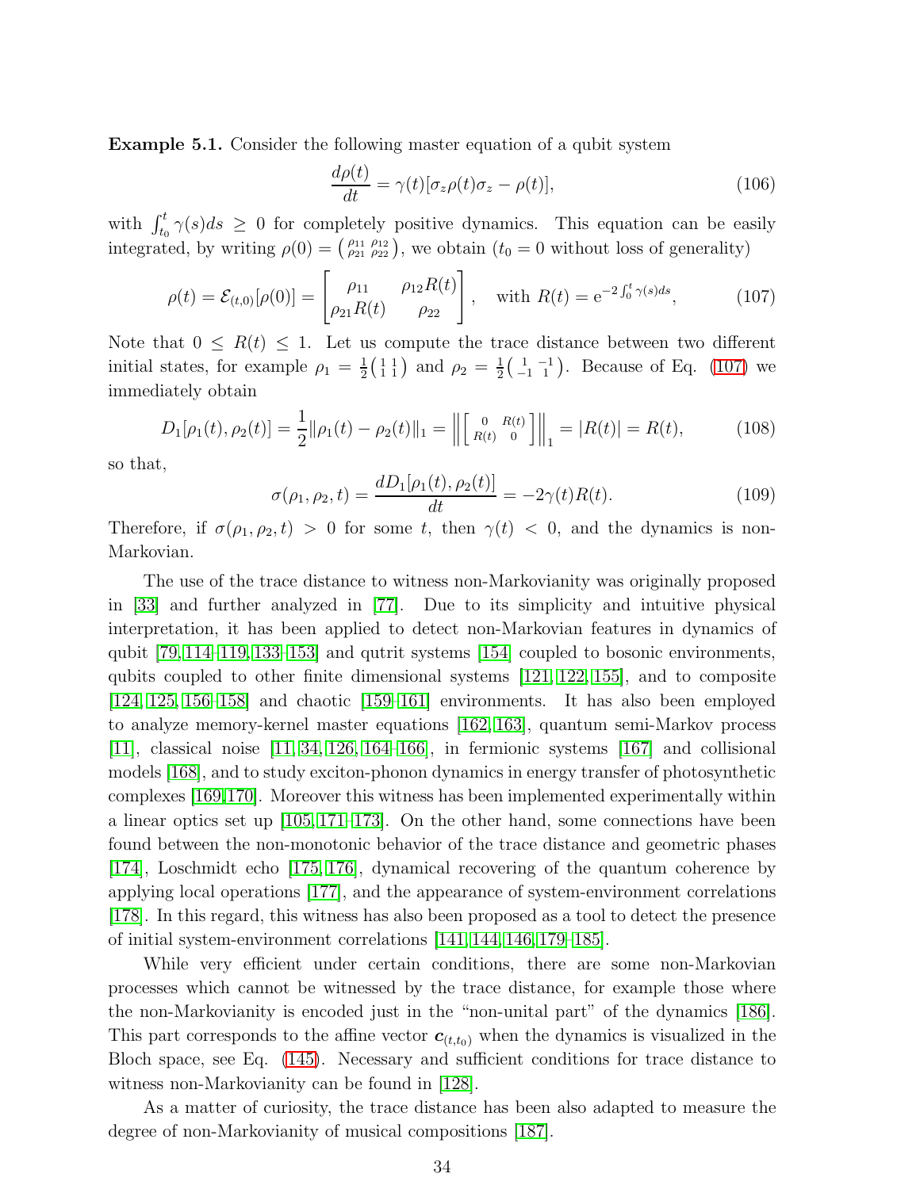**Example 5.1.** Consider the following master equation of a qubit system

$$\frac{d\rho(t)}{dt} = \gamma(t)[\sigma_z \rho(t) \sigma_z - \rho(t)], \tag{106}$$

with $\int_{t_0}^{t} \gamma(s) ds \geq 0$ for completely positive dynamics. This equation can be easily integrated, by writing $\rho(0) = \left(\begin{smallmatrix} \rho_{11} & \rho_{12} \\ \rho_{21} & \rho_{22} \end{smallmatrix}\right)$, we obtain ($t_0 = 0$ without loss of generality)

$$\rho(t) = \mathcal{E}_{(t,0)}[\rho(0)] = \begin{bmatrix} \rho_{11} & \rho_{12} R(t) \\ \rho_{21} R(t) & \rho_{22} \end{bmatrix}, \quad \text{with } R(t) = \mathrm{e}^{-2\int_0^t \gamma(s) ds}, \tag{107}$$

Note that $0 \leq R(t) \leq 1$. Let us compute the trace distance between two different initial states, for example $\rho_1 = \frac{1}{2}\left(\begin{smallmatrix} 1 & 1 \\ 1 & 1 \end{smallmatrix}\right)$ and $\rho_2 = \frac{1}{2}\left(\begin{smallmatrix} 1 & -1 \\ -1 & 1 \end{smallmatrix}\right)$. Because of Eq. (107) we immediately obtain

$$D_1[\rho_1(t), \rho_2(t)] = \frac{1}{2}\|\rho_1(t) - \rho_2(t)\|_1 = \left\| \left[\begin{smallmatrix} 0 & R(t) \\ R(t) & 0 \end{smallmatrix}\right] \right\|_1 = |R(t)| = R(t), \tag{108}$$

so that,

$$\sigma(\rho_1, \rho_2, t) = \frac{dD_1[\rho_1(t), \rho_2(t)]}{dt} = -2\gamma(t) R(t). \tag{109}$$

Therefore, if $\sigma(\rho_1, \rho_2, t) > 0$ for some $t$, then $\gamma(t) < 0$, and the dynamics is non-Markovian.

The use of the trace distance to witness non-Markovianity was originally proposed in [33] and further analyzed in [77]. Due to its simplicity and intuitive physical interpretation, it has been applied to detect non-Markovian features in dynamics of qubit [79,114–119,133–153] and qutrit systems [154] coupled to bosonic environments, qubits coupled to other finite dimensional systems [121,122,155], and to composite [124,125,156–158] and chaotic [159–161] environments. It has also been employed to analyze memory-kernel master equations [162,163], quantum semi-Markov process [11], classical noise [11,34,126,164–166], in fermionic systems [167] and collisional models [168], and to study exciton-phonon dynamics in energy transfer of photosynthetic complexes [169,170]. Moreover this witness has been implemented experimentally within a linear optics set up [105,171–173]. On the other hand, some connections have been found between the non-monotonic behavior of the trace distance and geometric phases [174], Loschmidt echo [175,176], dynamical recovering of the quantum coherence by applying local operations [177], and the appearance of system-environment correlations [178]. In this regard, this witness has also been proposed as a tool to detect the presence of initial system-environment correlations [141,144,146,179–185].

While very efficient under certain conditions, there are some non-Markovian processes which cannot be witnessed by the trace distance, for example those where the non-Markovianity is encoded just in the "non-unital part" of the dynamics [186]. This part corresponds to the affine vector $\boldsymbol{c}_{(t,t_0)}$ when the dynamics is visualized in the Bloch space, see Eq. (145). Necessary and sufficient conditions for trace distance to witness non-Markovianity can be found in [128].

As a matter of curiosity, the trace distance has been also adapted to measure the degree of non-Markovianity of musical compositions [187].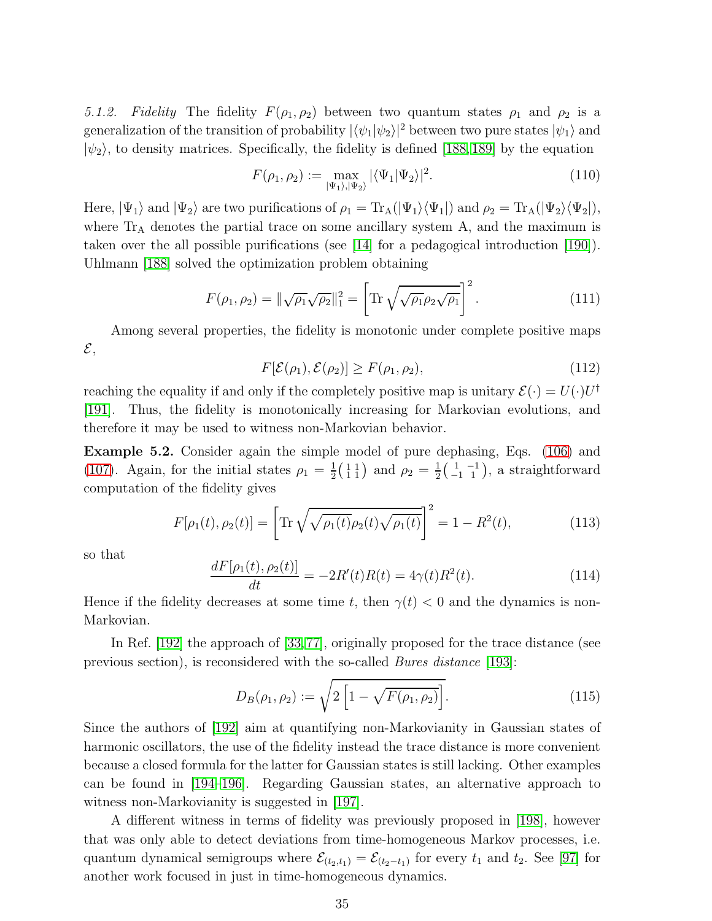*5.1.2. Fidelity* The fidelity $F(\rho_1, \rho_2)$ between two quantum states $\rho_1$ and $\rho_2$ is a generalization of the transition of probability $|\langle\psi_1|\psi_2\rangle|^2$ between two pure states $|\psi_1\rangle$ and $|\psi_2\rangle$, to density matrices. Specifically, the fidelity is defined [188,189] by the equation

$$F(\rho_1, \rho_2) := \max_{|\Psi_1\rangle, |\Psi_2\rangle} |\langle\Psi_1|\Psi_2\rangle|^2. \tag{110}$$

Here, $|\Psi_1\rangle$ and $|\Psi_2\rangle$ are two purifications of $\rho_1 = \mathrm{Tr}_{\mathrm{A}}(|\Psi_1\rangle\langle\Psi_1|)$ and $\rho_2 = \mathrm{Tr}_{\mathrm{A}}(|\Psi_2\rangle\langle\Psi_2|)$, where $\mathrm{Tr}_{\mathrm{A}}$ denotes the partial trace on some ancillary system A, and the maximum is taken over the all possible purifications (see [14] for a pedagogical introduction [190]). Uhlmann [188] solved the optimization problem obtaining

$$F(\rho_1, \rho_2) = \|\sqrt{\rho_1}\sqrt{\rho_2}\|_1^2 = \left[\mathrm{Tr}\sqrt{\sqrt{\rho_1}\rho_2\sqrt{\rho_1}}\right]^2. \tag{111}$$

Among several properties, the fidelity is monotonic under complete positive maps $\mathcal{E}$,

$$F[\mathcal{E}(\rho_1), \mathcal{E}(\rho_2)] \geq F(\rho_1, \rho_2), \tag{112}$$

reaching the equality if and only if the completely positive map is unitary $\mathcal{E}(\cdot) = U(\cdot)U^\dagger$ [191]. Thus, the fidelity is monotonically increasing for Markovian evolutions, and therefore it may be used to witness non-Markovian behavior.

**Example 5.2.** Consider again the simple model of pure dephasing, Eqs. (106) and (107). Again, for the initial states $\rho_1 = \frac{1}{2}\left(\begin{smallmatrix} 1 & 1 \\ 1 & 1 \end{smallmatrix}\right)$ and $\rho_2 = \frac{1}{2}\left(\begin{smallmatrix} 1 & -1 \\ -1 & 1 \end{smallmatrix}\right)$, a straightforward computation of the fidelity gives

$$F[\rho_1(t), \rho_2(t)] = \left[\mathrm{Tr}\sqrt{\sqrt{\rho_1(t)}\rho_2(t)\sqrt{\rho_1(t)}}\right]^2 = 1 - R^2(t), \tag{113}$$

so that

$$\frac{dF[\rho_1(t), \rho_2(t)]}{dt} = -2R'(t)R(t) = 4\gamma(t)R^2(t). \tag{114}$$

Hence if the fidelity decreases at some time $t$, then $\gamma(t) < 0$ and the dynamics is non-Markovian.

In Ref. [192] the approach of [33,77], originally proposed for the trace distance (see previous section), is reconsidered with the so-called *Bures distance* [193]:

$$D_B(\rho_1, \rho_2) := \sqrt{2\left[1 - \sqrt{F(\rho_1, \rho_2)}\right]}. \tag{115}$$

Since the authors of [192] aim at quantifying non-Markovianity in Gaussian states of harmonic oscillators, the use of the fidelity instead the trace distance is more convenient because a closed formula for the latter for Gaussian states is still lacking. Other examples can be found in [194–196]. Regarding Gaussian states, an alternative approach to witness non-Markovianity is suggested in [197].

A different witness in terms of fidelity was previously proposed in [198], however that was only able to detect deviations from time-homogeneous Markov processes, i.e. quantum dynamical semigroups where $\mathcal{E}_{(t_2,t_1)} = \mathcal{E}_{(t_2-t_1)}$ for every $t_1$ and $t_2$. See [97] for another work focused in just in time-homogeneous dynamics.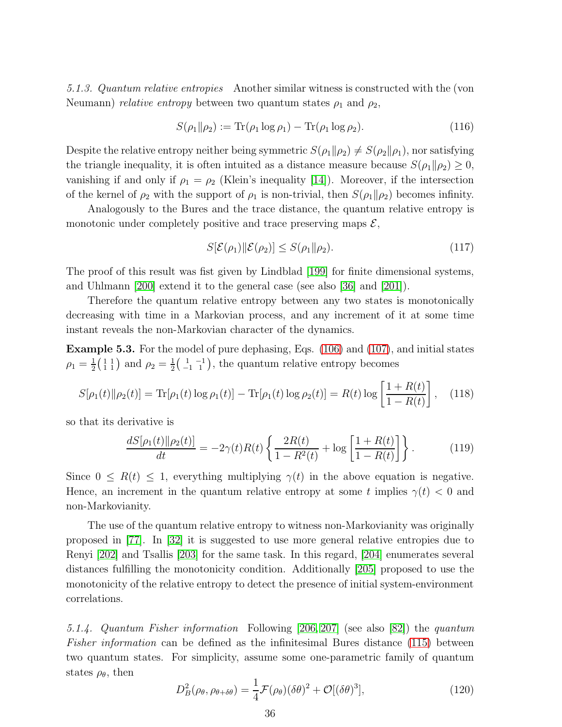*5.1.3. Quantum relative entropies* Another similar witness is constructed with the (von Neumann) *relative entropy* between two quantum states $\rho_1$ and $\rho_2$,

$$S(\rho_1\|\rho_2) := \mathrm{Tr}(\rho_1 \log \rho_1) - \mathrm{Tr}(\rho_1 \log \rho_2). \tag{116}$$

Despite the relative entropy neither being symmetric $S(\rho_1\|\rho_2) \neq S(\rho_2\|\rho_1)$, nor satisfying the triangle inequality, it is often intuited as a distance measure because $S(\rho_1\|\rho_2) \geq 0$, vanishing if and only if $\rho_1 = \rho_2$ (Klein's inequality [14]). Moreover, if the intersection of the kernel of $\rho_2$ with the support of $\rho_1$ is non-trivial, then $S(\rho_1\|\rho_2)$ becomes infinity.

Analogously to the Bures and the trace distance, the quantum relative entropy is monotonic under completely positive and trace preserving maps $\mathcal{E}$,

$$S[\mathcal{E}(\rho_1)\|\mathcal{E}(\rho_2)] \leq S(\rho_1\|\rho_2). \tag{117}$$

The proof of this result was fist given by Lindblad [199] for finite dimensional systems, and Uhlmann [200] extend it to the general case (see also [36] and [201]).

Therefore the quantum relative entropy between any two states is monotonically decreasing with time in a Markovian process, and any increment of it at some time instant reveals the non-Markovian character of the dynamics.

**Example 5.3.** For the model of pure dephasing, Eqs. (106) and (107), and initial states $\rho_1 = \frac{1}{2}\left(\begin{smallmatrix} 1 & 1 \\ 1 & 1 \end{smallmatrix}\right)$ and $\rho_2 = \frac{1}{2}\left(\begin{smallmatrix} 1 & -1 \\ -1 & 1 \end{smallmatrix}\right)$, the quantum relative entropy becomes

$$S[\rho_1(t)\|\rho_2(t)] = \mathrm{Tr}[\rho_1(t) \log \rho_1(t)] - \mathrm{Tr}[\rho_1(t) \log \rho_2(t)] = R(t) \log\left[\frac{1+R(t)}{1-R(t)}\right], \tag{118}$$

so that its derivative is

$$\frac{dS[\rho_1(t)\|\rho_2(t)]}{dt} = -2\gamma(t)R(t)\left\{\frac{2R(t)}{1-R^2(t)} + \log\left[\frac{1+R(t)}{1-R(t)}\right]\right\}. \tag{119}$$

Since $0 \leq R(t) \leq 1$, everything multiplying $\gamma(t)$ in the above equation is negative. Hence, an increment in the quantum relative entropy at some $t$ implies $\gamma(t) < 0$ and non-Markovianity.

The use of the quantum relative entropy to witness non-Markovianity was originally proposed in [77]. In [32] it is suggested to use more general relative entropies due to Renyi [202] and Tsallis [203] for the same task. In this regard, [204] enumerates several distances fulfilling the monotonicity condition. Additionally [205] proposed to use the monotonicity of the relative entropy to detect the presence of initial system-environment correlations.

*5.1.4. Quantum Fisher information* Following [206, 207] (see also [82]) the *quantum Fisher information* can be defined as the infinitesimal Bures distance (115) between two quantum states. For simplicity, assume some one-parametric family of quantum states $\rho_\theta$, then

$$D_B^2(\rho_\theta, \rho_{\theta+\delta\theta}) = \frac{1}{4}\mathcal{F}(\rho_\theta)(\delta\theta)^2 + \mathcal{O}[(\delta\theta)^3], \tag{120}$$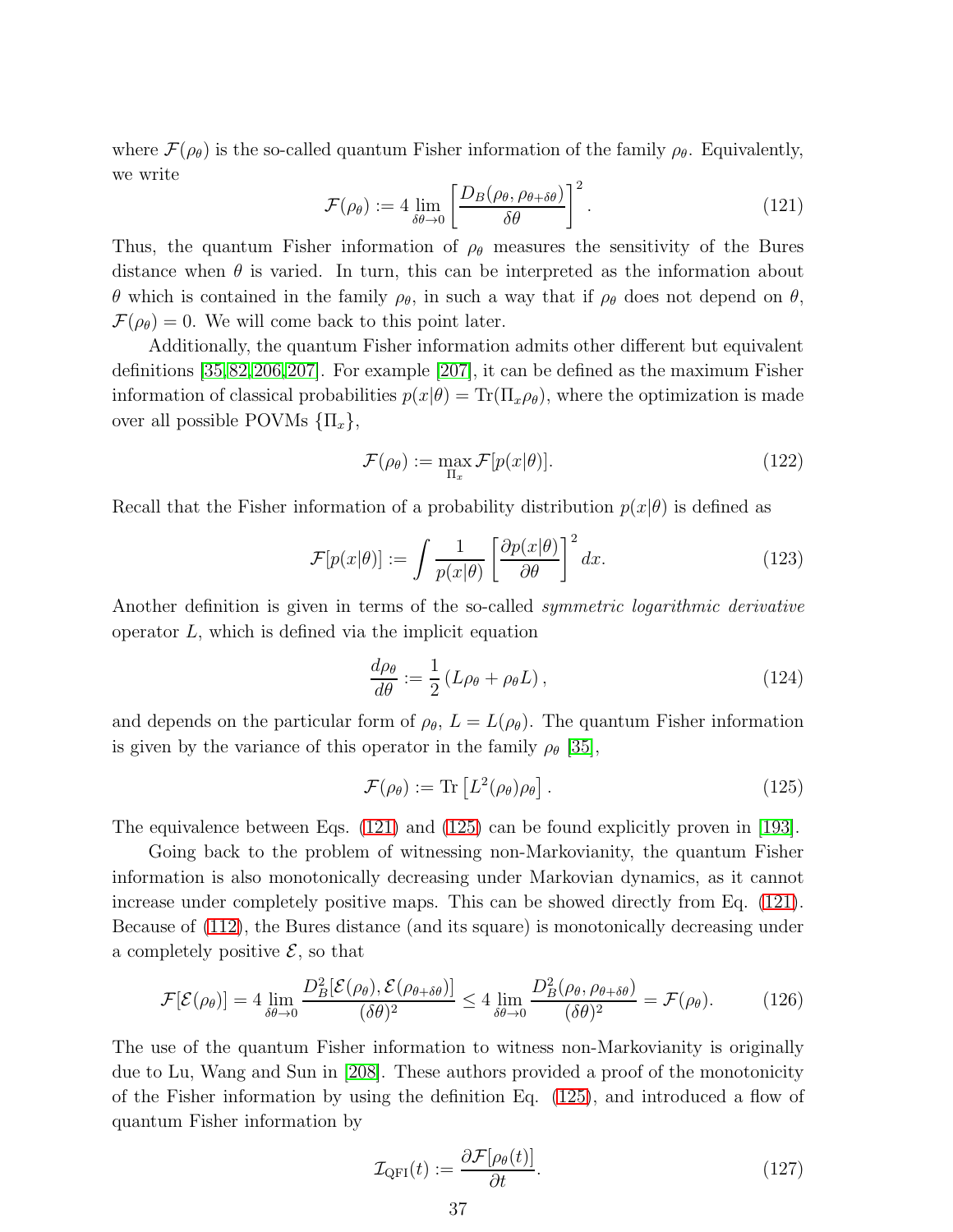where $\mathcal{F}(\rho_\theta)$ is the so-called quantum Fisher information of the family $\rho_\theta$. Equivalently, we write

$$\mathcal{F}(\rho_\theta) := 4 \lim_{\delta\theta \to 0} \left[ \frac{D_B(\rho_\theta, \rho_{\theta+\delta\theta})}{\delta\theta} \right]^2. \tag{121}$$

Thus, the quantum Fisher information of $\rho_\theta$ measures the sensitivity of the Bures distance when $\theta$ is varied. In turn, this can be interpreted as the information about $\theta$ which is contained in the family $\rho_\theta$, in such a way that if $\rho_\theta$ does not depend on $\theta$, $\mathcal{F}(\rho_\theta) = 0$. We will come back to this point later.

Additionally, the quantum Fisher information admits other different but equivalent definitions [35, 82, 206, 207]. For example [207], it can be defined as the maximum Fisher information of classical probabilities $p(x|\theta) = \mathrm{Tr}(\Pi_x \rho_\theta)$, where the optimization is made over all possible POVMs $\{\Pi_x\}$,

$$\mathcal{F}(\rho_\theta) := \max_{\Pi_x} \mathcal{F}[p(x|\theta)]. \tag{122}$$

Recall that the Fisher information of a probability distribution $p(x|\theta)$ is defined as

$$\mathcal{F}[p(x|\theta)] := \int \frac{1}{p(x|\theta)} \left[ \frac{\partial p(x|\theta)}{\partial \theta} \right]^2 dx. \tag{123}$$

Another definition is given in terms of the so-called *symmetric logarithmic derivative* operator $L$, which is defined via the implicit equation

$$\frac{d\rho_\theta}{d\theta} := \frac{1}{2} \left( L\rho_\theta + \rho_\theta L \right), \tag{124}$$

and depends on the particular form of $\rho_\theta$, $L = L(\rho_\theta)$. The quantum Fisher information is given by the variance of this operator in the family $\rho_\theta$ [35],

$$\mathcal{F}(\rho_\theta) := \mathrm{Tr}\left[ L^2(\rho_\theta) \rho_\theta \right]. \tag{125}$$

The equivalence between Eqs. (121) and (125) can be found explicitly proven in [193].

Going back to the problem of witnessing non-Markovianity, the quantum Fisher information is also monotonically decreasing under Markovian dynamics, as it cannot increase under completely positive maps. This can be showed directly from Eq. (121). Because of (112), the Bures distance (and its square) is monotonically decreasing under a completely positive $\mathcal{E}$, so that

$$\mathcal{F}[\mathcal{E}(\rho_\theta)] = 4 \lim_{\delta\theta \to 0} \frac{D_B^2[\mathcal{E}(\rho_\theta), \mathcal{E}(\rho_{\theta+\delta\theta})]}{(\delta\theta)^2} \leq 4 \lim_{\delta\theta \to 0} \frac{D_B^2(\rho_\theta, \rho_{\theta+\delta\theta})}{(\delta\theta)^2} = \mathcal{F}(\rho_\theta). \tag{126}$$

The use of the quantum Fisher information to witness non-Markovianity is originally due to Lu, Wang and Sun in [208]. These authors provided a proof of the monotonicity of the Fisher information by using the definition Eq. (125), and introduced a flow of quantum Fisher information by

$$\mathcal{I}_{\mathrm{QFI}}(t) := \frac{\partial \mathcal{F}[\rho_\theta(t)]}{\partial t}. \tag{127}$$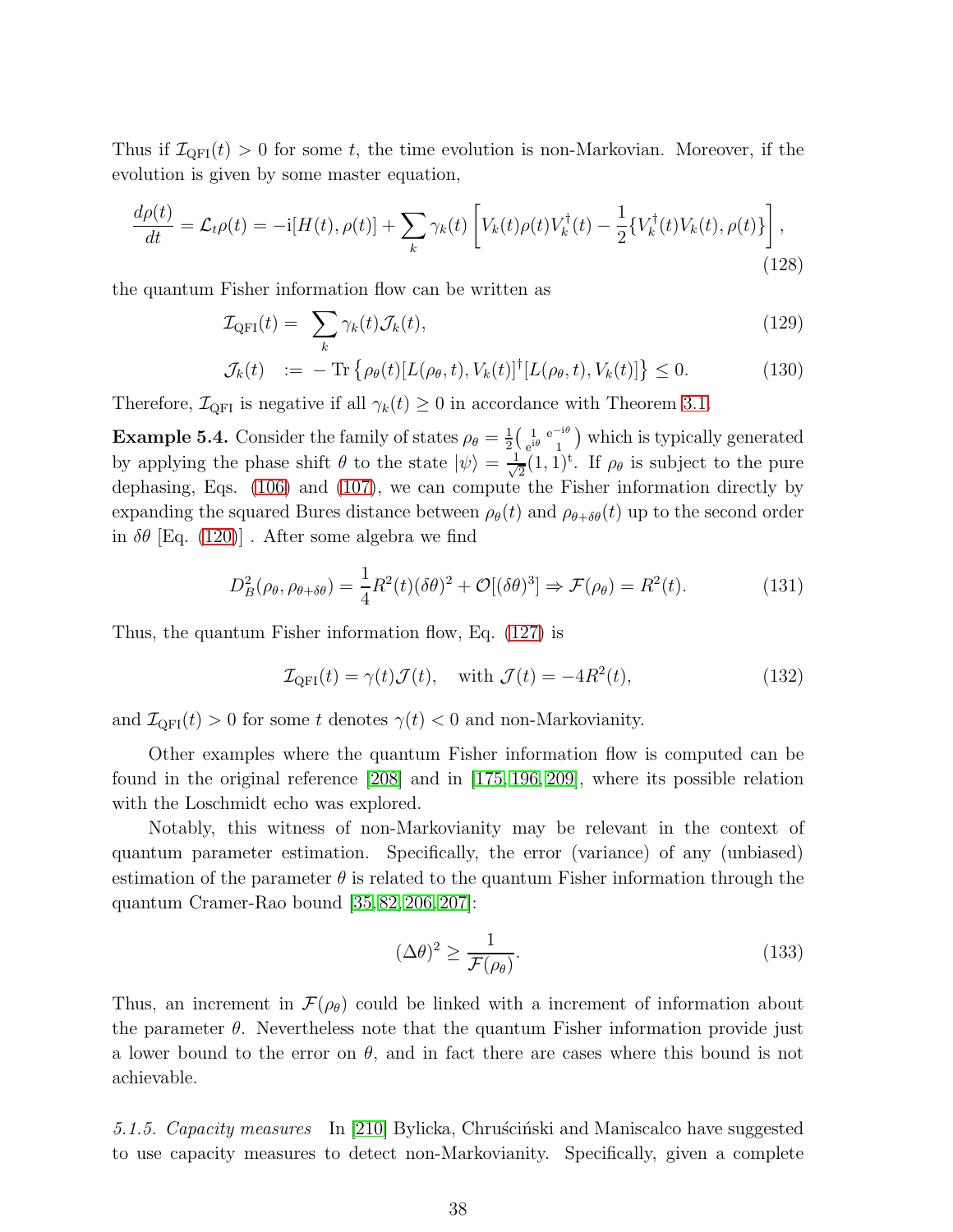Thus if $\mathcal{I}_{\rm QFI}(t) > 0$ for some $t$, the time evolution is non-Markovian. Moreover, if the evolution is given by some master equation,

$$\frac{d\rho(t)}{dt} = \mathcal{L}_t\rho(t) = -\mathrm{i}[H(t), \rho(t)] + \sum_k \gamma_k(t)\left[V_k(t)\rho(t)V_k^\dagger(t) - \frac{1}{2}\{V_k^\dagger(t)V_k(t), \rho(t)\}\right], \tag{128}$$

the quantum Fisher information flow can be written as

$$\mathcal{I}_{\rm QFI}(t) = \sum_k \gamma_k(t)\mathcal{J}_k(t), \tag{129}$$

$$\mathcal{J}_k(t) \quad := \; -\,\mathrm{Tr}\left\{\rho_\theta(t)[L(\rho_\theta,t), V_k(t)]^\dagger[L(\rho_\theta,t), V_k(t)]\right\} \leq 0. \tag{130}$$

Therefore, $\mathcal{I}_{\rm QFI}$ is negative if all $\gamma_k(t) \geq 0$ in accordance with Theorem 3.1.

**Example 5.4.** Consider the family of states $\rho_\theta = \frac{1}{2}\left(\begin{smallmatrix} 1 & \mathrm{e}^{-\mathrm{i}\theta} \\ \mathrm{e}^{\mathrm{i}\theta} & 1 \end{smallmatrix}\right)$ which is typically generated by applying the phase shift $\theta$ to the state $|\psi\rangle = \frac{1}{\sqrt{2}}(1,1)^{\rm t}$. If $\rho_\theta$ is subject to the pure dephasing, Eqs. (106) and (107), we can compute the Fisher information directly by expanding the squared Bures distance between $\rho_\theta(t)$ and $\rho_{\theta+\delta\theta}(t)$ up to the second order in $\delta\theta$ [Eq. (120)] . After some algebra we find

$$D_B^2(\rho_\theta, \rho_{\theta+\delta\theta}) = \frac{1}{4}R^2(t)(\delta\theta)^2 + \mathcal{O}[(\delta\theta)^3] \Rightarrow \mathcal{F}(\rho_\theta) = R^2(t). \tag{131}$$

Thus, the quantum Fisher information flow, Eq. (127) is

$$\mathcal{I}_{\rm QFI}(t) = \gamma(t)\mathcal{J}(t), \quad \text{with } \mathcal{J}(t) = -4R^2(t), \tag{132}$$

and $\mathcal{I}_{\rm QFI}(t) > 0$ for some $t$ denotes $\gamma(t) < 0$ and non-Markovianity.

Other examples where the quantum Fisher information flow is computed can be found in the original reference [208] and in [175, 196, 209], where its possible relation with the Loschmidt echo was explored.

Notably, this witness of non-Markovianity may be relevant in the context of quantum parameter estimation. Specifically, the error (variance) of any (unbiased) estimation of the parameter $\theta$ is related to the quantum Fisher information through the quantum Cramer-Rao bound [35, 82, 206, 207]:

$$(\Delta\theta)^2 \geq \frac{1}{\mathcal{F}(\rho_\theta)}. \tag{133}$$

Thus, an increment in $\mathcal{F}(\rho_\theta)$ could be linked with a increment of information about the parameter $\theta$. Nevertheless note that the quantum Fisher information provide just a lower bound to the error on $\theta$, and in fact there are cases where this bound is not achievable.

*5.1.5. Capacity measures* In [210] Bylicka, Chruściński and Maniscalco have suggested to use capacity measures to detect non-Markovianity. Specifically, given a complete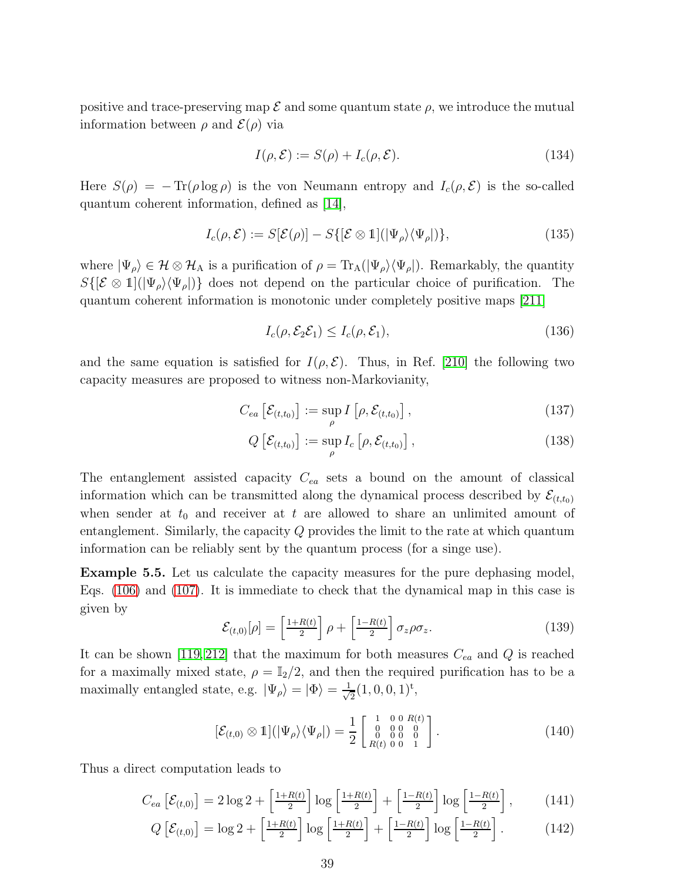positive and trace-preserving map $\mathcal{E}$ and some quantum state $\rho$, we introduce the mutual information between $\rho$ and $\mathcal{E}(\rho)$ via

$$I(\rho, \mathcal{E}) := S(\rho) + I_c(\rho, \mathcal{E}). \tag{134}$$

Here $S(\rho) = -\operatorname{Tr}(\rho \log \rho)$ is the von Neumann entropy and $I_c(\rho, \mathcal{E})$ is the so-called quantum coherent information, defined as [14],

$$I_c(\rho, \mathcal{E}) := S[\mathcal{E}(\rho)] - S\{[\mathcal{E} \otimes \mathbb{1}](|\Psi_\rho\rangle\langle\Psi_\rho|)\}, \tag{135}$$

where $|\Psi_\rho\rangle \in \mathcal{H} \otimes \mathcal{H}_\mathrm{A}$ is a purification of $\rho = \operatorname{Tr}_\mathrm{A}(|\Psi_\rho\rangle\langle\Psi_\rho|)$. Remarkably, the quantity $S\{[\mathcal{E} \otimes \mathbb{1}](|\Psi_\rho\rangle\langle\Psi_\rho|)\}$ does not depend on the particular choice of purification. The quantum coherent information is monotonic under completely positive maps [211]

$$I_c(\rho, \mathcal{E}_2\mathcal{E}_1) \leq I_c(\rho, \mathcal{E}_1), \tag{136}$$

and the same equation is satisfied for $I(\rho, \mathcal{E})$. Thus, in Ref. [210] the following two capacity measures are proposed to witness non-Markovianity,

$$C_{ea}\left[\mathcal{E}_{(t,t_0)}\right] := \sup_\rho I\left[\rho, \mathcal{E}_{(t,t_0)}\right], \tag{137}$$

$$Q\left[\mathcal{E}_{(t,t_0)}\right] := \sup_\rho I_c\left[\rho, \mathcal{E}_{(t,t_0)}\right], \tag{138}$$

The entanglement assisted capacity $C_{ea}$ sets a bound on the amount of classical information which can be transmitted along the dynamical process described by $\mathcal{E}_{(t,t_0)}$ when sender at $t_0$ and receiver at $t$ are allowed to share an unlimited amount of entanglement. Similarly, the capacity $Q$ provides the limit to the rate at which quantum information can be reliably sent by the quantum process (for a singe use).

**Example 5.5.** Let us calculate the capacity measures for the pure dephasing model, Eqs. (106) and (107). It is immediate to check that the dynamical map in this case is given by

$$\mathcal{E}_{(t,0)}[\rho] = \left[\tfrac{1+R(t)}{2}\right]\rho + \left[\tfrac{1-R(t)}{2}\right]\sigma_z\rho\sigma_z. \tag{139}$$

It can be shown [119,212] that the maximum for both measures $C_{ea}$ and $Q$ is reached for a maximally mixed state, $\rho = \mathbb{I}_2/2$, and then the required purification has to be a maximally entangled state, e.g. $|\Psi_\rho\rangle = |\Phi\rangle = \frac{1}{\sqrt{2}}(1, 0, 0, 1)^\mathrm{t}$,

$$[\mathcal{E}_{(t,0)} \otimes \mathbb{1}](|\Psi_\rho\rangle\langle\Psi_\rho|) = \frac{1}{2}\begin{bmatrix} 1 & 0 & 0 & R(t) \\ 0 & 0 & 0 & 0 \\ 0 & 0 & 0 & 0 \\ R(t) & 0 & 0 & 1 \end{bmatrix}. \tag{140}$$

Thus a direct computation leads to

$$C_{ea}\left[\mathcal{E}_{(t,0)}\right] = 2\log 2 + \left[\tfrac{1+R(t)}{2}\right]\log\left[\tfrac{1+R(t)}{2}\right] + \left[\tfrac{1-R(t)}{2}\right]\log\left[\tfrac{1-R(t)}{2}\right], \tag{141}$$

$$Q\left[\mathcal{E}_{(t,0)}\right] = \log 2 + \left[\tfrac{1+R(t)}{2}\right]\log\left[\tfrac{1+R(t)}{2}\right] + \left[\tfrac{1-R(t)}{2}\right]\log\left[\tfrac{1-R(t)}{2}\right]. \tag{142}$$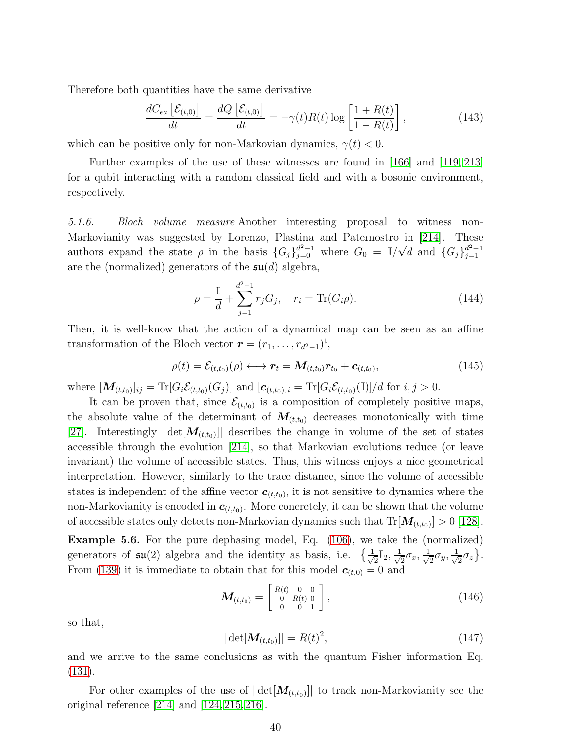Therefore both quantities have the same derivative

$$\frac{dC_{ea}\left[\mathcal{E}_{(t,0)}\right]}{dt} = \frac{dQ\left[\mathcal{E}_{(t,0)}\right]}{dt} = -\gamma(t)R(t)\log\left[\frac{1+R(t)}{1-R(t)}\right], \tag{143}$$

which can be positive only for non-Markovian dynamics, $\gamma(t) < 0$.

Further examples of the use of these witnesses are found in [166] and [119, 213] for a qubit interacting with a random classical field and with a bosonic environment, respectively.

*5.1.6. Bloch volume measure* Another interesting proposal to witness non-Markovianity was suggested by Lorenzo, Plastina and Paternostro in [214]. These authors expand the state $\rho$ in the basis $\{G_j\}_{j=0}^{d^2-1}$ where $G_0 = \mathbb{I}/\sqrt{d}$ and $\{G_j\}_{j=1}^{d^2-1}$ are the (normalized) generators of the $\mathfrak{su}(d)$ algebra,

$$\rho = \frac{\mathbb{I}}{d} + \sum_{j=1}^{d^2-1} r_j G_j, \quad r_i = \mathrm{Tr}(G_i\rho). \tag{144}$$

Then, it is well-know that the action of a dynamical map can be seen as an affine transformation of the Bloch vector $\boldsymbol{r} = (r_1, \ldots, r_{d^2-1})^{\mathrm{t}}$,

$$\rho(t) = \mathcal{E}_{(t,t_0)}(\rho) \longleftrightarrow \boldsymbol{r}_t = \boldsymbol{M}_{(t,t_0)}\boldsymbol{r}_{t_0} + \boldsymbol{c}_{(t,t_0)}, \tag{145}$$

where $[\boldsymbol{M}_{(t,t_0)}]_{ij} = \mathrm{Tr}[G_i\mathcal{E}_{(t,t_0)}(G_j)]$ and $[\boldsymbol{c}_{(t,t_0)}]_i = \mathrm{Tr}[G_i\mathcal{E}_{(t,t_0)}(\mathbb{I})]/d$ for $i, j > 0$.

It can be proven that, since $\mathcal{E}_{(t,t_0)}$ is a composition of completely positive maps, the absolute value of the determinant of $\boldsymbol{M}_{(t,t_0)}$ decreases monotonically with time [27]. Interestingly $|\det[\boldsymbol{M}_{(t,t_0)}]|$ describes the change in volume of the set of states accessible through the evolution [214], so that Markovian evolutions reduce (or leave invariant) the volume of accessible states. Thus, this witness enjoys a nice geometrical interpretation. However, similarly to the trace distance, since the volume of accessible states is independent of the affine vector $\boldsymbol{c}_{(t,t_0)}$, it is not sensitive to dynamics where the non-Markovianity is encoded in $\boldsymbol{c}_{(t,t_0)}$. More concretely, it can be shown that the volume of accessible states only detects non-Markovian dynamics such that $\mathrm{Tr}[\boldsymbol{M}_{(t,t_0)}] > 0$ [128].

**Example 5.6.** For the pure dephasing model, Eq. (106), we take the (normalized) generators of $\mathfrak{su}(2)$ algebra and the identity as basis, i.e. $\left\{\frac{1}{\sqrt{2}}\mathbb{I}_2, \frac{1}{\sqrt{2}}\sigma_x, \frac{1}{\sqrt{2}}\sigma_y, \frac{1}{\sqrt{2}}\sigma_z\right\}$. From (139) it is immediate to obtain that for this model $\boldsymbol{c}_{(t,0)} = 0$ and

$$\boldsymbol{M}_{(t,t_0)} = \begin{bmatrix} R(t) & 0 & 0 \\ 0 & R(t) & 0 \\ 0 & 0 & 1 \end{bmatrix}, \tag{146}$$

so that,

$$|\det[\boldsymbol{M}_{(t,t_0)}]| = R(t)^2, \tag{147}$$

and we arrive to the same conclusions as with the quantum Fisher information Eq. (131).

For other examples of the use of $|\det[\boldsymbol{M}_{(t,t_0)}]|$ to track non-Markovianity see the original reference [214] and [124, 215, 216].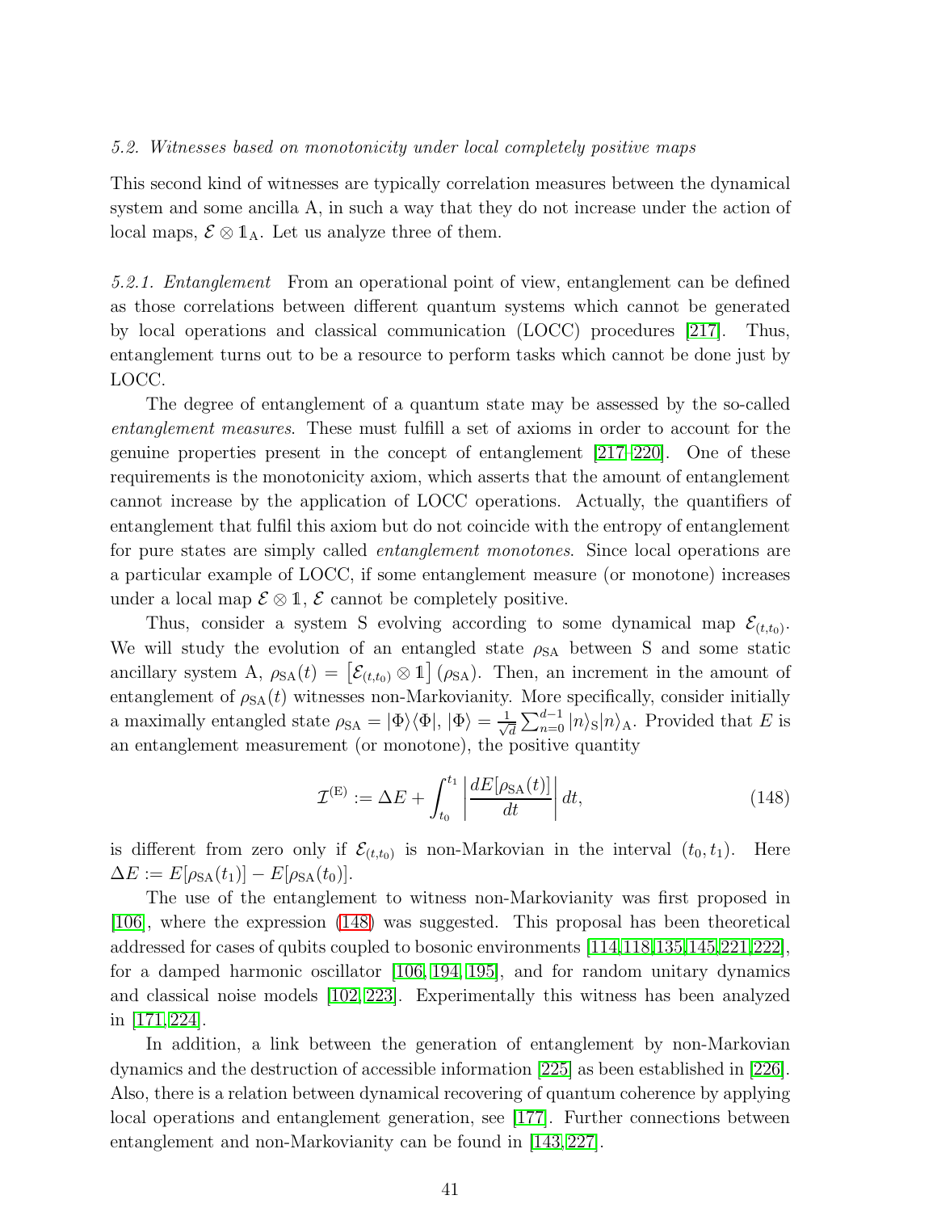### *5.2. Witnesses based on monotonicity under local completely positive maps*

This second kind of witnesses are typically correlation measures between the dynamical system and some ancilla A, in such a way that they do not increase under the action of local maps, $\mathcal{E} \otimes \mathbb{1}_{\mathrm{A}}$. Let us analyze three of them.

*5.2.1. Entanglement* From an operational point of view, entanglement can be defined as those correlations between different quantum systems which cannot be generated by local operations and classical communication (LOCC) procedures [217]. Thus, entanglement turns out to be a resource to perform tasks which cannot be done just by LOCC.

The degree of entanglement of a quantum state may be assessed by the so-called *entanglement measures*. These must fulfill a set of axioms in order to account for the genuine properties present in the concept of entanglement [217–220]. One of these requirements is the monotonicity axiom, which asserts that the amount of entanglement cannot increase by the application of LOCC operations. Actually, the quantifiers of entanglement that fulfil this axiom but do not coincide with the entropy of entanglement for pure states are simply called *entanglement monotones*. Since local operations are a particular example of LOCC, if some entanglement measure (or monotone) increases under a local map $\mathcal{E} \otimes \mathbb{1}$, $\mathcal{E}$ cannot be completely positive.

Thus, consider a system S evolving according to some dynamical map $\mathcal{E}_{(t,t_0)}$. We will study the evolution of an entangled state $\rho_{\mathrm{SA}}$ between S and some static ancillary system A, $\rho_{\mathrm{SA}}(t) = \left[\mathcal{E}_{(t,t_0)} \otimes \mathbb{1}\right](\rho_{\mathrm{SA}})$. Then, an increment in the amount of entanglement of $\rho_{\mathrm{SA}}(t)$ witnesses non-Markovianity. More specifically, consider initially a maximally entangled state $\rho_{\mathrm{SA}} = |\Phi\rangle\langle\Phi|$, $|\Phi\rangle = \frac{1}{\sqrt{d}}\sum_{n=0}^{d-1}|n\rangle_{\mathrm{S}}|n\rangle_{\mathrm{A}}$. Provided that $E$ is an entanglement measurement (or monotone), the positive quantity

$$\mathcal{I}^{(\mathrm{E})} := \Delta E + \int_{t_0}^{t_1} \left|\frac{dE[\rho_{\mathrm{SA}}(t)]}{dt}\right| dt, \tag{148}$$

is different from zero only if $\mathcal{E}_{(t,t_0)}$ is non-Markovian in the interval $(t_0, t_1)$. Here $\Delta E := E[\rho_{\mathrm{SA}}(t_1)] - E[\rho_{\mathrm{SA}}(t_0)]$.

The use of the entanglement to witness non-Markovianity was first proposed in [106], where the expression (148) was suggested. This proposal has been theoretical addressed for cases of qubits coupled to bosonic environments [114,118,135,145,221,222], for a damped harmonic oscillator [106, 194, 195], and for random unitary dynamics and classical noise models [102, 223]. Experimentally this witness has been analyzed in [171, 224].

In addition, a link between the generation of entanglement by non-Markovian dynamics and the destruction of accessible information [225] as been established in [226]. Also, there is a relation between dynamical recovering of quantum coherence by applying local operations and entanglement generation, see [177]. Further connections between entanglement and non-Markovianity can be found in [143, 227].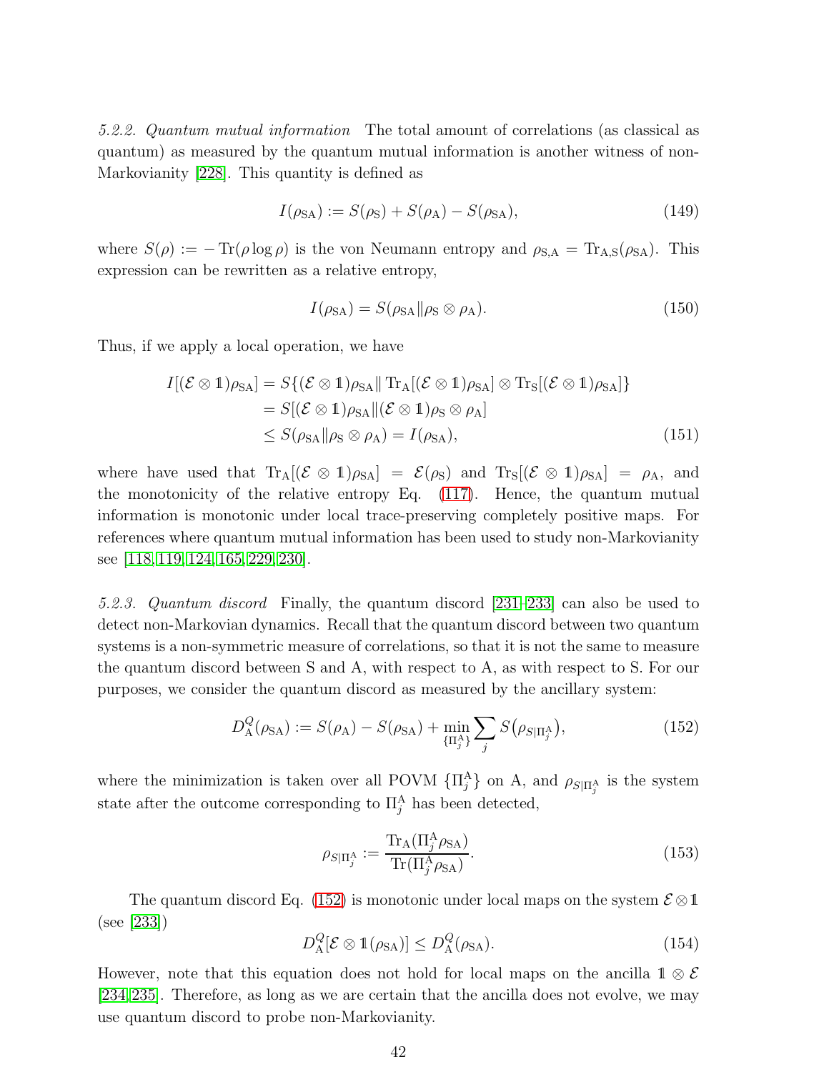*5.2.2. Quantum mutual information* The total amount of correlations (as classical as quantum) as measured by the quantum mutual information is another witness of non-Markovianity [228]. This quantity is defined as

$$I(\rho_{\rm SA}) := S(\rho_{\rm S}) + S(\rho_{\rm A}) - S(\rho_{\rm SA}), \tag{149}$$

where $S(\rho) := -\operatorname{Tr}(\rho \log \rho)$ is the von Neumann entropy and $\rho_{\rm S,A} = \operatorname{Tr}_{\rm A,S}(\rho_{\rm SA})$. This expression can be rewritten as a relative entropy,

$$I(\rho_{\rm SA}) = S(\rho_{\rm SA} \| \rho_{\rm S} \otimes \rho_{\rm A}). \tag{150}$$

Thus, if we apply a local operation, we have

$$\begin{aligned} I[(\mathcal{E} \otimes \mathbb{1})\rho_{\rm SA}] &= S\{(\mathcal{E} \otimes \mathbb{1})\rho_{\rm SA} \| \operatorname{Tr}_{\rm A}[(\mathcal{E} \otimes \mathbb{1})\rho_{\rm SA}] \otimes \operatorname{Tr}_{\rm S}[(\mathcal{E} \otimes \mathbb{1})\rho_{\rm SA}]\} \\ &= S[(\mathcal{E} \otimes \mathbb{1})\rho_{\rm SA} \| (\mathcal{E} \otimes \mathbb{1})\rho_{\rm S} \otimes \rho_{\rm A}] \\ &\leq S(\rho_{\rm SA} \| \rho_{\rm S} \otimes \rho_{\rm A}) = I(\rho_{\rm SA}), \end{aligned} \tag{151}$$

where have used that $\operatorname{Tr}_{\rm A}[(\mathcal{E} \otimes \mathbb{1})\rho_{\rm SA}] = \mathcal{E}(\rho_{\rm S})$ and $\operatorname{Tr}_{\rm S}[(\mathcal{E} \otimes \mathbb{1})\rho_{\rm SA}] = \rho_{\rm A}$, and the monotonicity of the relative entropy Eq. (117). Hence, the quantum mutual information is monotonic under local trace-preserving completely positive maps. For references where quantum mutual information has been used to study non-Markovianity see [118, 119, 124, 165, 229, 230].

*5.2.3. Quantum discord* Finally, the quantum discord [231–233] can also be used to detect non-Markovian dynamics. Recall that the quantum discord between two quantum systems is a non-symmetric measure of correlations, so that it is not the same to measure the quantum discord between S and A, with respect to A, as with respect to S. For our purposes, we consider the quantum discord as measured by the ancillary system:

$$D_{\rm A}^{Q}(\rho_{\rm SA}) := S(\rho_{\rm A}) - S(\rho_{\rm SA}) + \min_{\{\Pi_j^{\rm A}\}} \sum_j S\big(\rho_{S|\Pi_j^{\rm A}}\big), \tag{152}$$

where the minimization is taken over all POVM $\{\Pi_j^{\rm A}\}$ on A, and $\rho_{S|\Pi_j^{\rm A}}$ is the system state after the outcome corresponding to $\Pi_j^{\rm A}$ has been detected,

$$\rho_{S|\Pi_j^{\rm A}} := \frac{\operatorname{Tr}_{\rm A}(\Pi_j^{\rm A}\rho_{\rm SA})}{\operatorname{Tr}(\Pi_j^{\rm A}\rho_{\rm SA})}. \tag{153}$$

The quantum discord Eq. (152) is monotonic under local maps on the system $\mathcal{E} \otimes \mathbb{1}$ (see [233])

$$D_{\rm A}^{Q}[\mathcal{E} \otimes \mathbb{1}(\rho_{\rm SA})] \leq D_{\rm A}^{Q}(\rho_{\rm SA}). \tag{154}$$

However, note that this equation does not hold for local maps on the ancilla $\mathbb{1} \otimes \mathcal{E}$ [234, 235]. Therefore, as long as we are certain that the ancilla does not evolve, we may use quantum discord to probe non-Markovianity.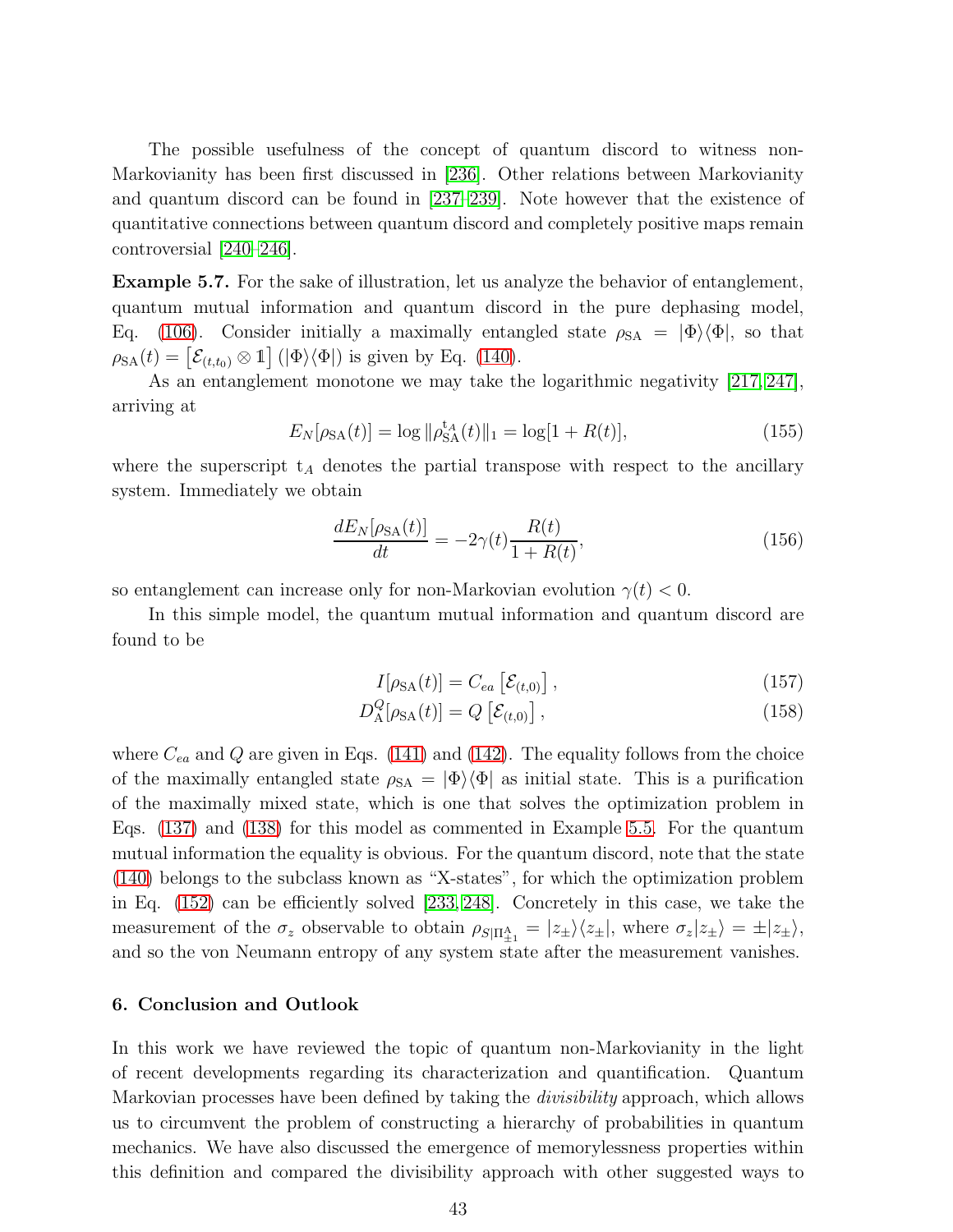The possible usefulness of the concept of quantum discord to witness non-Markovianity has been first discussed in [236]. Other relations between Markovianity and quantum discord can be found in [237–239]. Note however that the existence of quantitative connections between quantum discord and completely positive maps remain controversial [240–246].

**Example 5.7.** For the sake of illustration, let us analyze the behavior of entanglement, quantum mutual information and quantum discord in the pure dephasing model, Eq. (106). Consider initially a maximally entangled state $\rho_{\rm SA} = |\Phi\rangle\langle\Phi|$, so that $\rho_{\rm SA}(t) = \left[\mathcal{E}_{(t,t_0)} \otimes \mathbb{1}\right](|\Phi\rangle\langle\Phi|)$ is given by Eq. (140).

As an entanglement monotone we may take the logarithmic negativity [217, 247], arriving at

$$E_N[\rho_{\rm SA}(t)] = \log \|\rho_{\rm SA}^{\rm t_A}(t)\|_1 = \log[1 + R(t)], \tag{155}$$

where the superscript $\rm t_A$ denotes the partial transpose with respect to the ancillary system. Immediately we obtain

$$\frac{dE_N[\rho_{\rm SA}(t)]}{dt} = -2\gamma(t)\frac{R(t)}{1 + R(t)}, \tag{156}$$

so entanglement can increase only for non-Markovian evolution $\gamma(t) < 0$.

In this simple model, the quantum mutual information and quantum discord are found to be

$$I[\rho_{\rm SA}(t)] = C_{ea}\left[\mathcal{E}_{(t,0)}\right], \tag{157}$$

$$D_{\rm A}^{Q}[\rho_{\rm SA}(t)] = Q\left[\mathcal{E}_{(t,0)}\right], \tag{158}$$

where $C_{ea}$ and $Q$ are given in Eqs. (141) and (142). The equality follows from the choice of the maximally entangled state $\rho_{\rm SA} = |\Phi\rangle\langle\Phi|$ as initial state. This is a purification of the maximally mixed state, which is one that solves the optimization problem in Eqs. (137) and (138) for this model as commented in Example 5.5. For the quantum mutual information the equality is obvious. For the quantum discord, note that the state (140) belongs to the subclass known as "X-states", for which the optimization problem in Eq. (152) can be efficiently solved [233, 248]. Concretely in this case, we take the measurement of the $\sigma_z$ observable to obtain $\rho_{S|\Pi^{\rm A}_{\pm 1}} = |z_\pm\rangle\langle z_\pm|$, where $\sigma_z|z_\pm\rangle = \pm|z_\pm\rangle$, and so the von Neumann entropy of any system state after the measurement vanishes.

## 6. Conclusion and Outlook

In this work we have reviewed the topic of quantum non-Markovianity in the light of recent developments regarding its characterization and quantification. Quantum Markovian processes have been defined by taking the *divisibility* approach, which allows us to circumvent the problem of constructing a hierarchy of probabilities in quantum mechanics. We have also discussed the emergence of memorylessness properties within this definition and compared the divisibility approach with other suggested ways to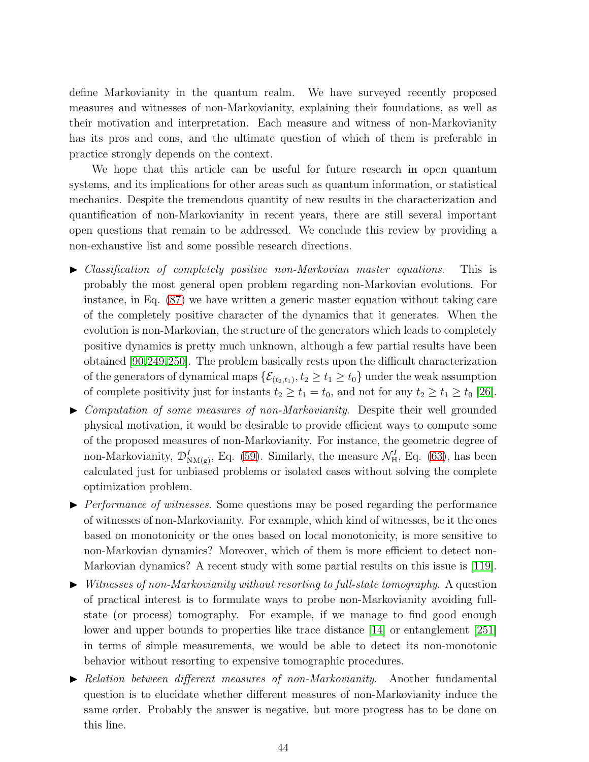define Markovianity in the quantum realm. We have surveyed recently proposed measures and witnesses of non-Markovianity, explaining their foundations, as well as their motivation and interpretation. Each measure and witness of non-Markovianity has its pros and cons, and the ultimate question of which of them is preferable in practice strongly depends on the context.

We hope that this article can be useful for future research in open quantum systems, and its implications for other areas such as quantum information, or statistical mechanics. Despite the tremendous quantity of new results in the characterization and quantification of non-Markovianity in recent years, there are still several important open questions that remain to be addressed. We conclude this review by providing a non-exhaustive list and some possible research directions.

- *Classification of completely positive non-Markovian master equations*. This is probably the most general open problem regarding non-Markovian evolutions. For instance, in Eq. (87) we have written a generic master equation without taking care of the completely positive character of the dynamics that it generates. When the evolution is non-Markovian, the structure of the generators which leads to completely positive dynamics is pretty much unknown, although a few partial results have been obtained [90,249,250]. The problem basically rests upon the difficult characterization of the generators of dynamical maps $\{\mathcal{E}_{(t_2,t_1)}, t_2 \geq t_1 \geq t_0\}$ under the weak assumption of complete positivity just for instants $t_2 \geq t_1 = t_0$, and not for any $t_2 \geq t_1 \geq t_0$ [26].
- *Computation of some measures of non-Markovianity*. Despite their well grounded physical motivation, it would be desirable to provide efficient ways to compute some of the proposed measures of non-Markovianity. For instance, the geometric degree of non-Markovianity, $\mathcal{D}^{I}_{\mathrm{NM(g)}}$, Eq. (59). Similarly, the measure $\mathcal{N}^{I}_{\mathrm{H}}$, Eq. (63), has been calculated just for unbiased problems or isolated cases without solving the complete optimization problem.
- *Performance of witnesses*. Some questions may be posed regarding the performance of witnesses of non-Markovianity. For example, which kind of witnesses, be it the ones based on monotonicity or the ones based on local monotonicity, is more sensitive to non-Markovian dynamics? Moreover, which of them is more efficient to detect non-Markovian dynamics? A recent study with some partial results on this issue is [119].
- *Witnesses of non-Markovianity without resorting to full-state tomography*. A question of practical interest is to formulate ways to probe non-Markovianity avoiding full-state (or process) tomography. For example, if we manage to find good enough lower and upper bounds to properties like trace distance [14] or entanglement [251] in terms of simple measurements, we would be able to detect its non-monotonic behavior without resorting to expensive tomographic procedures.
- *Relation between different measures of non-Markovianity*. Another fundamental question is to elucidate whether different measures of non-Markovianity induce the same order. Probably the answer is negative, but more progress has to be done on this line.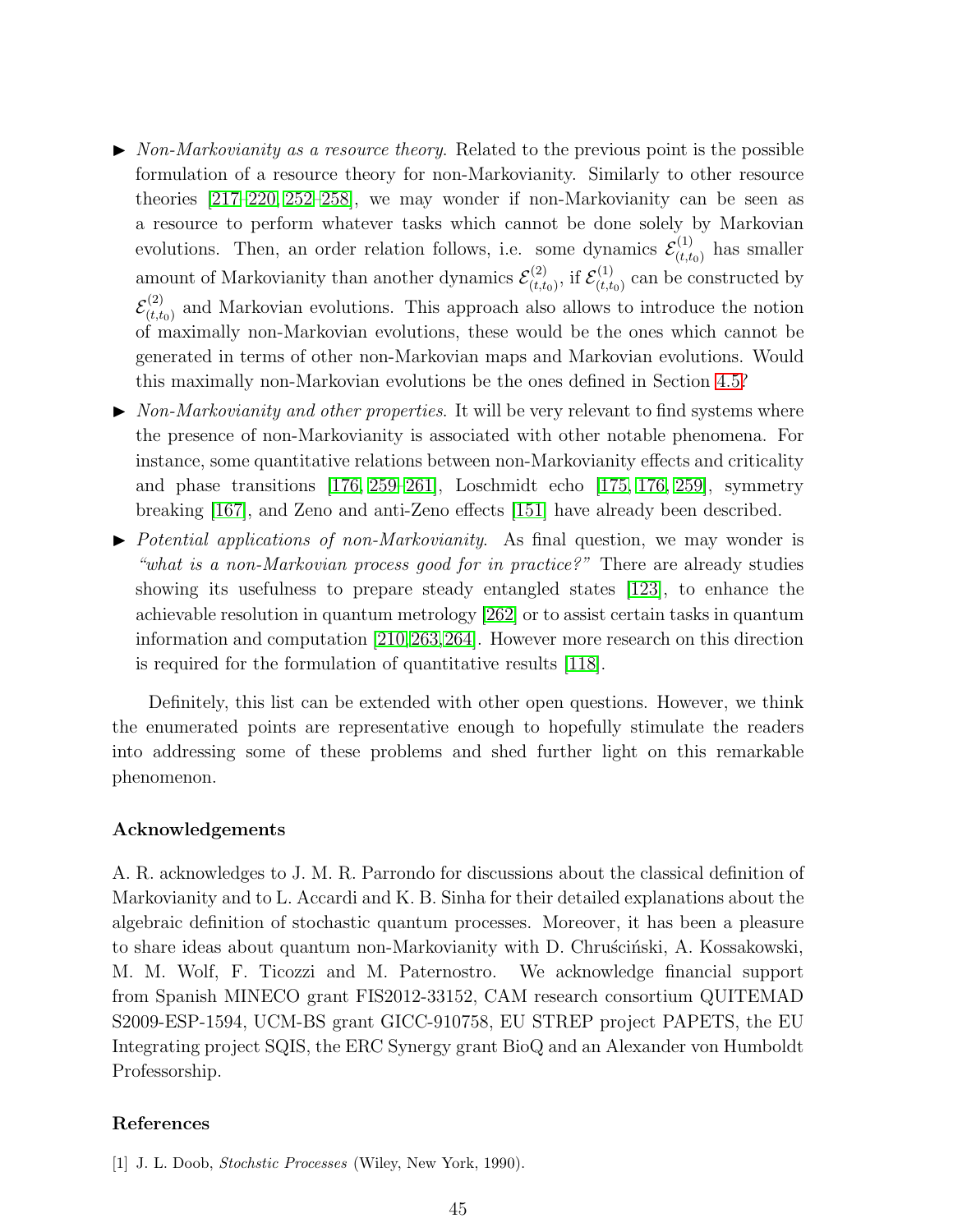- ► *Non-Markovianity as a resource theory.* Related to the previous point is the possible formulation of a resource theory for non-Markovianity. Similarly to other resource theories [217–220, 252–258], we may wonder if non-Markovianity can be seen as a resource to perform whatever tasks which cannot be done solely by Markovian evolutions. Then, an order relation follows, i.e. some dynamics $\mathcal{E}^{(1)}_{(t,t_0)}$ has smaller amount of Markovianity than another dynamics $\mathcal{E}^{(2)}_{(t,t_0)}$, if $\mathcal{E}^{(1)}_{(t,t_0)}$ can be constructed by $\mathcal{E}^{(2)}_{(t,t_0)}$ and Markovian evolutions. This approach also allows to introduce the notion of maximally non-Markovian evolutions, these would be the ones which cannot be generated in terms of other non-Markovian maps and Markovian evolutions. Would this maximally non-Markovian evolutions be the ones defined in Section 4.5?
- ► *Non-Markovianity and other properties.* It will be very relevant to find systems where the presence of non-Markovianity is associated with other notable phenomena. For instance, some quantitative relations between non-Markovianity effects and criticality and phase transitions [176, 259–261], Loschmidt echo [175, 176, 259], symmetry breaking [167], and Zeno and anti-Zeno effects [151] have already been described.
- ► *Potential applications of non-Markovianity.* As final question, we may wonder is *"what is a non-Markovian process good for in practice?"* There are already studies showing its usefulness to prepare steady entangled states [123], to enhance the achievable resolution in quantum metrology [262] or to assist certain tasks in quantum information and computation [210,263,264]. However more research on this direction is required for the formulation of quantitative results [118].

Definitely, this list can be extended with other open questions. However, we think the enumerated points are representative enough to hopefully stimulate the readers into addressing some of these problems and shed further light on this remarkable phenomenon.

### Acknowledgements

A. R. acknowledges to J. M. R. Parrondo for discussions about the classical definition of Markovianity and to L. Accardi and K. B. Sinha for their detailed explanations about the algebraic definition of stochastic quantum processes. Moreover, it has been a pleasure to share ideas about quantum non-Markovianity with D. Chruściński, A. Kossakowski, M. M. Wolf, F. Ticozzi and M. Paternostro. We acknowledge financial support from Spanish MINECO grant FIS2012-33152, CAM research consortium QUITEMAD S2009-ESP-1594, UCM-BS grant GICC-910758, EU STREP project PAPETS, the EU Integrating project SQIS, the ERC Synergy grant BioQ and an Alexander von Humboldt Professorship.

### References

[1] J. L. Doob, *Stochstic Processes* (Wiley, New York, 1990).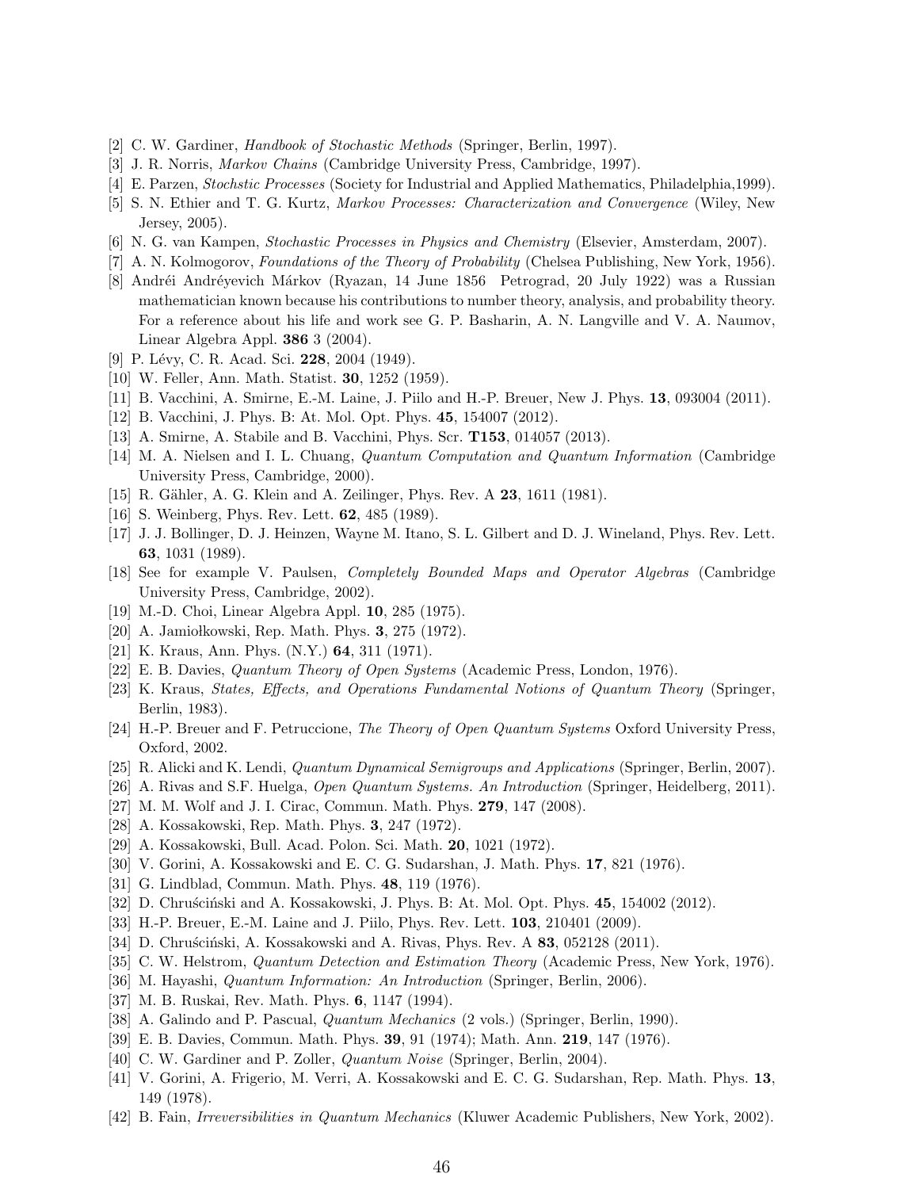[2] C. W. Gardiner, *Handbook of Stochastic Methods* (Springer, Berlin, 1997).

[3] J. R. Norris, *Markov Chains* (Cambridge University Press, Cambridge, 1997).

[4] E. Parzen, *Stochstic Processes* (Society for Industrial and Applied Mathematics, Philadelphia,1999).

[5] S. N. Ethier and T. G. Kurtz, *Markov Processes: Characterization and Convergence* (Wiley, New Jersey, 2005).

[6] N. G. van Kampen, *Stochastic Processes in Physics and Chemistry* (Elsevier, Amsterdam, 2007).

[7] A. N. Kolmogorov, *Foundations of the Theory of Probability* (Chelsea Publishing, New York, 1956).

[8] Andréi Andréyevich Márkov (Ryazan, 14 June 1856 Petrograd, 20 July 1922) was a Russian mathematician known because his contributions to number theory, analysis, and probability theory. For a reference about his life and work see G. P. Basharin, A. N. Langville and V. A. Naumov, Linear Algebra Appl. **386** 3 (2004).

[9] P. Lévy, C. R. Acad. Sci. **228**, 2004 (1949).

[10] W. Feller, Ann. Math. Statist. **30**, 1252 (1959).

[11] B. Vacchini, A. Smirne, E.-M. Laine, J. Piilo and H.-P. Breuer, New J. Phys. **13**, 093004 (2011).

[12] B. Vacchini, J. Phys. B: At. Mol. Opt. Phys. **45**, 154007 (2012).

[13] A. Smirne, A. Stabile and B. Vacchini, Phys. Scr. **T153**, 014057 (2013).

[14] M. A. Nielsen and I. L. Chuang, *Quantum Computation and Quantum Information* (Cambridge University Press, Cambridge, 2000).

[15] R. Gähler, A. G. Klein and A. Zeilinger, Phys. Rev. A **23**, 1611 (1981).

[16] S. Weinberg, Phys. Rev. Lett. **62**, 485 (1989).

[17] J. J. Bollinger, D. J. Heinzen, Wayne M. Itano, S. L. Gilbert and D. J. Wineland, Phys. Rev. Lett. **63**, 1031 (1989).

[18] See for example V. Paulsen, *Completely Bounded Maps and Operator Algebras* (Cambridge University Press, Cambridge, 2002).

[19] M.-D. Choi, Linear Algebra Appl. **10**, 285 (1975).

[20] A. Jamiołkowski, Rep. Math. Phys. **3**, 275 (1972).

[21] K. Kraus, Ann. Phys. (N.Y.) **64**, 311 (1971).

[22] E. B. Davies, *Quantum Theory of Open Systems* (Academic Press, London, 1976).

[23] K. Kraus, *States, Effects, and Operations Fundamental Notions of Quantum Theory* (Springer, Berlin, 1983).

[24] H.-P. Breuer and F. Petruccione, *The Theory of Open Quantum Systems* Oxford University Press, Oxford, 2002.

[25] R. Alicki and K. Lendi, *Quantum Dynamical Semigroups and Applications* (Springer, Berlin, 2007).

[26] A. Rivas and S.F. Huelga, *Open Quantum Systems. An Introduction* (Springer, Heidelberg, 2011).

[27] M. M. Wolf and J. I. Cirac, Commun. Math. Phys. **279**, 147 (2008).

[28] A. Kossakowski, Rep. Math. Phys. **3**, 247 (1972).

[29] A. Kossakowski, Bull. Acad. Polon. Sci. Math. **20**, 1021 (1972).

[30] V. Gorini, A. Kossakowski and E. C. G. Sudarshan, J. Math. Phys. **17**, 821 (1976).

[31] G. Lindblad, Commun. Math. Phys. **48**, 119 (1976).

[32] D. Chruściński and A. Kossakowski, J. Phys. B: At. Mol. Opt. Phys. **45**, 154002 (2012).

[33] H.-P. Breuer, E.-M. Laine and J. Piilo, Phys. Rev. Lett. **103**, 210401 (2009).

[34] D. Chruściński, A. Kossakowski and A. Rivas, Phys. Rev. A **83**, 052128 (2011).

[35] C. W. Helstrom, *Quantum Detection and Estimation Theory* (Academic Press, New York, 1976).

[36] M. Hayashi, *Quantum Information: An Introduction* (Springer, Berlin, 2006).

[37] M. B. Ruskai, Rev. Math. Phys. **6**, 1147 (1994).

[38] A. Galindo and P. Pascual, *Quantum Mechanics* (2 vols.) (Springer, Berlin, 1990).

[39] E. B. Davies, Commun. Math. Phys. **39**, 91 (1974); Math. Ann. **219**, 147 (1976).

[40] C. W. Gardiner and P. Zoller, *Quantum Noise* (Springer, Berlin, 2004).

[41] V. Gorini, A. Frigerio, M. Verri, A. Kossakowski and E. C. G. Sudarshan, Rep. Math. Phys. **13**, 149 (1978).

[42] B. Fain, *Irreversibilities in Quantum Mechanics* (Kluwer Academic Publishers, New York, 2002).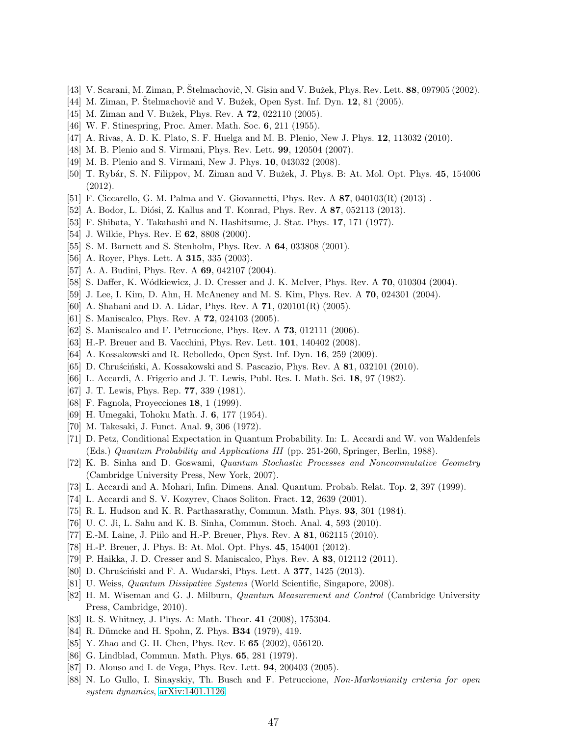[43] V. Scarani, M. Ziman, P. Štelmachovič, N. Gisin and V. Bužek, Phys. Rev. Lett. **88**, 097905 (2002).

[44] M. Ziman, P. Štelmachovič and V. Bužek, Open Syst. Inf. Dyn. **12**, 81 (2005).

[45] M. Ziman and V. Bužek, Phys. Rev. A **72**, 022110 (2005).

[46] W. F. Stinespring, Proc. Amer. Math. Soc. **6**, 211 (1955).

[47] A. Rivas, A. D. K. Plato, S. F. Huelga and M. B. Plenio, New J. Phys. **12**, 113032 (2010).

[48] M. B. Plenio and S. Virmani, Phys. Rev. Lett. **99**, 120504 (2007).

[49] M. B. Plenio and S. Virmani, New J. Phys. **10**, 043032 (2008).

[50] T. Rybár, S. N. Filippov, M. Ziman and V. Bužek, J. Phys. B: At. Mol. Opt. Phys. **45**, 154006 (2012).

[51] F. Ciccarello, G. M. Palma and V. Giovannetti, Phys. Rev. A **87**, 040103(R) (2013) .

[52] A. Bodor, L. Diósi, Z. Kallus and T. Konrad, Phys. Rev. A **87**, 052113 (2013).

[53] F. Shibata, Y. Takahashi and N. Hashitsume, J. Stat. Phys. **17**, 171 (1977).

[54] J. Wilkie, Phys. Rev. E **62**, 8808 (2000).

[55] S. M. Barnett and S. Stenholm, Phys. Rev. A **64**, 033808 (2001).

[56] A. Royer, Phys. Lett. A **315**, 335 (2003).

[57] A. A. Budini, Phys. Rev. A **69**, 042107 (2004).

[58] S. Daffer, K. Wódkiewicz, J. D. Cresser and J. K. McIver, Phys. Rev. A **70**, 010304 (2004).

[59] J. Lee, I. Kim, D. Ahn, H. McAneney and M. S. Kim, Phys. Rev. A **70**, 024301 (2004).

[60] A. Shabani and D. A. Lidar, Phys. Rev. A **71**, 020101(R) (2005).

[61] S. Maniscalco, Phys. Rev. A **72**, 024103 (2005).

[62] S. Maniscalco and F. Petruccione, Phys. Rev. A **73**, 012111 (2006).

[63] H.-P. Breuer and B. Vacchini, Phys. Rev. Lett. **101**, 140402 (2008).

[64] A. Kossakowski and R. Rebolledo, Open Syst. Inf. Dyn. **16**, 259 (2009).

[65] D. Chruściński, A. Kossakowski and S. Pascazio, Phys. Rev. A **81**, 032101 (2010).

[66] L. Accardi, A. Frigerio and J. T. Lewis, Publ. Res. I. Math. Sci. **18**, 97 (1982).

[67] J. T. Lewis, Phys. Rep. **77**, 339 (1981).

[68] F. Fagnola, Proyecciones **18**, 1 (1999).

[69] H. Umegaki, Tohoku Math. J. **6**, 177 (1954).

[70] M. Takesaki, J. Funct. Anal. **9**, 306 (1972).

[71] D. Petz, Conditional Expectation in Quantum Probability. In: L. Accardi and W. von Waldenfels (Eds.) *Quantum Probability and Applications III* (pp. 251-260, Springer, Berlin, 1988).

[72] K. B. Sinha and D. Goswami, *Quantum Stochastic Processes and Noncommutative Geometry* (Cambridge University Press, New York, 2007).

[73] L. Accardi and A. Mohari, Infin. Dimens. Anal. Quantum. Probab. Relat. Top. **2**, 397 (1999).

[74] L. Accardi and S. V. Kozyrev, Chaos Soliton. Fract. **12**, 2639 (2001).

[75] R. L. Hudson and K. R. Parthasarathy, Commun. Math. Phys. **93**, 301 (1984).

[76] U. C. Ji, L. Sahu and K. B. Sinha, Commun. Stoch. Anal. **4**, 593 (2010).

[77] E.-M. Laine, J. Piilo and H.-P. Breuer, Phys. Rev. A **81**, 062115 (2010).

[78] H.-P. Breuer, J. Phys. B: At. Mol. Opt. Phys. **45**, 154001 (2012).

[79] P. Haikka, J. D. Cresser and S. Maniscalco, Phys. Rev. A **83**, 012112 (2011).

[80] D. Chruściński and F. A. Wudarski, Phys. Lett. A **377**, 1425 (2013).

[81] U. Weiss, *Quantum Dissipative Systems* (World Scientific, Singapore, 2008).

[82] H. M. Wiseman and G. J. Milburn, *Quantum Measurement and Control* (Cambridge University Press, Cambridge, 2010).

[83] R. S. Whitney, J. Phys. A: Math. Theor. **41** (2008), 175304.

[84] R. Dümcke and H. Spohn, Z. Phys. **B34** (1979), 419.

[85] Y. Zhao and G. H. Chen, Phys. Rev. E **65** (2002), 056120.

[86] G. Lindblad, Commun. Math. Phys. **65**, 281 (1979).

[87] D. Alonso and I. de Vega, Phys. Rev. Lett. **94**, 200403 (2005).

[88] N. Lo Gullo, I. Sinayskiy, Th. Busch and F. Petruccione, *Non-Markovianity criteria for open system dynamics*, arXiv:1401.1126.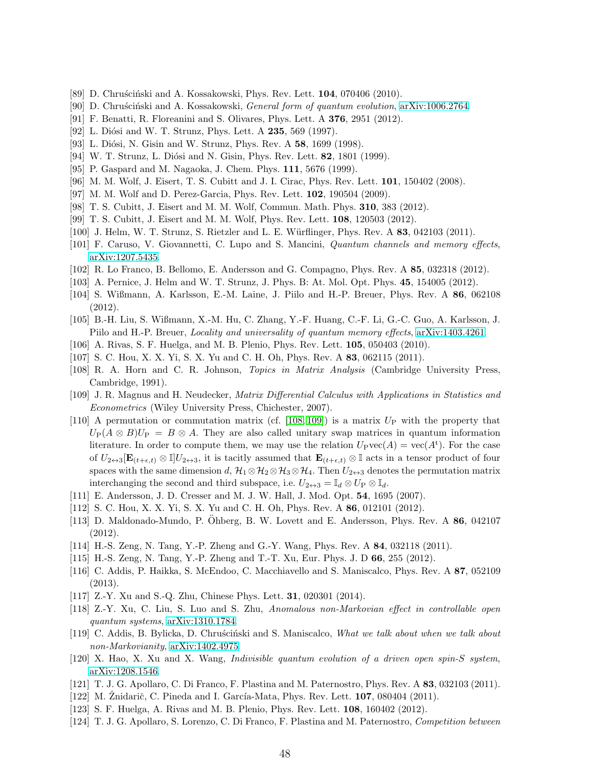[89] D. Chruściński and A. Kossakowski, Phys. Rev. Lett. **104**, 070406 (2010).

[90] D. Chruściński and A. Kossakowski, *General form of quantum evolution*, arXiv:1006.2764.

[91] F. Benatti, R. Floreanini and S. Olivares, Phys. Lett. A **376**, 2951 (2012).

[92] L. Diósi and W. T. Strunz, Phys. Lett. A **235**, 569 (1997).

[93] L. Diósi, N. Gisin and W. Strunz, Phys. Rev. A **58**, 1699 (1998).

[94] W. T. Strunz, L. Diósi and N. Gisin, Phys. Rev. Lett. **82**, 1801 (1999).

[95] P. Gaspard and M. Nagaoka, J. Chem. Phys. **111**, 5676 (1999).

[96] M. M. Wolf, J. Eisert, T. S. Cubitt and J. I. Cirac, Phys. Rev. Lett. **101**, 150402 (2008).

[97] M. M. Wolf and D. Perez-Garcia, Phys. Rev. Lett. **102**, 190504 (2009).

[98] T. S. Cubitt, J. Eisert and M. M. Wolf, Commun. Math. Phys. **310**, 383 (2012).

[99] T. S. Cubitt, J. Eisert and M. M. Wolf, Phys. Rev. Lett. **108**, 120503 (2012).

[100] J. Helm, W. T. Strunz, S. Rietzler and L. E. Würflinger, Phys. Rev. A **83**, 042103 (2011).

[101] F. Caruso, V. Giovannetti, C. Lupo and S. Mancini, *Quantum channels and memory effects*, arXiv:1207.5435.

[102] R. Lo Franco, B. Bellomo, E. Andersson and G. Compagno, Phys. Rev. A **85**, 032318 (2012).

[103] A. Pernice, J. Helm and W. T. Strunz, J. Phys. B: At. Mol. Opt. Phys. **45**, 154005 (2012).

[104] S. Wißmann, A. Karlsson, E.-M. Laine, J. Piilo and H.-P. Breuer, Phys. Rev. A **86**, 062108 (2012).

[105] B.-H. Liu, S. Wißmann, X.-M. Hu, C. Zhang, Y.-F. Huang, C.-F. Li, G.-C. Guo, A. Karlsson, J. Piilo and H.-P. Breuer, *Locality and universality of quantum memory effects*, arXiv:1403.4261.

[106] A. Rivas, S. F. Huelga, and M. B. Plenio, Phys. Rev. Lett. **105**, 050403 (2010).

[107] S. C. Hou, X. X. Yi, S. X. Yu and C. H. Oh, Phys. Rev. A **83**, 062115 (2011).

[108] R. A. Horn and C. R. Johnson, *Topics in Matrix Analysis* (Cambridge University Press, Cambridge, 1991).

[109] J. R. Magnus and H. Neudecker, *Matrix Differential Calculus with Applications in Statistics and Econometrics* (Wiley University Press, Chichester, 2007).

[110] A permutation or commutation matrix (cf. [108, 109]) is a matrix $U_{\mathrm{P}}$ with the property that $U_{\mathrm{P}}(A \otimes B)U_{\mathrm{P}} = B \otimes A$. They are also called unitary swap matrices in quantum information literature. In order to compute them, we may use the relation $U_{\mathrm{P}}\mathrm{vec}(A) = \mathrm{vec}(A^{\mathrm{t}})$. For the case of $U_{2\leftrightarrow 3}[\mathbf{E}_{(t+\epsilon,t)} \otimes \mathbb{I}]U_{2\leftrightarrow 3}$, it is tacitly assumed that $\mathbf{E}_{(t+\epsilon,t)} \otimes \mathbb{I}$ acts in a tensor product of four spaces with the same dimension $d$, $\mathcal{H}_1 \otimes \mathcal{H}_2 \otimes \mathcal{H}_3 \otimes \mathcal{H}_4$. Then $U_{2\leftrightarrow 3}$ denotes the permutation matrix interchanging the second and third subspace, i.e. $U_{2\leftrightarrow 3} = \mathbb{I}_d \otimes U_{\mathrm{P}} \otimes \mathbb{I}_d$.

[111] E. Andersson, J. D. Cresser and M. J. W. Hall, J. Mod. Opt. **54**, 1695 (2007).

[112] S. C. Hou, X. X. Yi, S. X. Yu and C. H. Oh, Phys. Rev. A **86**, 012101 (2012).

[113] D. Maldonado-Mundo, P. Öhberg, B. W. Lovett and E. Andersson, Phys. Rev. A **86**, 042107 (2012).

[114] H.-S. Zeng, N. Tang, Y.-P. Zheng and G.-Y. Wang, Phys. Rev. A **84**, 032118 (2011).

[115] H.-S. Zeng, N. Tang, Y.-P. Zheng and T.-T. Xu, Eur. Phys. J. D **66**, 255 (2012).

[116] C. Addis, P. Haikka, S. McEndoo, C. Macchiavello and S. Maniscalco, Phys. Rev. A **87**, 052109 (2013).

[117] Z.-Y. Xu and S.-Q. Zhu, Chinese Phys. Lett. **31**, 020301 (2014).

[118] Z.-Y. Xu, C. Liu, S. Luo and S. Zhu, *Anomalous non-Markovian effect in controllable open quantum systems*, arXiv:1310.1784.

[119] C. Addis, B. Bylicka, D. Chruściński and S. Maniscalco, *What we talk about when we talk about non-Markovianity*, arXiv:1402.4975.

[120] X. Hao, X. Xu and X. Wang, *Indivisible quantum evolution of a driven open spin-S system*, arXiv:1208.1546.

[121] T. J. G. Apollaro, C. Di Franco, F. Plastina and M. Paternostro, Phys. Rev. A **83**, 032103 (2011).

[122] M. Žnidarič, C. Pineda and I. García-Mata, Phys. Rev. Lett. **107**, 080404 (2011).

[123] S. F. Huelga, A. Rivas and M. B. Plenio, Phys. Rev. Lett. **108**, 160402 (2012).

[124] T. J. G. Apollaro, S. Lorenzo, C. Di Franco, F. Plastina and M. Paternostro, *Competition between*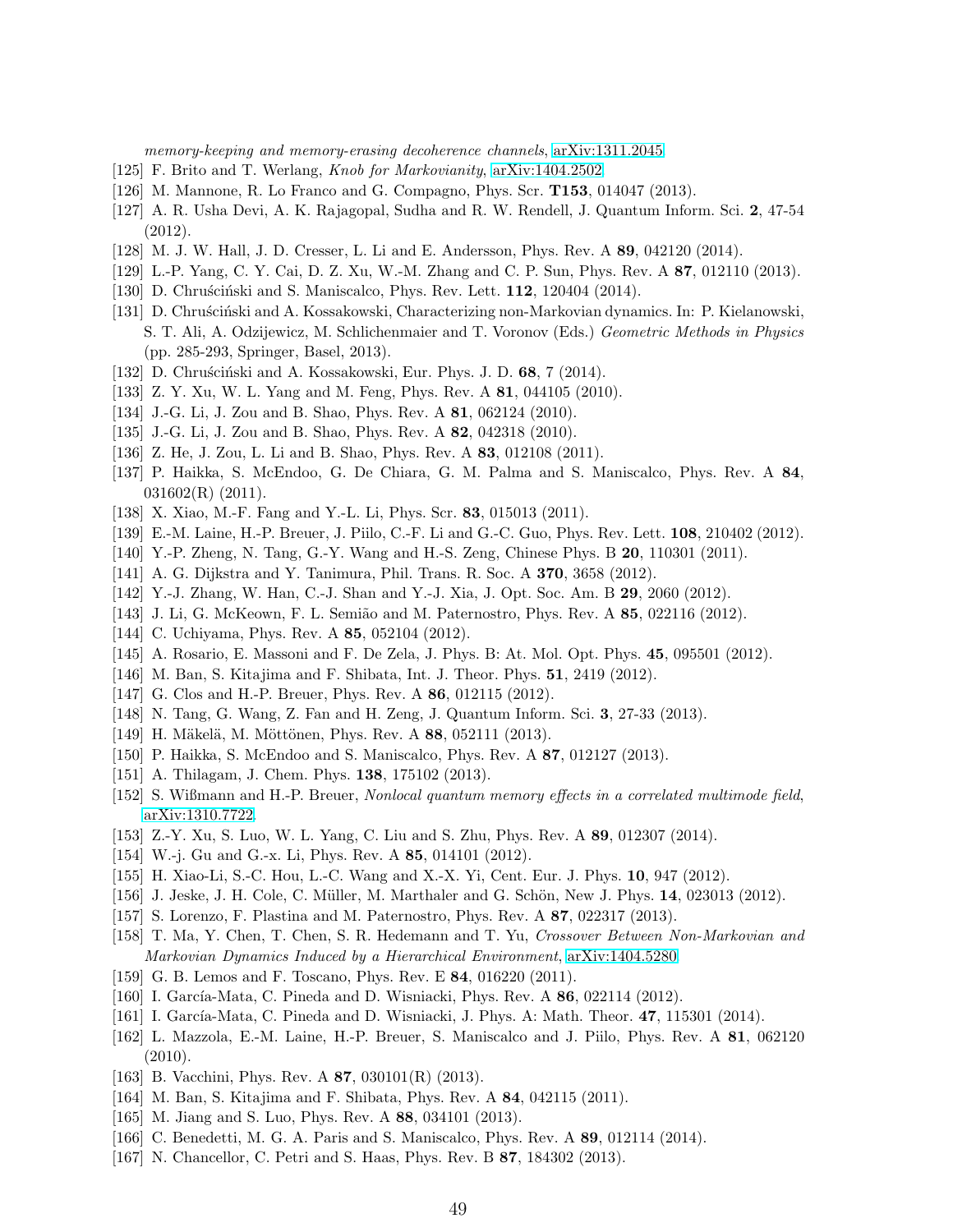*memory-keeping and memory-erasing decoherence channels*, arXiv:1311.2045

[125] F. Brito and T. Werlang, *Knob for Markovianity*, arXiv:1404.2502

[126] M. Mannone, R. Lo Franco and G. Compagno, Phys. Scr. **T153**, 014047 (2013).

[127] A. R. Usha Devi, A. K. Rajagopal, Sudha and R. W. Rendell, J. Quantum Inform. Sci. **2**, 47-54 (2012).

[128] M. J. W. Hall, J. D. Cresser, L. Li and E. Andersson, Phys. Rev. A **89**, 042120 (2014).

[129] L.-P. Yang, C. Y. Cai, D. Z. Xu, W.-M. Zhang and C. P. Sun, Phys. Rev. A **87**, 012110 (2013).

[130] D. Chruściński and S. Maniscalco, Phys. Rev. Lett. **112**, 120404 (2014).

[131] D. Chruściński and A. Kossakowski, Characterizing non-Markovian dynamics. In: P. Kielanowski, S. T. Ali, A. Odzijewicz, M. Schlichenmaier and T. Voronov (Eds.) *Geometric Methods in Physics* (pp. 285-293, Springer, Basel, 2013).

[132] D. Chruściński and A. Kossakowski, Eur. Phys. J. D. **68**, 7 (2014).

[133] Z. Y. Xu, W. L. Yang and M. Feng, Phys. Rev. A **81**, 044105 (2010).

[134] J.-G. Li, J. Zou and B. Shao, Phys. Rev. A **81**, 062124 (2010).

[135] J.-G. Li, J. Zou and B. Shao, Phys. Rev. A **82**, 042318 (2010).

[136] Z. He, J. Zou, L. Li and B. Shao, Phys. Rev. A **83**, 012108 (2011).

[137] P. Haikka, S. McEndoo, G. De Chiara, G. M. Palma and S. Maniscalco, Phys. Rev. A **84**, 031602(R) (2011).

[138] X. Xiao, M.-F. Fang and Y.-L. Li, Phys. Scr. **83**, 015013 (2011).

[139] E.-M. Laine, H.-P. Breuer, J. Piilo, C.-F. Li and G.-C. Guo, Phys. Rev. Lett. **108**, 210402 (2012).

[140] Y.-P. Zheng, N. Tang, G.-Y. Wang and H.-S. Zeng, Chinese Phys. B **20**, 110301 (2011).

[141] A. G. Dijkstra and Y. Tanimura, Phil. Trans. R. Soc. A **370**, 3658 (2012).

[142] Y.-J. Zhang, W. Han, C.-J. Shan and Y.-J. Xia, J. Opt. Soc. Am. B **29**, 2060 (2012).

[143] J. Li, G. McKeown, F. L. Semião and M. Paternostro, Phys. Rev. A **85**, 022116 (2012).

[144] C. Uchiyama, Phys. Rev. A **85**, 052104 (2012).

[145] A. Rosario, E. Massoni and F. De Zela, J. Phys. B: At. Mol. Opt. Phys. **45**, 095501 (2012).

[146] M. Ban, S. Kitajima and F. Shibata, Int. J. Theor. Phys. **51**, 2419 (2012).

[147] G. Clos and H.-P. Breuer, Phys. Rev. A **86**, 012115 (2012).

[148] N. Tang, G. Wang, Z. Fan and H. Zeng, J. Quantum Inform. Sci. **3**, 27-33 (2013).

[149] H. Mäkelä, M. Möttönen, Phys. Rev. A **88**, 052111 (2013).

[150] P. Haikka, S. McEndoo and S. Maniscalco, Phys. Rev. A **87**, 012127 (2013).

[151] A. Thilagam, J. Chem. Phys. **138**, 175102 (2013).

[152] S. Wißmann and H.-P. Breuer, *Nonlocal quantum memory effects in a correlated multimode field*, arXiv:1310.7722.

[153] Z.-Y. Xu, S. Luo, W. L. Yang, C. Liu and S. Zhu, Phys. Rev. A **89**, 012307 (2014).

[154] W.-j. Gu and G.-x. Li, Phys. Rev. A **85**, 014101 (2012).

[155] H. Xiao-Li, S.-C. Hou, L.-C. Wang and X.-X. Yi, Cent. Eur. J. Phys. **10**, 947 (2012).

[156] J. Jeske, J. H. Cole, C. Müller, M. Marthaler and G. Schön, New J. Phys. **14**, 023013 (2012).

[157] S. Lorenzo, F. Plastina and M. Paternostro, Phys. Rev. A **87**, 022317 (2013).

[158] T. Ma, Y. Chen, T. Chen, S. R. Hedemann and T. Yu, *Crossover Between Non-Markovian and Markovian Dynamics Induced by a Hierarchical Environment*, arXiv:1404.5280.

[159] G. B. Lemos and F. Toscano, Phys. Rev. E **84**, 016220 (2011).

[160] I. García-Mata, C. Pineda and D. Wisniacki, Phys. Rev. A **86**, 022114 (2012).

[161] I. García-Mata, C. Pineda and D. Wisniacki, J. Phys. A: Math. Theor. **47**, 115301 (2014).

[162] L. Mazzola, E.-M. Laine, H.-P. Breuer, S. Maniscalco and J. Piilo, Phys. Rev. A **81**, 062120 (2010).

[163] B. Vacchini, Phys. Rev. A **87**, 030101(R) (2013).

[164] M. Ban, S. Kitajima and F. Shibata, Phys. Rev. A **84**, 042115 (2011).

[165] M. Jiang and S. Luo, Phys. Rev. A **88**, 034101 (2013).

[166] C. Benedetti, M. G. A. Paris and S. Maniscalco, Phys. Rev. A **89**, 012114 (2014).

[167] N. Chancellor, C. Petri and S. Haas, Phys. Rev. B **87**, 184302 (2013).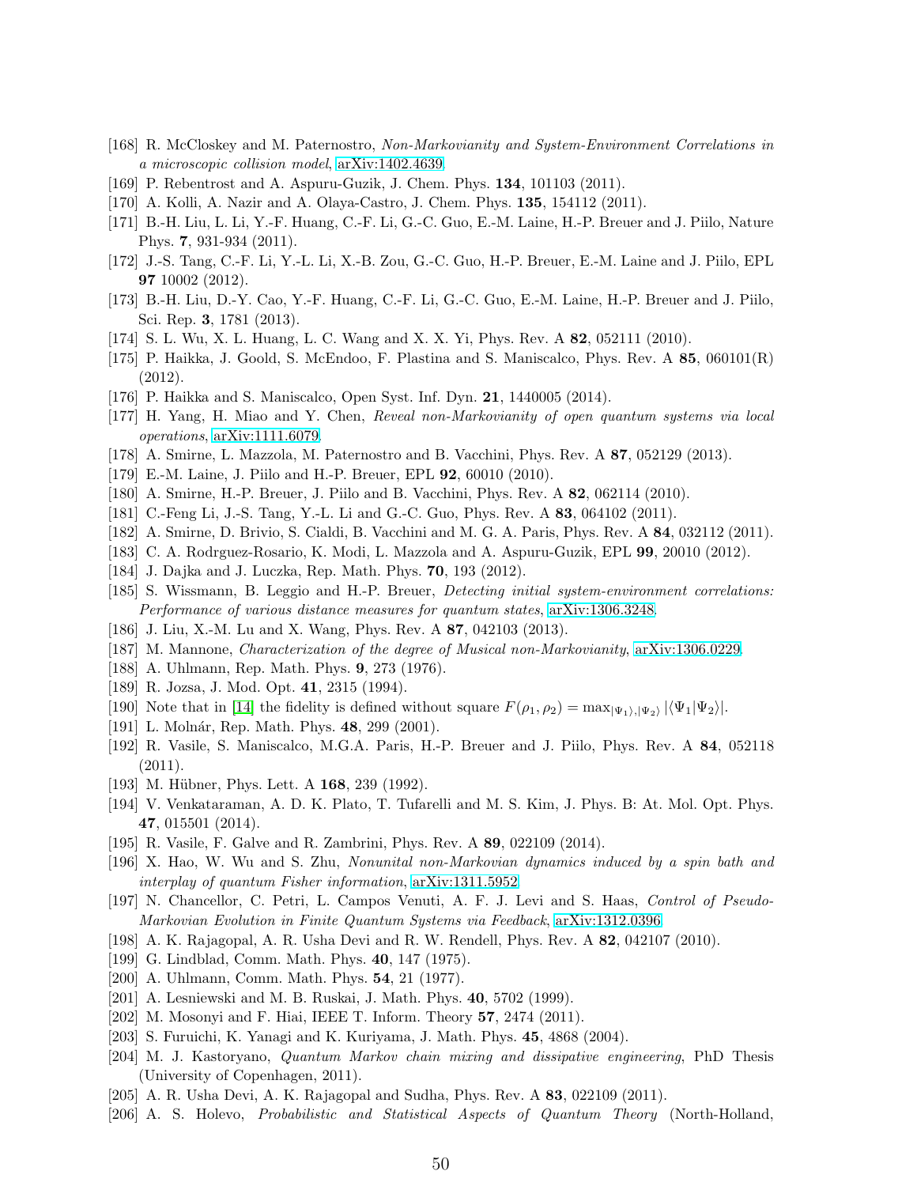[168] R. McCloskey and M. Paternostro, *Non-Markovianity and System-Environment Correlations in a microscopic collision model*, arXiv:1402.4639.

[169] P. Rebentrost and A. Aspuru-Guzik, J. Chem. Phys. **134**, 101103 (2011).

[170] A. Kolli, A. Nazir and A. Olaya-Castro, J. Chem. Phys. **135**, 154112 (2011).

[171] B.-H. Liu, L. Li, Y.-F. Huang, C.-F. Li, G.-C. Guo, E.-M. Laine, H.-P. Breuer and J. Piilo, Nature Phys. **7**, 931-934 (2011).

[172] J.-S. Tang, C.-F. Li, Y.-L. Li, X.-B. Zou, G.-C. Guo, H.-P. Breuer, E.-M. Laine and J. Piilo, EPL **97** 10002 (2012).

[173] B.-H. Liu, D.-Y. Cao, Y.-F. Huang, C.-F. Li, G.-C. Guo, E.-M. Laine, H.-P. Breuer and J. Piilo, Sci. Rep. **3**, 1781 (2013).

[174] S. L. Wu, X. L. Huang, L. C. Wang and X. X. Yi, Phys. Rev. A **82**, 052111 (2010).

[175] P. Haikka, J. Goold, S. McEndoo, F. Plastina and S. Maniscalco, Phys. Rev. A **85**, 060101(R) (2012).

[176] P. Haikka and S. Maniscalco, Open Syst. Inf. Dyn. **21**, 1440005 (2014).

[177] H. Yang, H. Miao and Y. Chen, *Reveal non-Markovianity of open quantum systems via local operations*, arXiv:1111.6079.

[178] A. Smirne, L. Mazzola, M. Paternostro and B. Vacchini, Phys. Rev. A **87**, 052129 (2013).

[179] E.-M. Laine, J. Piilo and H.-P. Breuer, EPL **92**, 60010 (2010).

[180] A. Smirne, H.-P. Breuer, J. Piilo and B. Vacchini, Phys. Rev. A **82**, 062114 (2010).

[181] C.-Feng Li, J.-S. Tang, Y.-L. Li and G.-C. Guo, Phys. Rev. A **83**, 064102 (2011).

[182] A. Smirne, D. Brivio, S. Cialdi, B. Vacchini and M. G. A. Paris, Phys. Rev. A **84**, 032112 (2011).

[183] C. A. Rodrguez-Rosario, K. Modi, L. Mazzola and A. Aspuru-Guzik, EPL **99**, 20010 (2012).

[184] J. Dajka and J. Luczka, Rep. Math. Phys. **70**, 193 (2012).

[185] S. Wissmann, B. Leggio and H.-P. Breuer, *Detecting initial system-environment correlations: Performance of various distance measures for quantum states*, arXiv:1306.3248.

[186] J. Liu, X.-M. Lu and X. Wang, Phys. Rev. A **87**, 042103 (2013).

[187] M. Mannone, *Characterization of the degree of Musical non-Markovianity*, arXiv:1306.0229.

[188] A. Uhlmann, Rep. Math. Phys. **9**, 273 (1976).

[189] R. Jozsa, J. Mod. Opt. **41**, 2315 (1994).

[190] Note that in [14] the fidelity is defined without square $F(\rho_1, \rho_2) = \max_{|\Psi_1\rangle, |\Psi_2\rangle} |\langle\Psi_1|\Psi_2\rangle|$.

[191] L. Molnár, Rep. Math. Phys. **48**, 299 (2001).

[192] R. Vasile, S. Maniscalco, M.G.A. Paris, H.-P. Breuer and J. Piilo, Phys. Rev. A **84**, 052118 (2011).

[193] M. Hübner, Phys. Lett. A **168**, 239 (1992).

[194] V. Venkataraman, A. D. K. Plato, T. Tufarelli and M. S. Kim, J. Phys. B: At. Mol. Opt. Phys. **47**, 015501 (2014).

[195] R. Vasile, F. Galve and R. Zambrini, Phys. Rev. A **89**, 022109 (2014).

[196] X. Hao, W. Wu and S. Zhu, *Nonunital non-Markovian dynamics induced by a spin bath and interplay of quantum Fisher information*, arXiv:1311.5952.

[197] N. Chancellor, C. Petri, L. Campos Venuti, A. F. J. Levi and S. Haas, *Control of Pseudo-Markovian Evolution in Finite Quantum Systems via Feedback*, arXiv:1312.0396.

[198] A. K. Rajagopal, A. R. Usha Devi and R. W. Rendell, Phys. Rev. A **82**, 042107 (2010).

[199] G. Lindblad, Comm. Math. Phys. **40**, 147 (1975).

[200] A. Uhlmann, Comm. Math. Phys. **54**, 21 (1977).

[201] A. Lesniewski and M. B. Ruskai, J. Math. Phys. **40**, 5702 (1999).

[202] M. Mosonyi and F. Hiai, IEEE T. Inform. Theory **57**, 2474 (2011).

[203] S. Furuichi, K. Yanagi and K. Kuriyama, J. Math. Phys. **45**, 4868 (2004).

[204] M. J. Kastoryano, *Quantum Markov chain mixing and dissipative engineering*, PhD Thesis (University of Copenhagen, 2011).

[205] A. R. Usha Devi, A. K. Rajagopal and Sudha, Phys. Rev. A **83**, 022109 (2011).

[206] A. S. Holevo, *Probabilistic and Statistical Aspects of Quantum Theory* (North-Holland,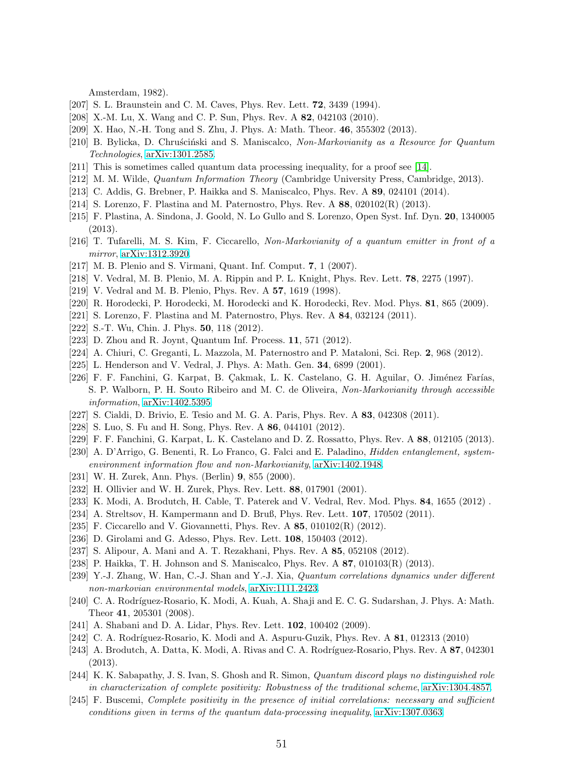Amsterdam, 1982).

[207] S. L. Braunstein and C. M. Caves, Phys. Rev. Lett. **72**, 3439 (1994).

[208] X.-M. Lu, X. Wang and C. P. Sun, Phys. Rev. A **82**, 042103 (2010).

[209] X. Hao, N.-H. Tong and S. Zhu, J. Phys. A: Math. Theor. **46**, 355302 (2013).

[210] B. Bylicka, D. Chruściński and S. Maniscalco, *Non-Markovianity as a Resource for Quantum Technologies*, arXiv:1301.2585.

[211] This is sometimes called quantum data processing inequality, for a proof see [14].

[212] M. M. Wilde, *Quantum Information Theory* (Cambridge University Press, Cambridge, 2013).

[213] C. Addis, G. Brebner, P. Haikka and S. Maniscalco, Phys. Rev. A **89**, 024101 (2014).

[214] S. Lorenzo, F. Plastina and M. Paternostro, Phys. Rev. A **88**, 020102(R) (2013).

[215] F. Plastina, A. Sindona, J. Goold, N. Lo Gullo and S. Lorenzo, Open Syst. Inf. Dyn. **20**, 1340005 (2013).

[216] T. Tufarelli, M. S. Kim, F. Ciccarello, *Non-Markovianity of a quantum emitter in front of a mirror*, arXiv:1312.3920.

[217] M. B. Plenio and S. Virmani, Quant. Inf. Comput. **7**, 1 (2007).

[218] V. Vedral, M. B. Plenio, M. A. Rippin and P. L. Knight, Phys. Rev. Lett. **78**, 2275 (1997).

[219] V. Vedral and M. B. Plenio, Phys. Rev. A **57**, 1619 (1998).

[220] R. Horodecki, P. Horodecki, M. Horodecki and K. Horodecki, Rev. Mod. Phys. **81**, 865 (2009).

[221] S. Lorenzo, F. Plastina and M. Paternostro, Phys. Rev. A **84**, 032124 (2011).

[222] S.-T. Wu, Chin. J. Phys. **50**, 118 (2012).

[223] D. Zhou and R. Joynt, Quantum Inf. Process. **11**, 571 (2012).

[224] A. Chiuri, C. Greganti, L. Mazzola, M. Paternostro and P. Mataloni, Sci. Rep. **2**, 968 (2012).

[225] L. Henderson and V. Vedral, J. Phys. A: Math. Gen. **34**, 6899 (2001).

[226] F. F. Fanchini, G. Karpat, B. Çakmak, L. K. Castelano, G. H. Aguilar, O. Jiménez Farías, S. P. Walborn, P. H. Souto Ribeiro and M. C. de Oliveira, *Non-Markovianity through accessible information*, arXiv:1402.5395.

[227] S. Cialdi, D. Brivio, E. Tesio and M. G. A. Paris, Phys. Rev. A **83**, 042308 (2011).

[228] S. Luo, S. Fu and H. Song, Phys. Rev. A **86**, 044101 (2012).

[229] F. F. Fanchini, G. Karpat, L. K. Castelano and D. Z. Rossatto, Phys. Rev. A **88**, 012105 (2013).

[230] A. D'Arrigo, G. Benenti, R. Lo Franco, G. Falci and E. Paladino, *Hidden entanglement, system-environment information flow and non-Markovianity*, arXiv:1402.1948.

[231] W. H. Zurek, Ann. Phys. (Berlin) **9**, 855 (2000).

[232] H. Ollivier and W. H. Zurek, Phys. Rev. Lett. **88**, 017901 (2001).

[233] K. Modi, A. Brodutch, H. Cable, T. Paterek and V. Vedral, Rev. Mod. Phys. **84**, 1655 (2012) .

[234] A. Streltsov, H. Kampermann and D. Bruß, Phys. Rev. Lett. **107**, 170502 (2011).

[235] F. Ciccarello and V. Giovannetti, Phys. Rev. A **85**, 010102(R) (2012).

[236] D. Girolami and G. Adesso, Phys. Rev. Lett. **108**, 150403 (2012).

[237] S. Alipour, A. Mani and A. T. Rezakhani, Phys. Rev. A **85**, 052108 (2012).

[238] P. Haikka, T. H. Johnson and S. Maniscalco, Phys. Rev. A **87**, 010103(R) (2013).

[239] Y.-J. Zhang, W. Han, C.-J. Shan and Y.-J. Xia, *Quantum correlations dynamics under different non-markovian environmental models*, arXiv:1111.2423.

[240] C. A. Rodríguez-Rosario, K. Modi, A. Kuah, A. Shaji and E. C. G. Sudarshan, J. Phys. A: Math. Theor **41**, 205301 (2008).

[241] A. Shabani and D. A. Lidar, Phys. Rev. Lett. **102**, 100402 (2009).

[242] C. A. Rodríguez-Rosario, K. Modi and A. Aspuru-Guzik, Phys. Rev. A **81**, 012313 (2010)

[243] A. Brodutch, A. Datta, K. Modi, A. Rivas and C. A. Rodríguez-Rosario, Phys. Rev. A **87**, 042301 (2013).

[244] K. K. Sabapathy, J. S. Ivan, S. Ghosh and R. Simon, *Quantum discord plays no distinguished role in characterization of complete positivity: Robustness of the traditional scheme*, arXiv:1304.4857.

[245] F. Buscemi, *Complete positivity in the presence of initial correlations: necessary and sufficient conditions given in terms of the quantum data-processing inequality*, arXiv:1307.0363.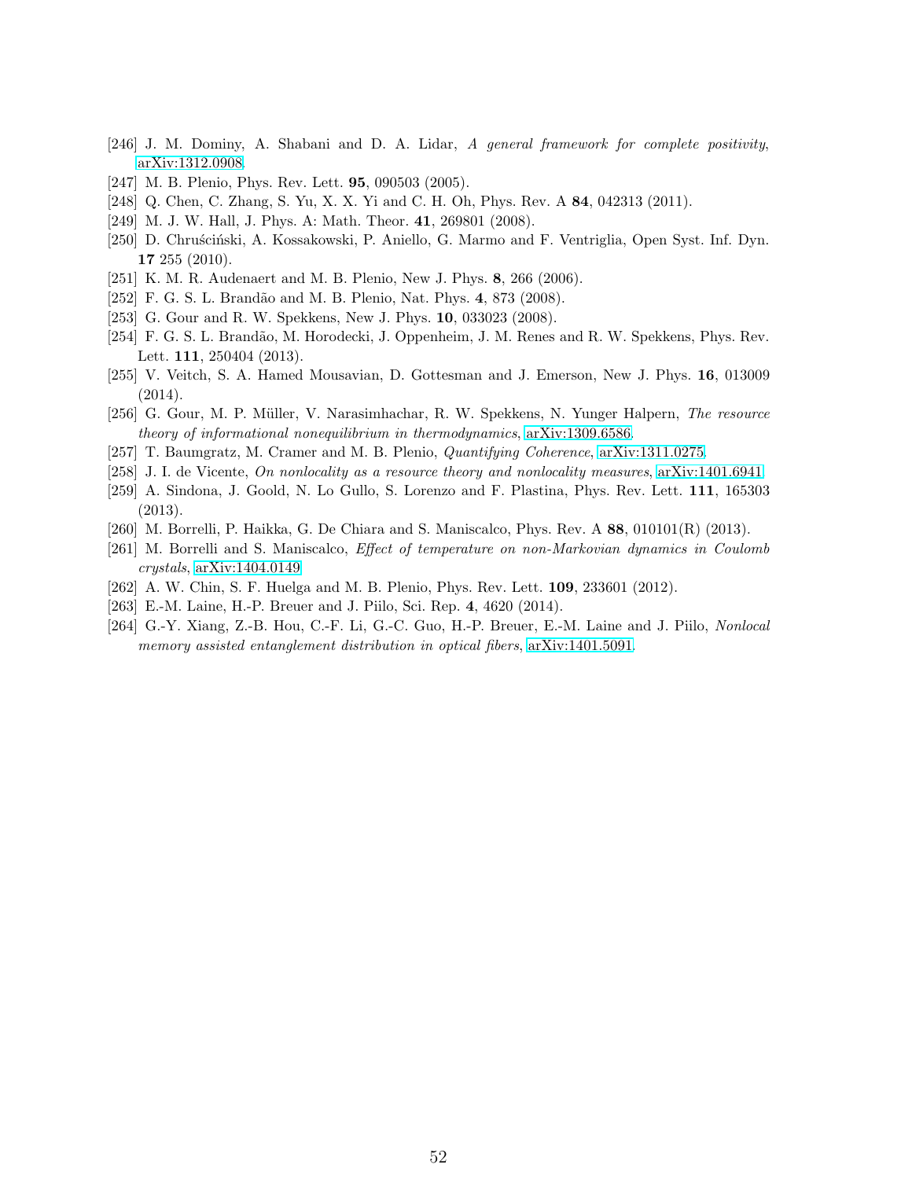[246] J. M. Dominy, A. Shabani and D. A. Lidar, *A general framework for complete positivity*, arXiv:1312.0908.

[247] M. B. Plenio, Phys. Rev. Lett. **95**, 090503 (2005).

[248] Q. Chen, C. Zhang, S. Yu, X. X. Yi and C. H. Oh, Phys. Rev. A **84**, 042313 (2011).

[249] M. J. W. Hall, J. Phys. A: Math. Theor. **41**, 269801 (2008).

[250] D. Chruściński, A. Kossakowski, P. Aniello, G. Marmo and F. Ventriglia, Open Syst. Inf. Dyn. **17** 255 (2010).

[251] K. M. R. Audenaert and M. B. Plenio, New J. Phys. **8**, 266 (2006).

[252] F. G. S. L. Brandão and M. B. Plenio, Nat. Phys. **4**, 873 (2008).

[253] G. Gour and R. W. Spekkens, New J. Phys. **10**, 033023 (2008).

[254] F. G. S. L. Brandão, M. Horodecki, J. Oppenheim, J. M. Renes and R. W. Spekkens, Phys. Rev. Lett. **111**, 250404 (2013).

[255] V. Veitch, S. A. Hamed Mousavian, D. Gottesman and J. Emerson, New J. Phys. **16**, 013009 (2014).

[256] G. Gour, M. P. Müller, V. Narasimhachar, R. W. Spekkens, N. Yunger Halpern, *The resource theory of informational nonequilibrium in thermodynamics*, arXiv:1309.6586.

[257] T. Baumgratz, M. Cramer and M. B. Plenio, *Quantifying Coherence*, arXiv:1311.0275.

[258] J. I. de Vicente, *On nonlocality as a resource theory and nonlocality measures*, arXiv:1401.6941.

[259] A. Sindona, J. Goold, N. Lo Gullo, S. Lorenzo and F. Plastina, Phys. Rev. Lett. **111**, 165303 (2013).

[260] M. Borrelli, P. Haikka, G. De Chiara and S. Maniscalco, Phys. Rev. A **88**, 010101(R) (2013).

[261] M. Borrelli and S. Maniscalco, *Effect of temperature on non-Markovian dynamics in Coulomb crystals*, arXiv:1404.0149.

[262] A. W. Chin, S. F. Huelga and M. B. Plenio, Phys. Rev. Lett. **109**, 233601 (2012).

[263] E.-M. Laine, H.-P. Breuer and J. Piilo, Sci. Rep. **4**, 4620 (2014).

[264] G.-Y. Xiang, Z.-B. Hou, C.-F. Li, G.-C. Guo, H.-P. Breuer, E.-M. Laine and J. Piilo, *Nonlocal memory assisted entanglement distribution in optical fibers*, arXiv:1401.5091.